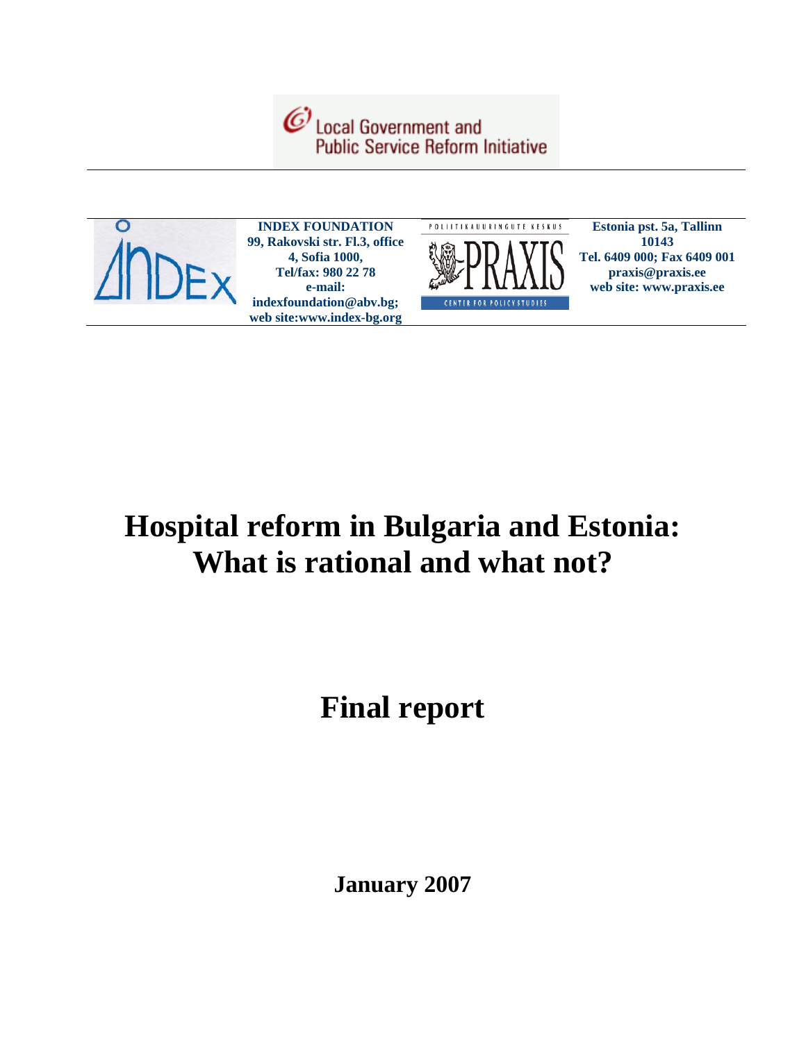Local Government and Public Service Reform Initiative

**INDEX FOUNDATION**
**99, Rakovski str. Fl.3, office 4, Sofia 1000,**
**Tel/fax: 980 22 78**
**e-mail: indexfoundation@abv.bg;**
**web site:www.index-bg.org**

POLIITIKAUURINGUTE KESKUS PRAXIS CENTER FOR POLICY STUDIES

**Estonia pst. 5a, Tallinn 10143**
**Tel. 6409 000; Fax 6409 001**
**praxis@praxis.ee**
**web site: www.praxis.ee**

# Hospital reform in Bulgaria and Estonia: What is rational and what not?

# Final report

**January 2007**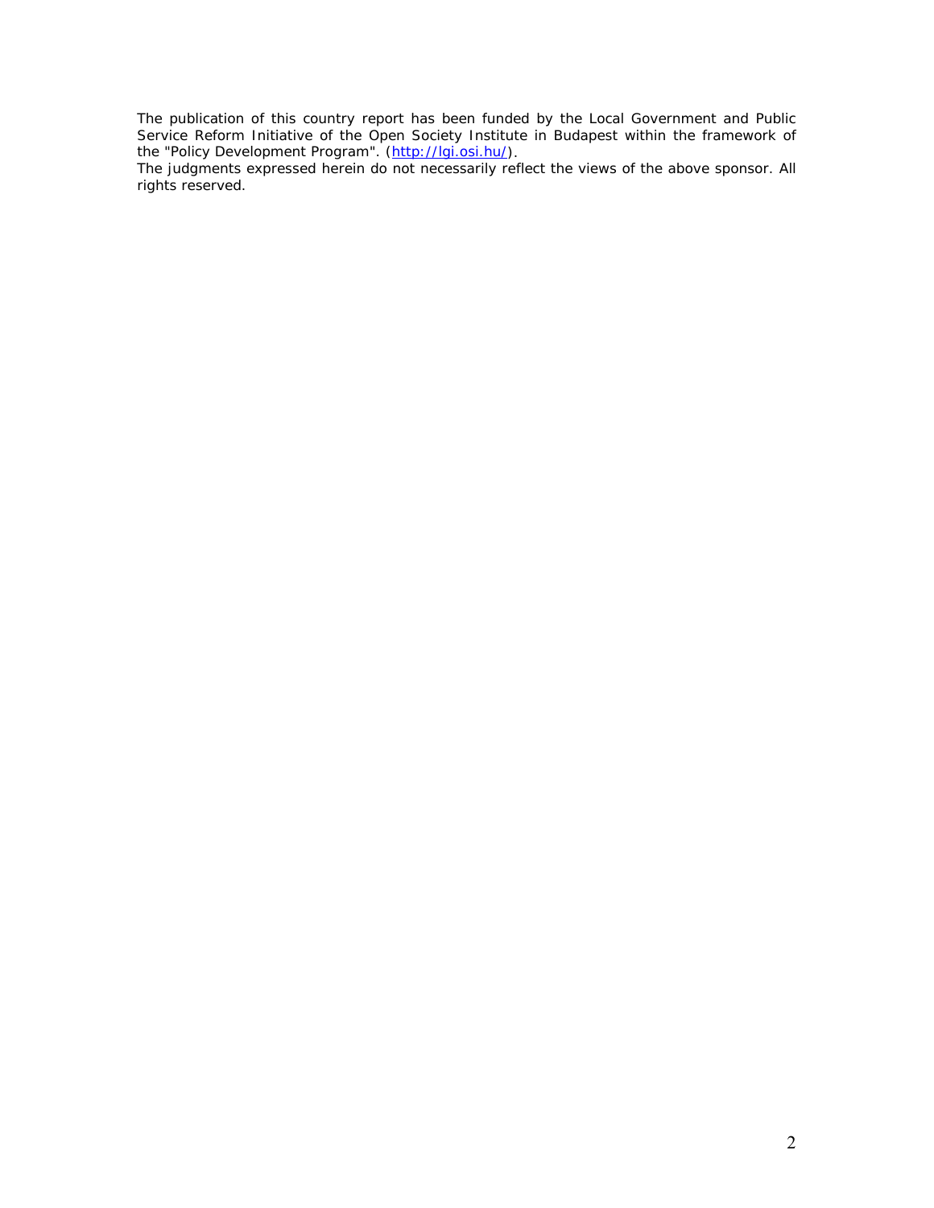The publication of this country report has been funded by the Local Government and Public Service Reform Initiative of the Open Society Institute in Budapest within the framework of the "Policy Development Program". (http://lgi.osi.hu/).

The judgments expressed herein do not necessarily reflect the views of the above sponsor. All rights reserved.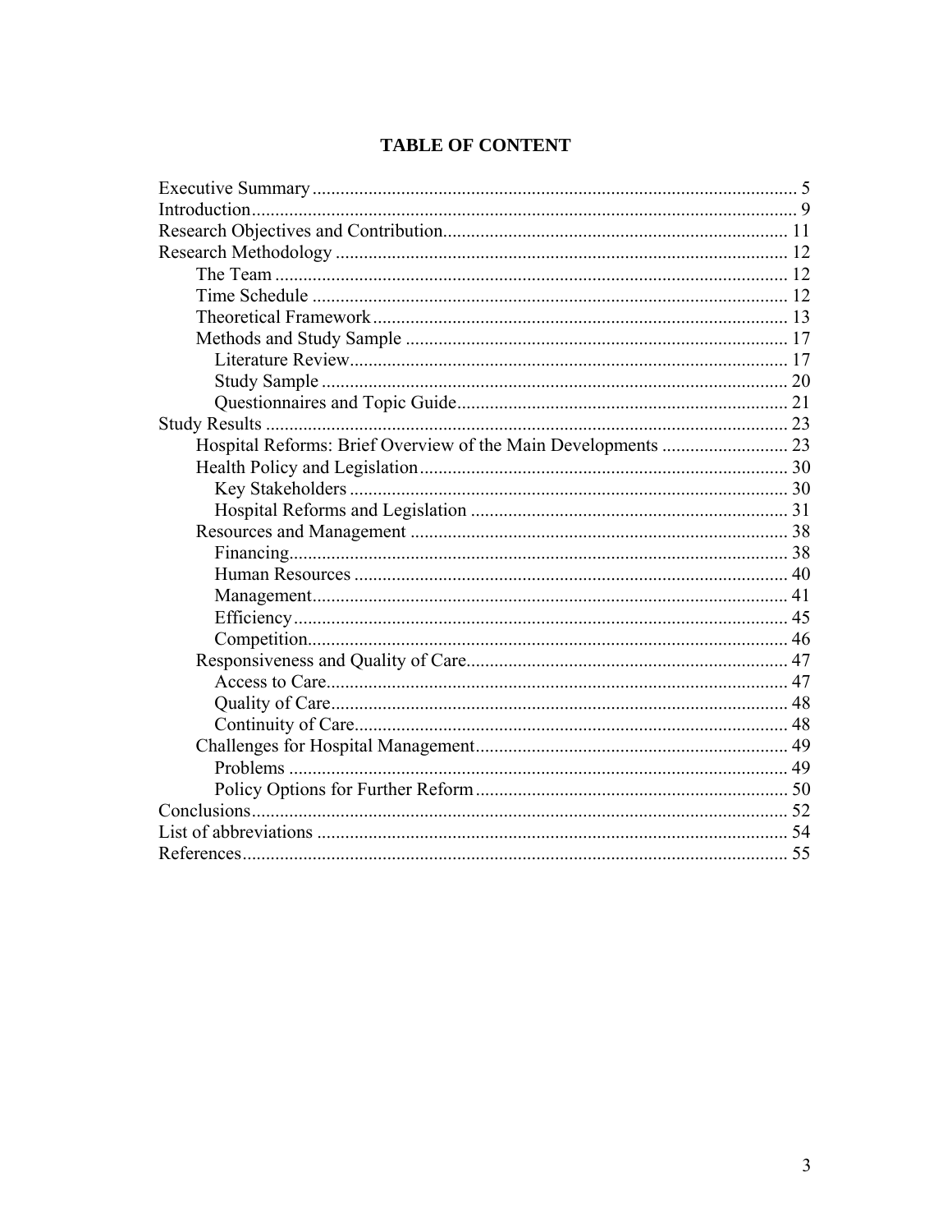# TABLE OF CONTENT

- Executive Summary ........ 5
- Introduction ........ 9
- Research Objectives and Contribution ........ 11
- Research Methodology ........ 12
  - The Team ........ 12
  - Time Schedule ........ 12
  - Theoretical Framework ........ 13
  - Methods and Study Sample ........ 17
    - Literature Review ........ 17
    - Study Sample ........ 20
    - Questionnaires and Topic Guide ........ 21
- Study Results ........ 23
  - Hospital Reforms: Brief Overview of the Main Developments ........ 23
  - Health Policy and Legislation ........ 30
    - Key Stakeholders ........ 30
    - Hospital Reforms and Legislation ........ 31
  - Resources and Management ........ 38
    - Financing ........ 38
    - Human Resources ........ 40
    - Management ........ 41
    - Efficiency ........ 45
    - Competition ........ 46
  - Responsiveness and Quality of Care ........ 47
    - Access to Care ........ 47
    - Quality of Care ........ 48
    - Continuity of Care ........ 48
  - Challenges for Hospital Management ........ 49
    - Problems ........ 49
    - Policy Options for Further Reform ........ 50
- Conclusions ........ 52
- List of abbreviations ........ 54
- References ........ 55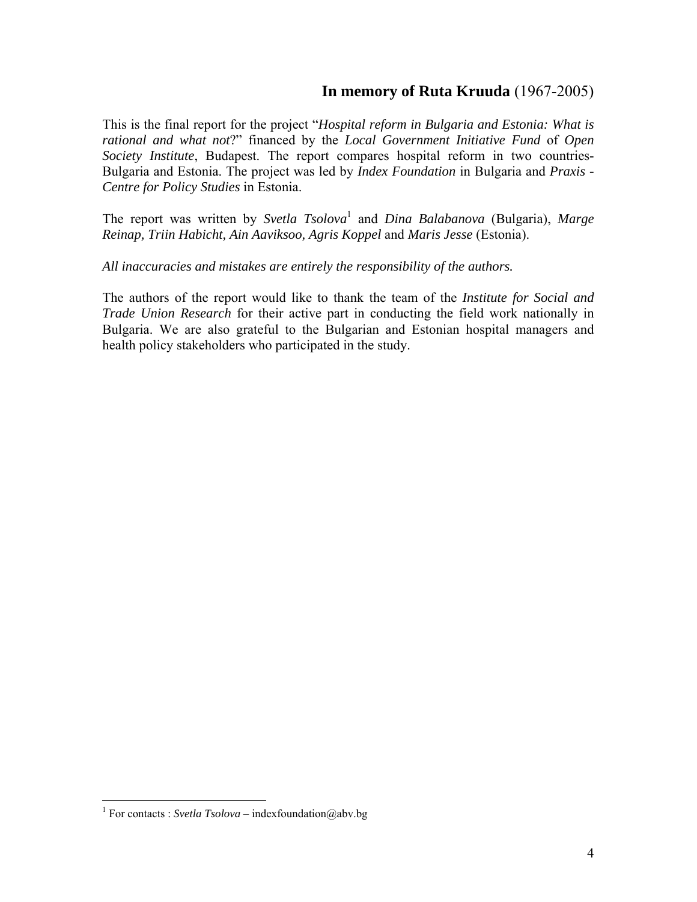**In memory of Ruta Kruuda** (1967-2005)

This is the final report for the project "*Hospital reform in Bulgaria and Estonia: What is rational and what not*?" financed by the *Local Government Initiative Fund* of *Open Society Institute*, Budapest. The report compares hospital reform in two countries- Bulgaria and Estonia. The project was led by *Index Foundation* in Bulgaria and *Praxis - Centre for Policy Studies* in Estonia.

The report was written by *Svetla Tsolova*[1] and *Dina Balabanova* (Bulgaria), *Marge Reinap, Triin Habicht, Ain Aaviksoo, Agris Koppel* and *Maris Jesse* (Estonia).

*All inaccuracies and mistakes are entirely the responsibility of the authors.*

The authors of the report would like to thank the team of the *Institute for Social and Trade Union Research* for their active part in conducting the field work nationally in Bulgaria. We are also grateful to the Bulgarian and Estonian hospital managers and health policy stakeholders who participated in the study.

---

[1] For contacts : *Svetla Tsolova* – indexfoundation@abv.bg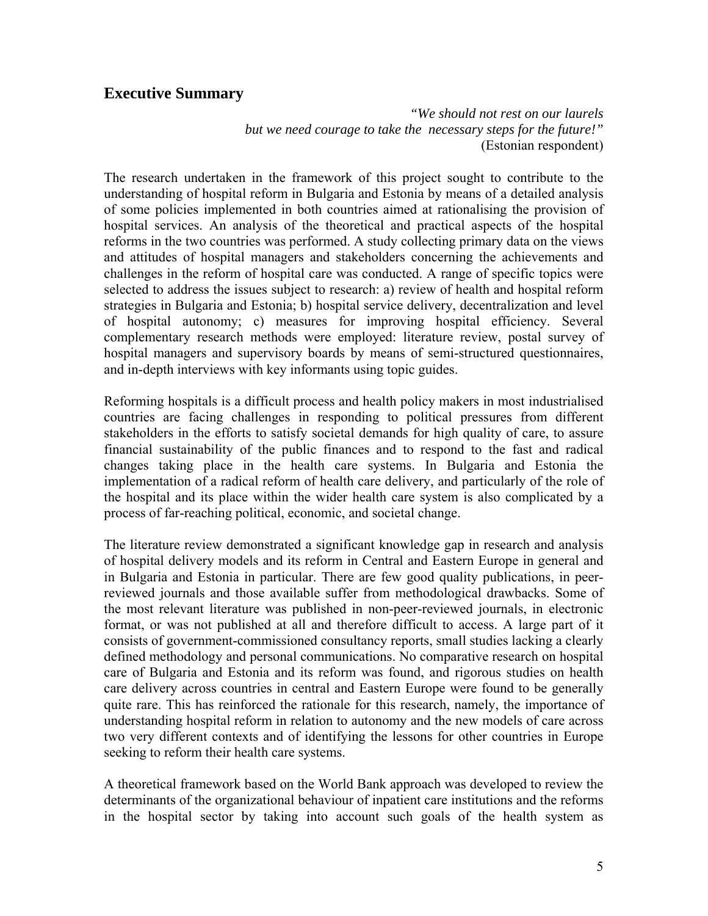## Executive Summary

*"We should not rest on our laurels*
*but we need courage to take the necessary steps for the future!"*
(Estonian respondent)

The research undertaken in the framework of this project sought to contribute to the understanding of hospital reform in Bulgaria and Estonia by means of a detailed analysis of some policies implemented in both countries aimed at rationalising the provision of hospital services. An analysis of the theoretical and practical aspects of the hospital reforms in the two countries was performed. A study collecting primary data on the views and attitudes of hospital managers and stakeholders concerning the achievements and challenges in the reform of hospital care was conducted. A range of specific topics were selected to address the issues subject to research: a) review of health and hospital reform strategies in Bulgaria and Estonia; b) hospital service delivery, decentralization and level of hospital autonomy; c) measures for improving hospital efficiency. Several complementary research methods were employed: literature review, postal survey of hospital managers and supervisory boards by means of semi-structured questionnaires, and in-depth interviews with key informants using topic guides.

Reforming hospitals is a difficult process and health policy makers in most industrialised countries are facing challenges in responding to political pressures from different stakeholders in the efforts to satisfy societal demands for high quality of care, to assure financial sustainability of the public finances and to respond to the fast and radical changes taking place in the health care systems. In Bulgaria and Estonia the implementation of a radical reform of health care delivery, and particularly of the role of the hospital and its place within the wider health care system is also complicated by a process of far-reaching political, economic, and societal change.

The literature review demonstrated a significant knowledge gap in research and analysis of hospital delivery models and its reform in Central and Eastern Europe in general and in Bulgaria and Estonia in particular. There are few good quality publications, in peer-reviewed journals and those available suffer from methodological drawbacks. Some of the most relevant literature was published in non-peer-reviewed journals, in electronic format, or was not published at all and therefore difficult to access. A large part of it consists of government-commissioned consultancy reports, small studies lacking a clearly defined methodology and personal communications. No comparative research on hospital care of Bulgaria and Estonia and its reform was found, and rigorous studies on health care delivery across countries in central and Eastern Europe were found to be generally quite rare. This has reinforced the rationale for this research, namely, the importance of understanding hospital reform in relation to autonomy and the new models of care across two very different contexts and of identifying the lessons for other countries in Europe seeking to reform their health care systems.

A theoretical framework based on the World Bank approach was developed to review the determinants of the organizational behaviour of inpatient care institutions and the reforms in the hospital sector by taking into account such goals of the health system as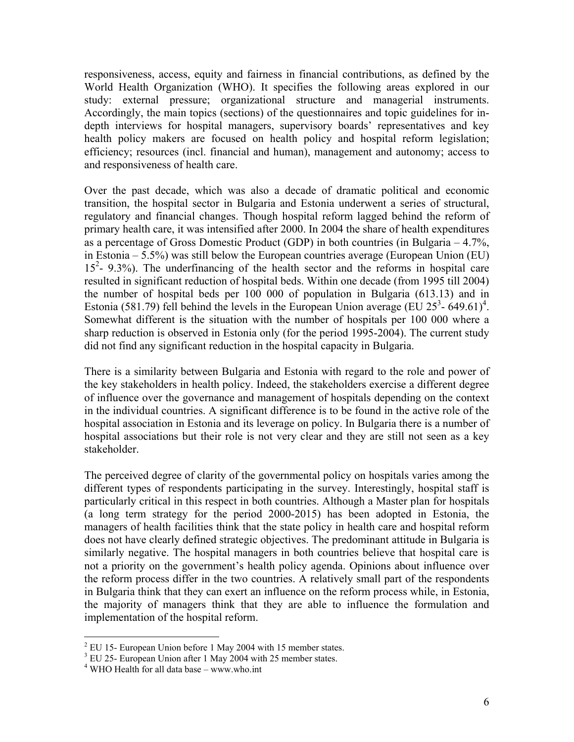responsiveness, access, equity and fairness in financial contributions, as defined by the World Health Organization (WHO). It specifies the following areas explored in our study: external pressure; organizational structure and managerial instruments. Accordingly, the main topics (sections) of the questionnaires and topic guidelines for in-depth interviews for hospital managers, supervisory boards' representatives and key health policy makers are focused on health policy and hospital reform legislation; efficiency; resources (incl. financial and human), management and autonomy; access to and responsiveness of health care.

Over the past decade, which was also a decade of dramatic political and economic transition, the hospital sector in Bulgaria and Estonia underwent a series of structural, regulatory and financial changes. Though hospital reform lagged behind the reform of primary health care, it was intensified after 2000. In 2004 the share of health expenditures as a percentage of Gross Domestic Product (GDP) in both countries (in Bulgaria – 4.7%, in Estonia – 5.5%) was still below the European countries average (European Union (EU) 15[2]- 9.3%). The underfinancing of the health sector and the reforms in hospital care resulted in significant reduction of hospital beds. Within one decade (from 1995 till 2004) the number of hospital beds per 100 000 of population in Bulgaria (613.13) and in Estonia (581.79) fell behind the levels in the European Union average (EU 25[3]- 649.61)[4]. Somewhat different is the situation with the number of hospitals per 100 000 where a sharp reduction is observed in Estonia only (for the period 1995-2004). The current study did not find any significant reduction in the hospital capacity in Bulgaria.

There is a similarity between Bulgaria and Estonia with regard to the role and power of the key stakeholders in health policy. Indeed, the stakeholders exercise a different degree of influence over the governance and management of hospitals depending on the context in the individual countries. A significant difference is to be found in the active role of the hospital association in Estonia and its leverage on policy. In Bulgaria there is a number of hospital associations but their role is not very clear and they are still not seen as a key stakeholder.

The perceived degree of clarity of the governmental policy on hospitals varies among the different types of respondents participating in the survey. Interestingly, hospital staff is particularly critical in this respect in both countries. Although a Master plan for hospitals (a long term strategy for the period 2000-2015) has been adopted in Estonia, the managers of health facilities think that the state policy in health care and hospital reform does not have clearly defined strategic objectives. The predominant attitude in Bulgaria is similarly negative. The hospital managers in both countries believe that hospital care is not a priority on the government's health policy agenda. Opinions about influence over the reform process differ in the two countries. A relatively small part of the respondents in Bulgaria think that they can exert an influence on the reform process while, in Estonia, the majority of managers think that they are able to influence the formulation and implementation of the hospital reform.

---

[2] EU 15- European Union before 1 May 2004 with 15 member states.

[3] EU 25- European Union after 1 May 2004 with 25 member states.

[4] WHO Health for all data base – www.who.int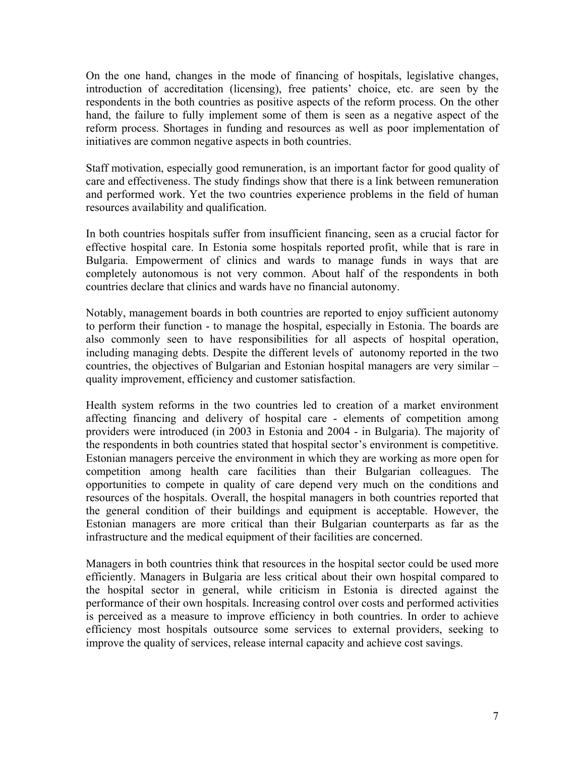On the one hand, changes in the mode of financing of hospitals, legislative changes, introduction of accreditation (licensing), free patients' choice, etc. are seen by the respondents in the both countries as positive aspects of the reform process. On the other hand, the failure to fully implement some of them is seen as a negative aspect of the reform process. Shortages in funding and resources as well as poor implementation of initiatives are common negative aspects in both countries.

Staff motivation, especially good remuneration, is an important factor for good quality of care and effectiveness. The study findings show that there is a link between remuneration and performed work. Yet the two countries experience problems in the field of human resources availability and qualification.

In both countries hospitals suffer from insufficient financing, seen as a crucial factor for effective hospital care. In Estonia some hospitals reported profit, while that is rare in Bulgaria. Empowerment of clinics and wards to manage funds in ways that are completely autonomous is not very common. About half of the respondents in both countries declare that clinics and wards have no financial autonomy.

Notably, management boards in both countries are reported to enjoy sufficient autonomy to perform their function - to manage the hospital, especially in Estonia. The boards are also commonly seen to have responsibilities for all aspects of hospital operation, including managing debts. Despite the different levels of autonomy reported in the two countries, the objectives of Bulgarian and Estonian hospital managers are very similar – quality improvement, efficiency and customer satisfaction.

Health system reforms in the two countries led to creation of a market environment affecting financing and delivery of hospital care - elements of competition among providers were introduced (in 2003 in Estonia and 2004 - in Bulgaria). The majority of the respondents in both countries stated that hospital sector's environment is competitive. Estonian managers perceive the environment in which they are working as more open for competition among health care facilities than their Bulgarian colleagues. The opportunities to compete in quality of care depend very much on the conditions and resources of the hospitals. Overall, the hospital managers in both countries reported that the general condition of their buildings and equipment is acceptable. However, the Estonian managers are more critical than their Bulgarian counterparts as far as the infrastructure and the medical equipment of their facilities are concerned.

Managers in both countries think that resources in the hospital sector could be used more efficiently. Managers in Bulgaria are less critical about their own hospital compared to the hospital sector in general, while criticism in Estonia is directed against the performance of their own hospitals. Increasing control over costs and performed activities is perceived as a measure to improve efficiency in both countries. In order to achieve efficiency most hospitals outsource some services to external providers, seeking to improve the quality of services, release internal capacity and achieve cost savings.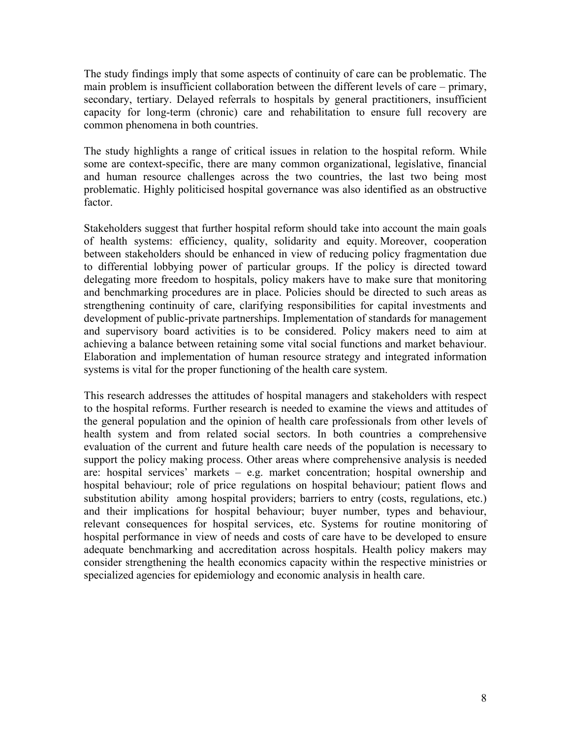The study findings imply that some aspects of continuity of care can be problematic. The main problem is insufficient collaboration between the different levels of care – primary, secondary, tertiary. Delayed referrals to hospitals by general practitioners, insufficient capacity for long-term (chronic) care and rehabilitation to ensure full recovery are common phenomena in both countries.

The study highlights a range of critical issues in relation to the hospital reform. While some are context-specific, there are many common organizational, legislative, financial and human resource challenges across the two countries, the last two being most problematic. Highly politicised hospital governance was also identified as an obstructive factor.

Stakeholders suggest that further hospital reform should take into account the main goals of health systems: efficiency, quality, solidarity and equity. Moreover, cooperation between stakeholders should be enhanced in view of reducing policy fragmentation due to differential lobbying power of particular groups. If the policy is directed toward delegating more freedom to hospitals, policy makers have to make sure that monitoring and benchmarking procedures are in place. Policies should be directed to such areas as strengthening continuity of care, clarifying responsibilities for capital investments and development of public-private partnerships. Implementation of standards for management and supervisory board activities is to be considered. Policy makers need to aim at achieving a balance between retaining some vital social functions and market behaviour. Elaboration and implementation of human resource strategy and integrated information systems is vital for the proper functioning of the health care system.

This research addresses the attitudes of hospital managers and stakeholders with respect to the hospital reforms. Further research is needed to examine the views and attitudes of the general population and the opinion of health care professionals from other levels of health system and from related social sectors. In both countries a comprehensive evaluation of the current and future health care needs of the population is necessary to support the policy making process. Other areas where comprehensive analysis is needed are: hospital services' markets – e.g. market concentration; hospital ownership and hospital behaviour; role of price regulations on hospital behaviour; patient flows and substitution ability among hospital providers; barriers to entry (costs, regulations, etc.) and their implications for hospital behaviour; buyer number, types and behaviour, relevant consequences for hospital services, etc. Systems for routine monitoring of hospital performance in view of needs and costs of care have to be developed to ensure adequate benchmarking and accreditation across hospitals. Health policy makers may consider strengthening the health economics capacity within the respective ministries or specialized agencies for epidemiology and economic analysis in health care.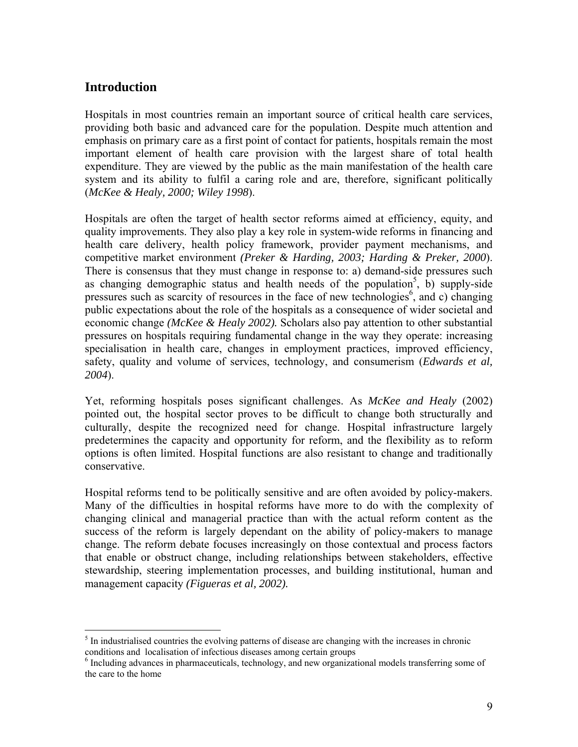## Introduction

Hospitals in most countries remain an important source of critical health care services, providing both basic and advanced care for the population. Despite much attention and emphasis on primary care as a first point of contact for patients, hospitals remain the most important element of health care provision with the largest share of total health expenditure. They are viewed by the public as the main manifestation of the health care system and its ability to fulfil a caring role and are, therefore, significant politically (*McKee & Healy, 2000; Wiley 1998*).

Hospitals are often the target of health sector reforms aimed at efficiency, equity, and quality improvements. They also play a key role in system-wide reforms in financing and health care delivery, health policy framework, provider payment mechanisms, and competitive market environment *(Preker & Harding, 2003; Harding & Preker, 2000*). There is consensus that they must change in response to: a) demand-side pressures such as changing demographic status and health needs of the population[5], b) supply-side pressures such as scarcity of resources in the face of new technologies[6], and c) changing public expectations about the role of the hospitals as a consequence of wider societal and economic change *(McKee & Healy 2002).* Scholars also pay attention to other substantial pressures on hospitals requiring fundamental change in the way they operate: increasing specialisation in health care, changes in employment practices, improved efficiency, safety, quality and volume of services, technology, and consumerism (*Edwards et al, 2004*).

Yet, reforming hospitals poses significant challenges. As *McKee and Healy* (2002) pointed out, the hospital sector proves to be difficult to change both structurally and culturally, despite the recognized need for change. Hospital infrastructure largely predetermines the capacity and opportunity for reform, and the flexibility as to reform options is often limited. Hospital functions are also resistant to change and traditionally conservative.

Hospital reforms tend to be politically sensitive and are often avoided by policy-makers. Many of the difficulties in hospital reforms have more to do with the complexity of changing clinical and managerial practice than with the actual reform content as the success of the reform is largely dependant on the ability of policy-makers to manage change. The reform debate focuses increasingly on those contextual and process factors that enable or obstruct change, including relationships between stakeholders, effective stewardship, steering implementation processes, and building institutional, human and management capacity *(Figueras et al, 2002).*

---

[5] In industrialised countries the evolving patterns of disease are changing with the increases in chronic conditions and localisation of infectious diseases among certain groups

[6] Including advances in pharmaceuticals, technology, and new organizational models transferring some of the care to the home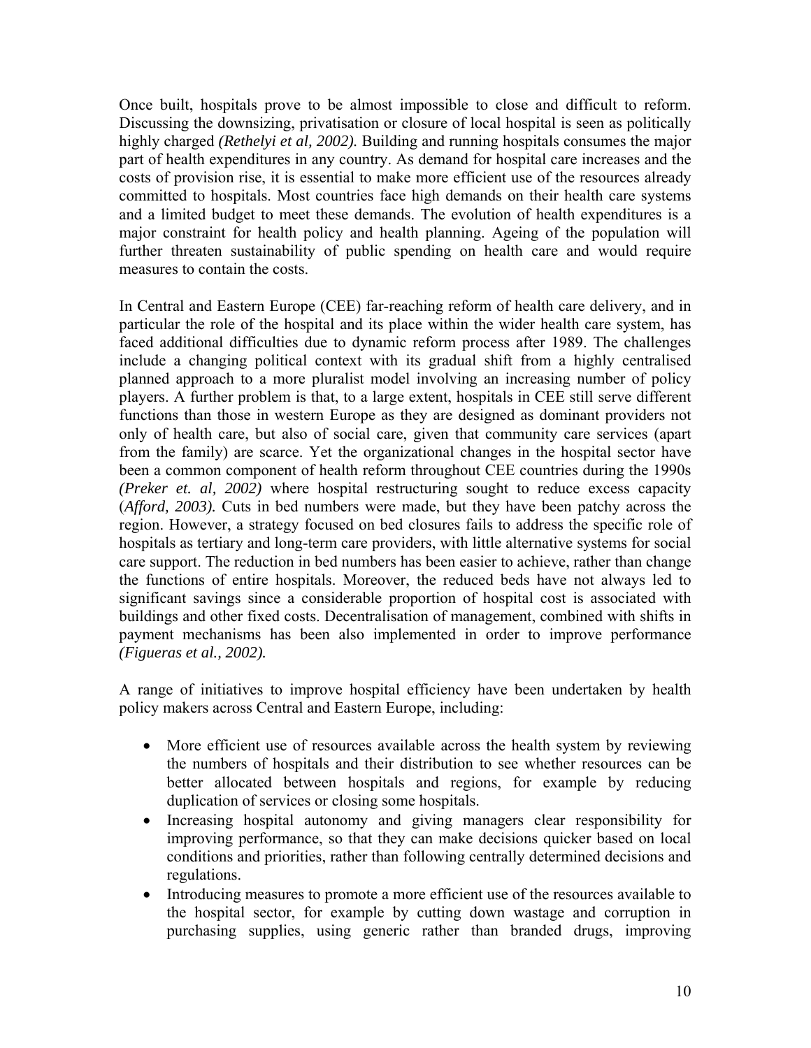Once built, hospitals prove to be almost impossible to close and difficult to reform. Discussing the downsizing, privatisation or closure of local hospital is seen as politically highly charged *(Rethelyi et al, 2002).* Building and running hospitals consumes the major part of health expenditures in any country. As demand for hospital care increases and the costs of provision rise, it is essential to make more efficient use of the resources already committed to hospitals. Most countries face high demands on their health care systems and a limited budget to meet these demands. The evolution of health expenditures is a major constraint for health policy and health planning. Ageing of the population will further threaten sustainability of public spending on health care and would require measures to contain the costs.

In Central and Eastern Europe (CEE) far-reaching reform of health care delivery, and in particular the role of the hospital and its place within the wider health care system, has faced additional difficulties due to dynamic reform process after 1989. The challenges include a changing political context with its gradual shift from a highly centralised planned approach to a more pluralist model involving an increasing number of policy players. A further problem is that, to a large extent, hospitals in CEE still serve different functions than those in western Europe as they are designed as dominant providers not only of health care, but also of social care, given that community care services (apart from the family) are scarce. Yet the organizational changes in the hospital sector have been a common component of health reform throughout CEE countries during the 1990s *(Preker et. al, 2002)* where hospital restructuring sought to reduce excess capacity (*Afford, 2003).* Cuts in bed numbers were made, but they have been patchy across the region. However, a strategy focused on bed closures fails to address the specific role of hospitals as tertiary and long-term care providers, with little alternative systems for social care support. The reduction in bed numbers has been easier to achieve, rather than change the functions of entire hospitals. Moreover, the reduced beds have not always led to significant savings since a considerable proportion of hospital cost is associated with buildings and other fixed costs. Decentralisation of management, combined with shifts in payment mechanisms has been also implemented in order to improve performance *(Figueras et al., 2002).*

A range of initiatives to improve hospital efficiency have been undertaken by health policy makers across Central and Eastern Europe, including:

- More efficient use of resources available across the health system by reviewing the numbers of hospitals and their distribution to see whether resources can be better allocated between hospitals and regions, for example by reducing duplication of services or closing some hospitals.
- Increasing hospital autonomy and giving managers clear responsibility for improving performance, so that they can make decisions quicker based on local conditions and priorities, rather than following centrally determined decisions and regulations.
- Introducing measures to promote a more efficient use of the resources available to the hospital sector, for example by cutting down wastage and corruption in purchasing supplies, using generic rather than branded drugs, improving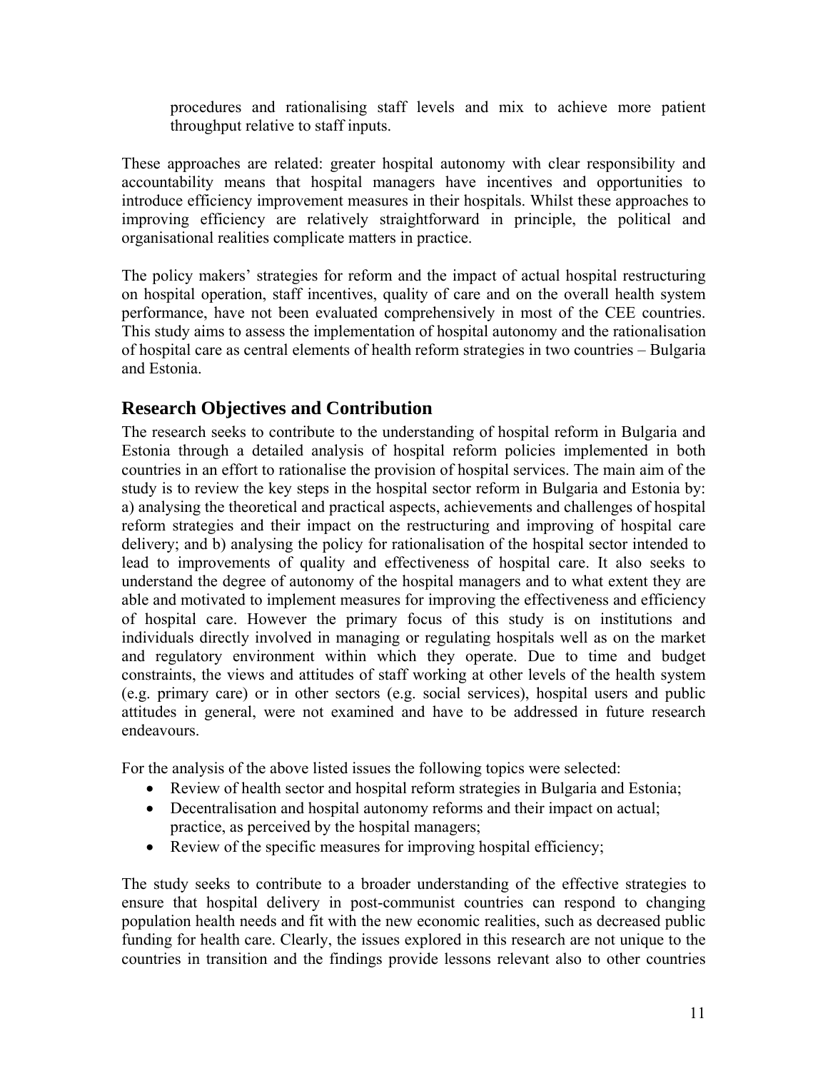procedures and rationalising staff levels and mix to achieve more patient throughput relative to staff inputs.

These approaches are related: greater hospital autonomy with clear responsibility and accountability means that hospital managers have incentives and opportunities to introduce efficiency improvement measures in their hospitals. Whilst these approaches to improving efficiency are relatively straightforward in principle, the political and organisational realities complicate matters in practice.

The policy makers' strategies for reform and the impact of actual hospital restructuring on hospital operation, staff incentives, quality of care and on the overall health system performance, have not been evaluated comprehensively in most of the CEE countries. This study aims to assess the implementation of hospital autonomy and the rationalisation of hospital care as central elements of health reform strategies in two countries – Bulgaria and Estonia.

## Research Objectives and Contribution

The research seeks to contribute to the understanding of hospital reform in Bulgaria and Estonia through a detailed analysis of hospital reform policies implemented in both countries in an effort to rationalise the provision of hospital services. The main aim of the study is to review the key steps in the hospital sector reform in Bulgaria and Estonia by: a) analysing the theoretical and practical aspects, achievements and challenges of hospital reform strategies and their impact on the restructuring and improving of hospital care delivery; and b) analysing the policy for rationalisation of the hospital sector intended to lead to improvements of quality and effectiveness of hospital care. It also seeks to understand the degree of autonomy of the hospital managers and to what extent they are able and motivated to implement measures for improving the effectiveness and efficiency of hospital care. However the primary focus of this study is on institutions and individuals directly involved in managing or regulating hospitals well as on the market and regulatory environment within which they operate. Due to time and budget constraints, the views and attitudes of staff working at other levels of the health system (e.g. primary care) or in other sectors (e.g. social services), hospital users and public attitudes in general, were not examined and have to be addressed in future research endeavours.

For the analysis of the above listed issues the following topics were selected:

- Review of health sector and hospital reform strategies in Bulgaria and Estonia;
- Decentralisation and hospital autonomy reforms and their impact on actual; practice, as perceived by the hospital managers;
- Review of the specific measures for improving hospital efficiency;

The study seeks to contribute to a broader understanding of the effective strategies to ensure that hospital delivery in post-communist countries can respond to changing population health needs and fit with the new economic realities, such as decreased public funding for health care. Clearly, the issues explored in this research are not unique to the countries in transition and the findings provide lessons relevant also to other countries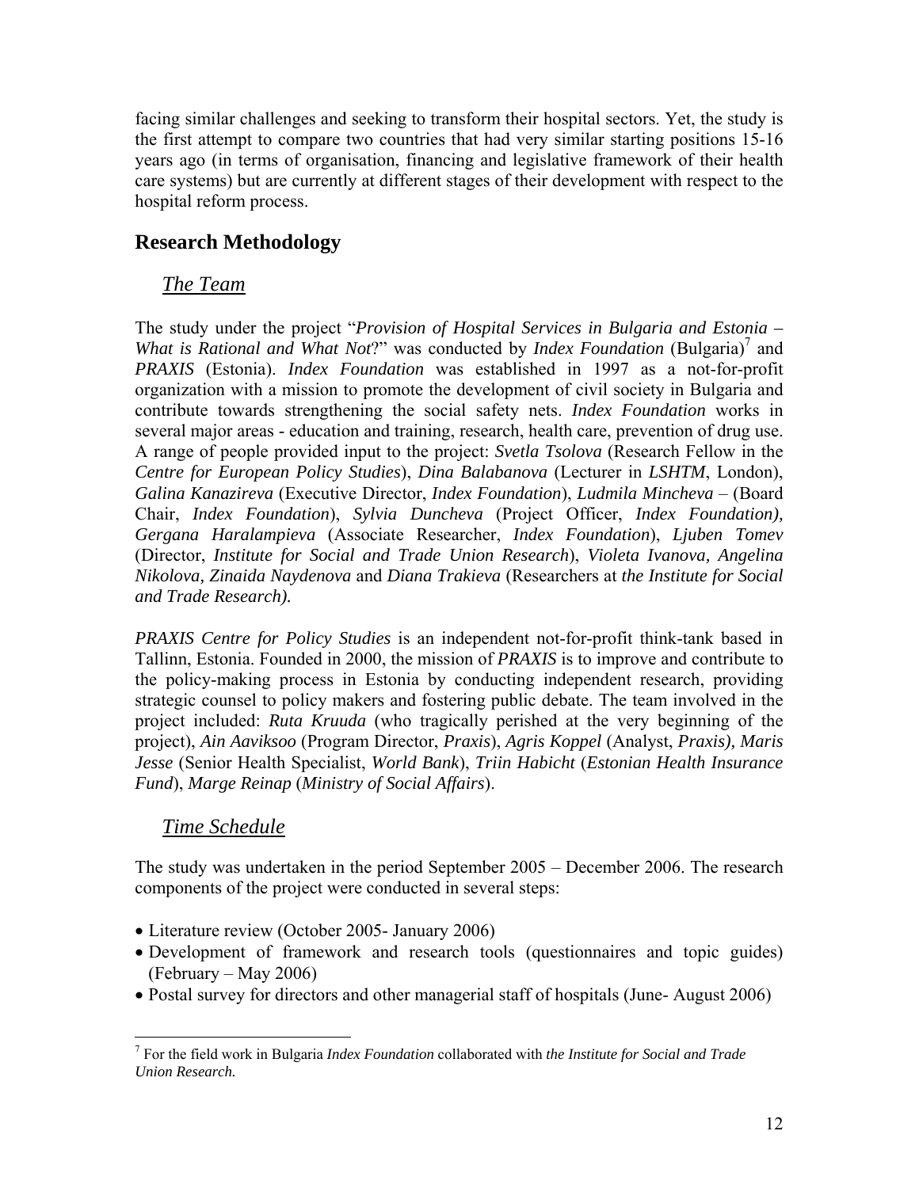facing similar challenges and seeking to transform their hospital sectors. Yet, the study is the first attempt to compare two countries that had very similar starting positions 15-16 years ago (in terms of organisation, financing and legislative framework of their health care systems) but are currently at different stages of their development with respect to the hospital reform process.

## Research Methodology

### *The Team*

The study under the project "*Provision of Hospital Services in Bulgaria and Estonia – What is Rational and What Not*?" was conducted by *Index Foundation* (Bulgaria)[7] and *PRAXIS* (Estonia). *Index Foundation* was established in 1997 as a not-for-profit organization with a mission to promote the development of civil society in Bulgaria and contribute towards strengthening the social safety nets. *Index Foundation* works in several major areas - education and training, research, health care, prevention of drug use. A range of people provided input to the project: *Svetla Tsolova* (Research Fellow in the *Centre for European Policy Studies*), *Dina Balabanova* (Lecturer in *LSHTM*, London), *Galina Kanazireva* (Executive Director, *Index Foundation*), *Ludmila Mincheva* – (Board Chair, *Index Foundation*), *Sylvia Duncheva* (Project Officer, *Index Foundation), Gergana Haralampieva* (Associate Researcher, *Index Foundation*), *Ljuben Tomev* (Director, *Institute for Social and Trade Union Research*), *Violeta Ivanova, Angelina Nikolova, Zinaida Naydenova* and *Diana Trakieva* (Researchers at *the Institute for Social and Trade Research).*

*PRAXIS Centre for Policy Studies* is an independent not-for-profit think-tank based in Tallinn, Estonia. Founded in 2000, the mission of *PRAXIS* is to improve and contribute to the policy-making process in Estonia by conducting independent research, providing strategic counsel to policy makers and fostering public debate. The team involved in the project included: *Ruta Kruuda* (who tragically perished at the very beginning of the project), *Ain Aaviksoo* (Program Director, *Praxis*), *Agris Koppel* (Analyst, *Praxis), Maris Jesse* (Senior Health Specialist, *World Bank*), *Triin Habicht* (*Estonian Health Insurance Fund*), *Marge Reinap* (*Ministry of Social Affairs*).

### *Time Schedule*

The study was undertaken in the period September 2005 – December 2006. The research components of the project were conducted in several steps:

- Literature review (October 2005- January 2006)
- Development of framework and research tools (questionnaires and topic guides) (February – May 2006)
- Postal survey for directors and other managerial staff of hospitals (June- August 2006)

[7] For the field work in Bulgaria *Index Foundation* collaborated with *the Institute for Social and Trade Union Research.*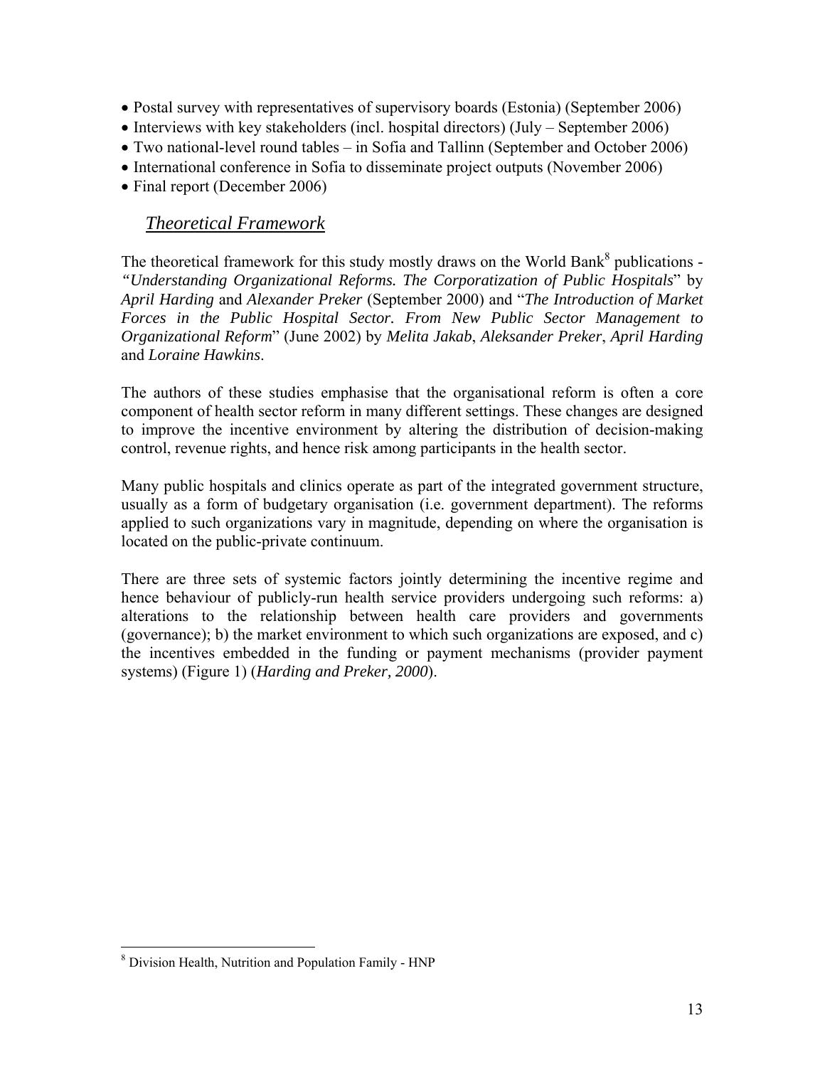- Postal survey with representatives of supervisory boards (Estonia) (September 2006)
- Interviews with key stakeholders (incl. hospital directors) (July – September 2006)
- Two national-level round tables – in Sofia and Tallinn (September and October 2006)
- International conference in Sofia to disseminate project outputs (November 2006)
- Final report (December 2006)

## *Theoretical Framework*

The theoretical framework for this study mostly draws on the World Bank[8] publications - *"Understanding Organizational Reforms. The Corporatization of Public Hospitals*" by *April Harding* and *Alexander Preker* (September 2000) and "*The Introduction of Market Forces in the Public Hospital Sector. From New Public Sector Management to Organizational Reform*" (June 2002) by *Melita Jakab*, *Aleksander Preker*, *April Harding* and *Loraine Hawkins*.

The authors of these studies emphasise that the organisational reform is often a core component of health sector reform in many different settings. These changes are designed to improve the incentive environment by altering the distribution of decision-making control, revenue rights, and hence risk among participants in the health sector.

Many public hospitals and clinics operate as part of the integrated government structure, usually as a form of budgetary organisation (i.e. government department). The reforms applied to such organizations vary in magnitude, depending on where the organisation is located on the public-private continuum.

There are three sets of systemic factors jointly determining the incentive regime and hence behaviour of publicly-run health service providers undergoing such reforms: a) alterations to the relationship between health care providers and governments (governance); b) the market environment to which such organizations are exposed, and c) the incentives embedded in the funding or payment mechanisms (provider payment systems) (Figure 1) (*Harding and Preker, 2000*).

---

[8] Division Health, Nutrition and Population Family - HNP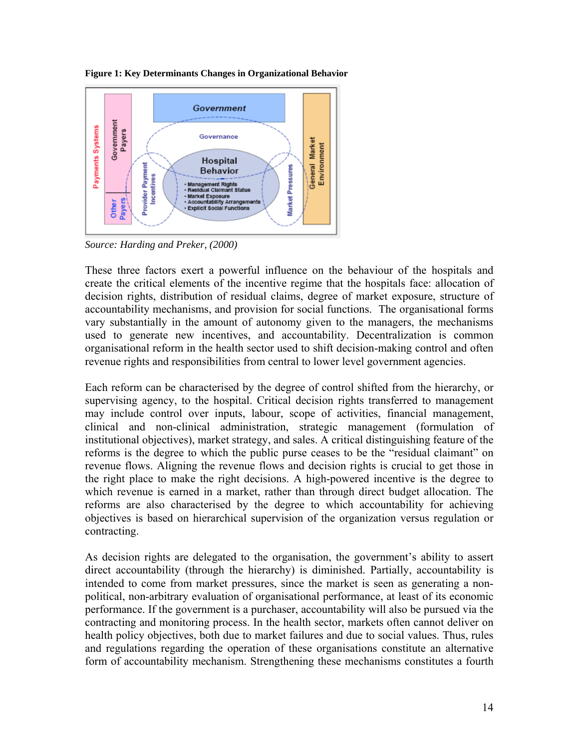**Figure 1: Key Determinants Changes in Organizational Behavior**

*Source: Harding and Preker, (2000)*

These three factors exert a powerful influence on the behaviour of the hospitals and create the critical elements of the incentive regime that the hospitals face: allocation of decision rights, distribution of residual claims, degree of market exposure, structure of accountability mechanisms, and provision for social functions. The organisational forms vary substantially in the amount of autonomy given to the managers, the mechanisms used to generate new incentives, and accountability. Decentralization is common organisational reform in the health sector used to shift decision-making control and often revenue rights and responsibilities from central to lower level government agencies.

Each reform can be characterised by the degree of control shifted from the hierarchy, or supervising agency, to the hospital. Critical decision rights transferred to management may include control over inputs, labour, scope of activities, financial management, clinical and non-clinical administration, strategic management (formulation of institutional objectives), market strategy, and sales. A critical distinguishing feature of the reforms is the degree to which the public purse ceases to be the "residual claimant" on revenue flows. Aligning the revenue flows and decision rights is crucial to get those in the right place to make the right decisions. A high-powered incentive is the degree to which revenue is earned in a market, rather than through direct budget allocation. The reforms are also characterised by the degree to which accountability for achieving objectives is based on hierarchical supervision of the organization versus regulation or contracting.

As decision rights are delegated to the organisation, the government's ability to assert direct accountability (through the hierarchy) is diminished. Partially, accountability is intended to come from market pressures, since the market is seen as generating a non-political, non-arbitrary evaluation of organisational performance, at least of its economic performance. If the government is a purchaser, accountability will also be pursued via the contracting and monitoring process. In the health sector, markets often cannot deliver on health policy objectives, both due to market failures and due to social values. Thus, rules and regulations regarding the operation of these organisations constitute an alternative form of accountability mechanism. Strengthening these mechanisms constitutes a fourth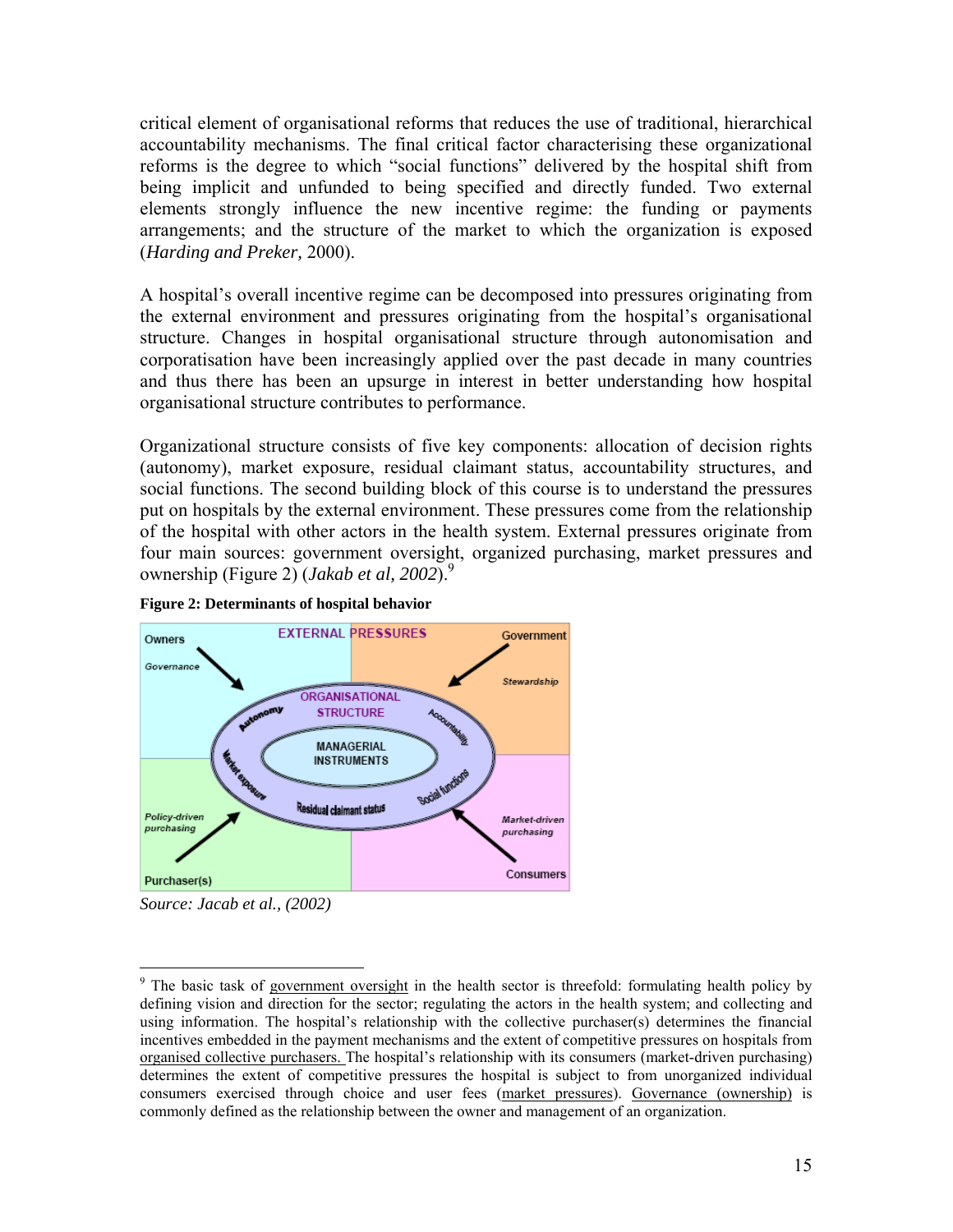critical element of organisational reforms that reduces the use of traditional, hierarchical accountability mechanisms. The final critical factor characterising these organizational reforms is the degree to which "social functions" delivered by the hospital shift from being implicit and unfunded to being specified and directly funded. Two external elements strongly influence the new incentive regime: the funding or payments arrangements; and the structure of the market to which the organization is exposed (*Harding and Preker,* 2000).

A hospital's overall incentive regime can be decomposed into pressures originating from the external environment and pressures originating from the hospital's organisational structure. Changes in hospital organisational structure through autonomisation and corporatisation have been increasingly applied over the past decade in many countries and thus there has been an upsurge in interest in better understanding how hospital organisational structure contributes to performance.

Organizational structure consists of five key components: allocation of decision rights (autonomy), market exposure, residual claimant status, accountability structures, and social functions. The second building block of this course is to understand the pressures put on hospitals by the external environment. These pressures come from the relationship of the hospital with other actors in the health system. External pressures originate from four main sources: government oversight, organized purchasing, market pressures and ownership (Figure 2) (*Jakab et al, 2002*).[9]

**Figure 2: Determinants of hospital behavior**

EXTERNAL PRESSURES

Owners — Governance
Government — Stewardship
Purchaser(s) — Policy-driven purchasing
Consumers — Market-driven purchasing

ORGANISATIONAL STRUCTURE: Autonomy, Accountability, Social functions, Residual claimant status, Market exposure

MANAGERIAL INSTRUMENTS

*Source: Jacab et al., (2002)*

---

[9] The basic task of government oversight in the health sector is threefold: formulating health policy by defining vision and direction for the sector; regulating the actors in the health system; and collecting and using information. The hospital's relationship with the collective purchaser(s) determines the financial incentives embedded in the payment mechanisms and the extent of competitive pressures on hospitals from organised collective purchasers. The hospital's relationship with its consumers (market-driven purchasing) determines the extent of competitive pressures the hospital is subject to from unorganized individual consumers exercised through choice and user fees (market pressures). Governance (ownership) is commonly defined as the relationship between the owner and management of an organization.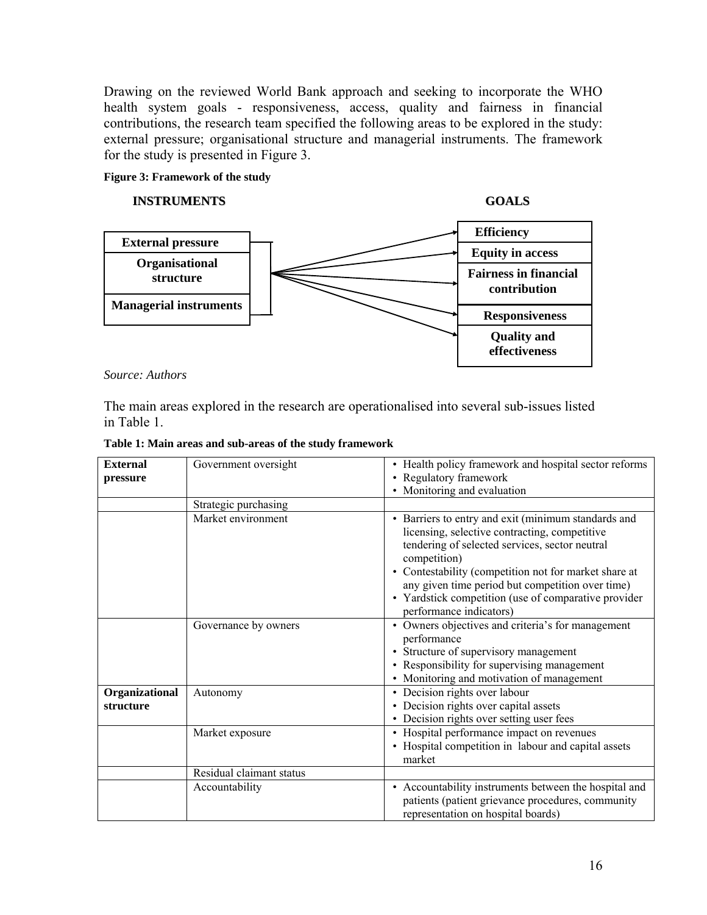Drawing on the reviewed World Bank approach and seeking to incorporate the WHO health system goals - responsiveness, access, quality and fairness in financial contributions, the research team specified the following areas to be explored in the study: external pressure; organisational structure and managerial instruments. The framework for the study is presented in Figure 3.

**Figure 3: Framework of the study**

| INSTRUMENTS | GOALS |
|---|---|
| External pressure | Efficiency |
| Organisational structure | Equity in access |
| Managerial instruments | Fairness in financial contribution |
| | Responsiveness |
| | Quality and effectiveness |

*Source: Authors*

The main areas explored in the research are operationalised into several sub-issues listed in Table 1.

**Table 1: Main areas and sub-areas of the study framework**

| | | |
|---|---|---|
| **External pressure** | Government oversight | • Health policy framework and hospital sector reforms<br>• Regulatory framework<br>• Monitoring and evaluation |
| | Strategic purchasing | |
| | Market environment | • Barriers to entry and exit (minimum standards and licensing, selective contracting, competitive tendering of selected services, sector neutral competition)<br>• Contestability (competition not for market share at any given time period but competition over time)<br>• Yardstick competition (use of comparative provider performance indicators) |
| | Governance by owners | • Owners objectives and criteria's for management performance<br>• Structure of supervisory management<br>• Responsibility for supervising management<br>• Monitoring and motivation of management |
| **Organizational structure** | Autonomy | • Decision rights over labour<br>• Decision rights over capital assets<br>• Decision rights over setting user fees |
| | Market exposure | • Hospital performance impact on revenues<br>• Hospital competition in labour and capital assets market |
| | Residual claimant status | |
| | Accountability | • Accountability instruments between the hospital and patients (patient grievance procedures, community representation on hospital boards) |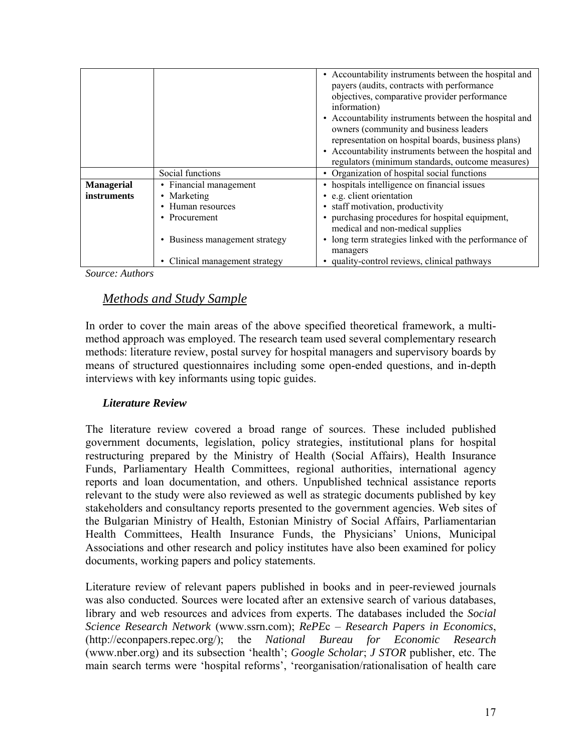| | | |
|---|---|---|
| | | • Accountability instruments between the hospital and payers (audits, contracts with performance objectives, comparative provider performance information)<br>• Accountability instruments between the hospital and owners (community and business leaders representation on hospital boards, business plans)<br>• Accountability instruments between the hospital and regulators (minimum standards, outcome measures) |
| | Social functions | • Organization of hospital social functions |
| **Managerial instruments** | • Financial management<br>• Marketing<br>• Human resources<br>• Procurement<br><br>• Business management strategy<br><br>• Clinical management strategy | • hospitals intelligence on financial issues<br>• e.g. client orientation<br>• staff motivation, productivity<br>• purchasing procedures for hospital equipment, medical and non-medical supplies<br>• long term strategies linked with the performance of managers<br>• quality-control reviews, clinical pathways |

*Source: Authors*

## *Methods and Study Sample*

In order to cover the main areas of the above specified theoretical framework, a multi-method approach was employed. The research team used several complementary research methods: literature review, postal survey for hospital managers and supervisory boards by means of structured questionnaires including some open-ended questions, and in-depth interviews with key informants using topic guides.

### *Literature Review*

The literature review covered a broad range of sources. These included published government documents, legislation, policy strategies, institutional plans for hospital restructuring prepared by the Ministry of Health (Social Affairs), Health Insurance Funds, Parliamentary Health Committees, regional authorities, international agency reports and loan documentation, and others. Unpublished technical assistance reports relevant to the study were also reviewed as well as strategic documents published by key stakeholders and consultancy reports presented to the government agencies. Web sites of the Bulgarian Ministry of Health, Estonian Ministry of Social Affairs, Parliamentarian Health Committees, Health Insurance Funds, the Physicians' Unions, Municipal Associations and other research and policy institutes have also been examined for policy documents, working papers and policy statements.

Literature review of relevant papers published in books and in peer-reviewed journals was also conducted. Sources were located after an extensive search of various databases, library and web resources and advices from experts. The databases included the *Social Science Research Network* (www.ssrn.com); *RePEc – Research Papers in Economics*, (http://econpapers.repec.org/); the *National Bureau for Economic Research* (www.nber.org) and its subsection 'health'; *Google Scholar*; *J STOR* publisher, etc. The main search terms were 'hospital reforms', 'reorganisation/rationalisation of health care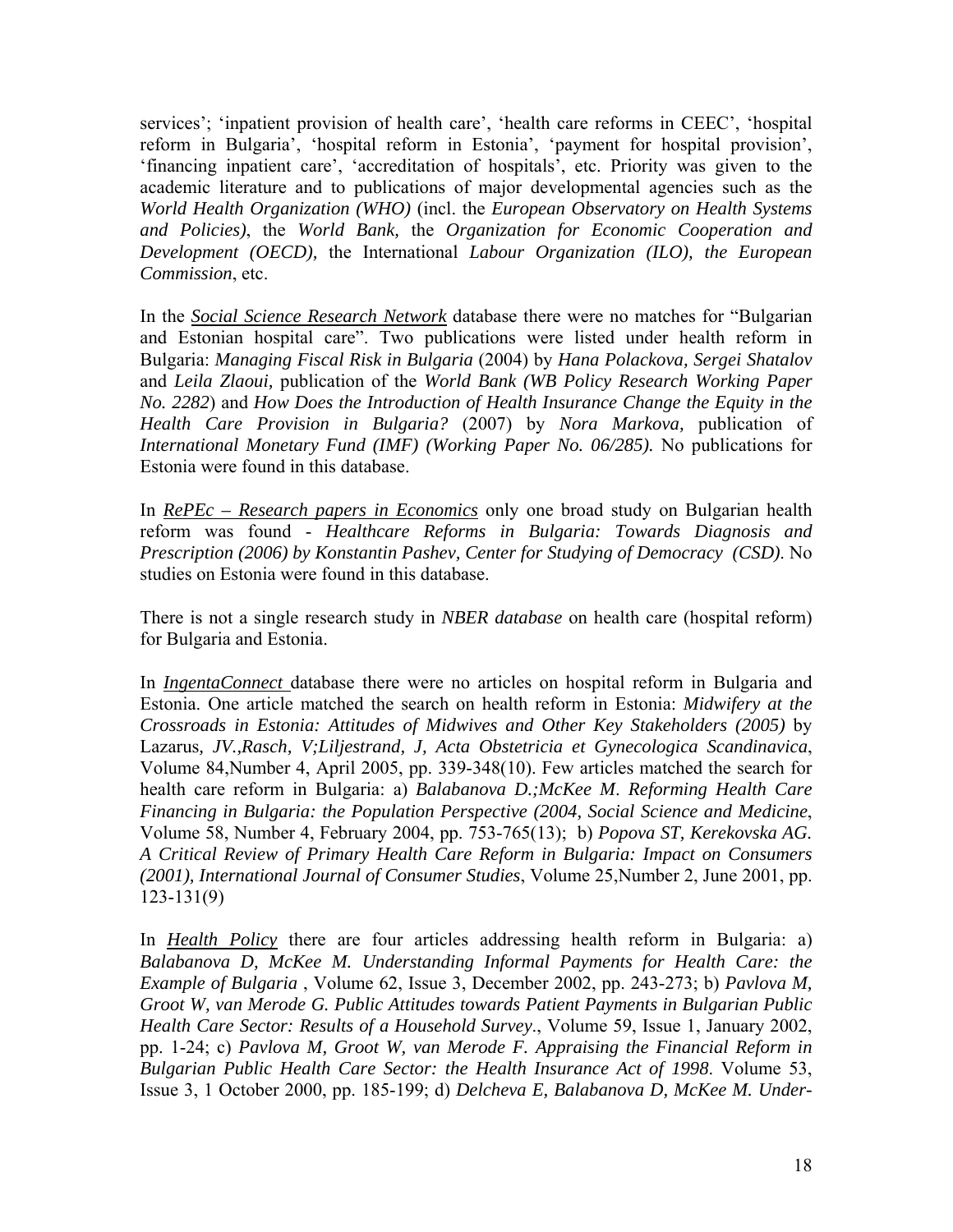services'; 'inpatient provision of health care', 'health care reforms in CEEC', 'hospital reform in Bulgaria', 'hospital reform in Estonia', 'payment for hospital provision', 'financing inpatient care', 'accreditation of hospitals', etc. Priority was given to the academic literature and to publications of major developmental agencies such as the *World Health Organization (WHO)* (incl. the *European Observatory on Health Systems and Policies)*, the *World Bank,* the *Organization for Economic Cooperation and Development (OECD),* the International *Labour Organization (ILO), the European Commission*, etc.

In the ***Social Science Research Network*** database there were no matches for "Bulgarian and Estonian hospital care". Two publications were listed under health reform in Bulgaria: *Managing Fiscal Risk in Bulgaria* (2004) by *Hana Polackova, Sergei Shatalov* and *Leila Zlaoui,* publication of the *World Bank (WB Policy Research Working Paper No. 2282*) and *How Does the Introduction of Health Insurance Change the Equity in the Health Care Provision in Bulgaria?* (2007) by *Nora Markova,* publication of *International Monetary Fund (IMF) (Working Paper No. 06/285).* No publications for Estonia were found in this database.

In ***RePEc – Research papers in Economics*** only one broad study on Bulgarian health reform was found - *Healthcare Reforms in Bulgaria: Towards Diagnosis and Prescription (2006) by Konstantin Pashev, Center for Studying of Democracy (CSD).* No studies on Estonia were found in this database.

There is not a single research study in *NBER database* on health care (hospital reform) for Bulgaria and Estonia.

In ***IngentaConnect*** database there were no articles on hospital reform in Bulgaria and Estonia. One article matched the search on health reform in Estonia: *Midwifery at the Crossroads in Estonia: Attitudes of Midwives and Other Key Stakeholders (2005)* by Lazarus*, JV.,Rasch, V;Liljestrand, J, Acta Obstetricia et Gynecologica Scandinavica*, Volume 84,Number 4, April 2005, pp. 339-348(10). Few articles matched the search for health care reform in Bulgaria: a) *Balabanova D.;McKee M. Reforming Health Care Financing in Bulgaria: the Population Perspective (2004, Social Science and Medicine*, Volume 58, Number 4, February 2004, pp. 753-765(13); b) *Popova ST, Kerekovska AG. A Critical Review of Primary Health Care Reform in Bulgaria: Impact on Consumers (2001), International Journal of Consumer Studies*, Volume 25,Number 2, June 2001, pp. 123-131(9)

In ***Health Policy*** there are four articles addressing health reform in Bulgaria: a) *Balabanova D, McKee M. Understanding Informal Payments for Health Care: the Example of Bulgaria* , Volume 62, Issue 3, December 2002, pp. 243-273; b) *Pavlova M, Groot W, van Merode G. Public Attitudes towards Patient Payments in Bulgarian Public Health Care Sector: Results of a Household Survey*., Volume 59, Issue 1, January 2002, pp. 1-24; c) *Pavlova M, Groot W, van Merode F. Appraising the Financial Reform in Bulgarian Public Health Care Sector: the Health Insurance Act of 1998*. Volume 53, Issue 3, 1 October 2000, pp. 185-199; d) *Delcheva E, Balabanova D, McKee M. Under-*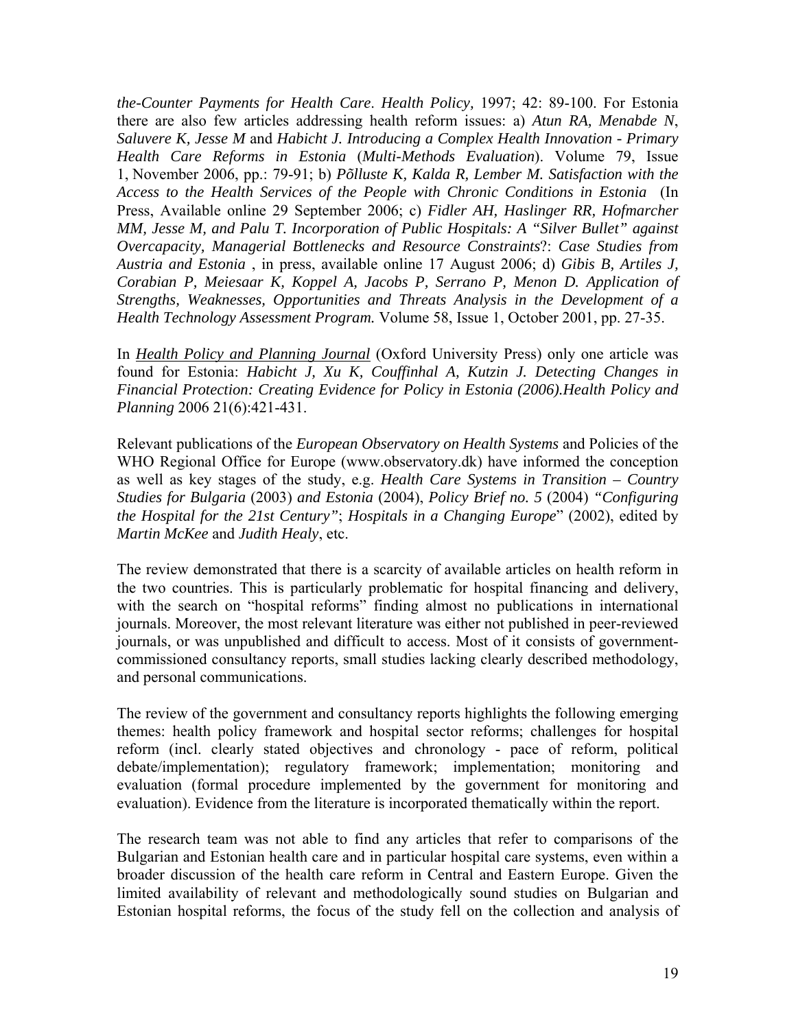*the-Counter Payments for Health Care*. *Health Policy,* 1997; 42: 89-100. For Estonia there are also few articles addressing health reform issues: a) *Atun RA, Menabde N, Saluvere K, Jesse M* and *Habicht J. Introducing a Complex Health Innovation - Primary Health Care Reforms in Estonia* (*Multi-Methods Evaluation*). Volume 79, Issue 1, November 2006, pp.: 79-91; b) *Põlluste K, Kalda R, Lember M. Satisfaction with the Access to the Health Services of the People with Chronic Conditions in Estonia* (In Press, Available online 29 September 2006; c) *Fidler AH, Haslinger RR, Hofmarcher MM, Jesse M, and Palu T. Incorporation of Public Hospitals: A "Silver Bullet" against Overcapacity, Managerial Bottlenecks and Resource Constraints*?: *Case Studies from Austria and Estonia* , in press, available online 17 August 2006; d) *Gibis B, Artiles J, Corabian P, Meiesaar K, Koppel A, Jacobs P, Serrano P, Menon D. Application of Strengths, Weaknesses, Opportunities and Threats Analysis in the Development of a Health Technology Assessment Program.* Volume 58, Issue 1, October 2001, pp. 27-35.

In ***Health Policy and Planning Journal*** (Oxford University Press) only one article was found for Estonia: *Habicht J, Xu K, Couffinhal A, Kutzin J. Detecting Changes in Financial Protection: Creating Evidence for Policy in Estonia (2006).Health Policy and Planning* 2006 21(6):421-431.

Relevant publications of the *European Observatory on Health Systems* and Policies of the WHO Regional Office for Europe (www.observatory.dk) have informed the conception as well as key stages of the study, e.g. *Health Care Systems in Transition – Country Studies for Bulgaria* (2003) *and Estonia* (2004), *Policy Brief no. 5* (2004) *"Configuring the Hospital for the 21st Century"*; *Hospitals in a Changing Europe*" (2002), edited by *Martin McKee* and *Judith Healy*, etc.

The review demonstrated that there is a scarcity of available articles on health reform in the two countries. This is particularly problematic for hospital financing and delivery, with the search on "hospital reforms" finding almost no publications in international journals. Moreover, the most relevant literature was either not published in peer-reviewed journals, or was unpublished and difficult to access. Most of it consists of government-commissioned consultancy reports, small studies lacking clearly described methodology, and personal communications.

The review of the government and consultancy reports highlights the following emerging themes: health policy framework and hospital sector reforms; challenges for hospital reform (incl. clearly stated objectives and chronology - pace of reform, political debate/implementation); regulatory framework; implementation; monitoring and evaluation (formal procedure implemented by the government for monitoring and evaluation). Evidence from the literature is incorporated thematically within the report.

The research team was not able to find any articles that refer to comparisons of the Bulgarian and Estonian health care and in particular hospital care systems, even within a broader discussion of the health care reform in Central and Eastern Europe. Given the limited availability of relevant and methodologically sound studies on Bulgarian and Estonian hospital reforms, the focus of the study fell on the collection and analysis of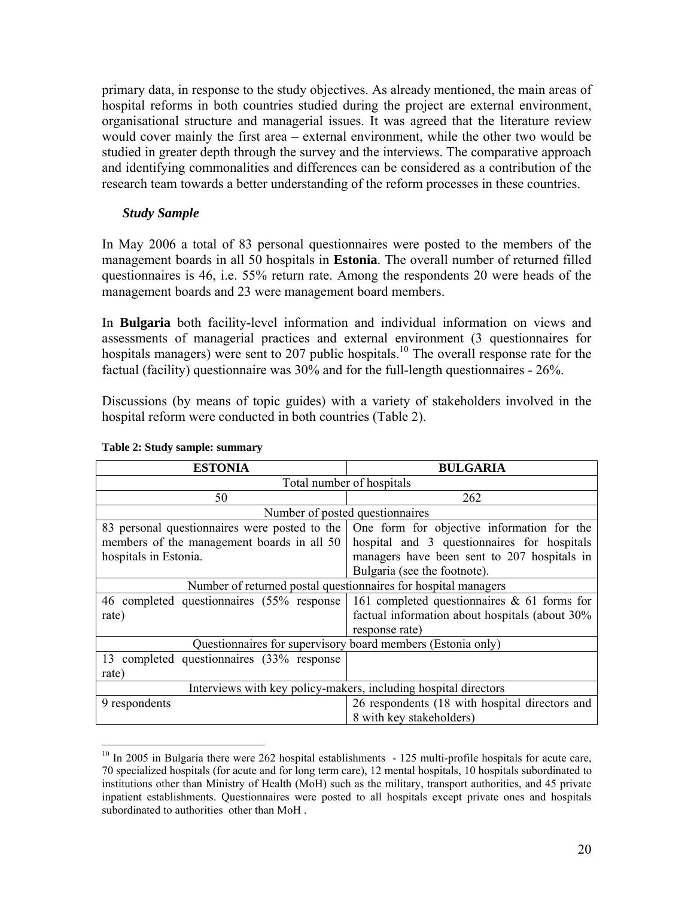primary data, in response to the study objectives. As already mentioned, the main areas of hospital reforms in both countries studied during the project are external environment, organisational structure and managerial issues. It was agreed that the literature review would cover mainly the first area – external environment, while the other two would be studied in greater depth through the survey and the interviews. The comparative approach and identifying commonalities and differences can be considered as a contribution of the research team towards a better understanding of the reform processes in these countries.

### *Study Sample*

In May 2006 a total of 83 personal questionnaires were posted to the members of the management boards in all 50 hospitals in **Estonia**. The overall number of returned filled questionnaires is 46, i.e. 55% return rate. Among the respondents 20 were heads of the management boards and 23 were management board members.

In **Bulgaria** both facility-level information and individual information on views and assessments of managerial practices and external environment (3 questionnaires for hospitals managers) were sent to 207 public hospitals.[10] The overall response rate for the factual (facility) questionnaire was 30% and for the full-length questionnaires - 26%.

Discussions (by means of topic guides) with a variety of stakeholders involved in the hospital reform were conducted in both countries (Table 2).

**Table 2: Study sample: summary**

| ESTONIA | BULGARIA |
|---|---|
| Total number of hospitals | |
| 50 | 262 |
| Number of posted questionnaires | |
| 83 personal questionnaires were posted to the members of the management boards in all 50 hospitals in Estonia. | One form for objective information for the hospital and 3 questionnaires for hospitals managers have been sent to 207 hospitals in Bulgaria (see the footnote). |
| Number of returned postal questionnaires for hospital managers | |
| 46 completed questionnaires (55% response rate) | 161 completed questionnaires & 61 forms for factual information about hospitals (about 30% response rate) |
| Questionnaires for supervisory board members (Estonia only) | |
| 13 completed questionnaires (33% response rate) | |
| Interviews with key policy-makers, including hospital directors | |
| 9 respondents | 26 respondents (18 with hospital directors and 8 with key stakeholders) |

[10] In 2005 in Bulgaria there were 262 hospital establishments - 125 multi-profile hospitals for acute care, 70 specialized hospitals (for acute and for long term care), 12 mental hospitals, 10 hospitals subordinated to institutions other than Ministry of Health (MoH) such as the military, transport authorities, and 45 private inpatient establishments. Questionnaires were posted to all hospitals except private ones and hospitals subordinated to authorities other than MoH .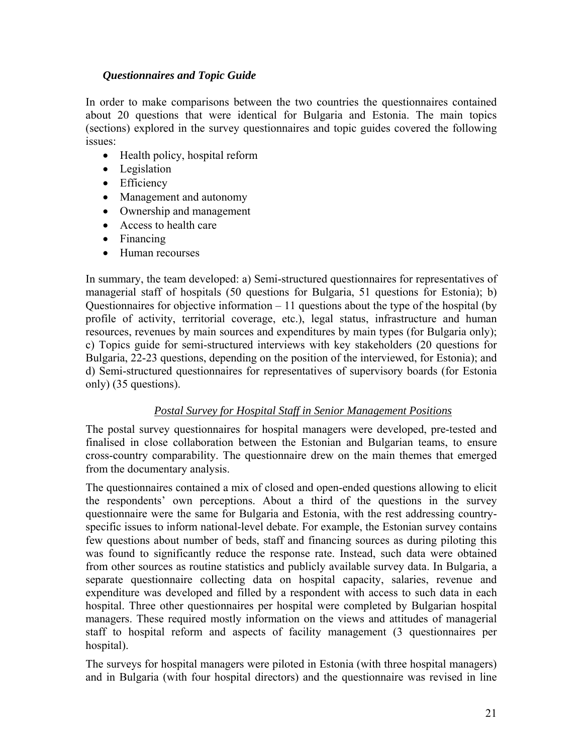### *Questionnaires and Topic Guide*

In order to make comparisons between the two countries the questionnaires contained about 20 questions that were identical for Bulgaria and Estonia. The main topics (sections) explored in the survey questionnaires and topic guides covered the following issues:

- Health policy, hospital reform
- Legislation
- Efficiency
- Management and autonomy
- Ownership and management
- Access to health care
- Financing
- Human recourses

In summary, the team developed: a) Semi-structured questionnaires for representatives of managerial staff of hospitals (50 questions for Bulgaria, 51 questions for Estonia); b) Questionnaires for objective information – 11 questions about the type of the hospital (by profile of activity, territorial coverage, etc.), legal status, infrastructure and human resources, revenues by main sources and expenditures by main types (for Bulgaria only); c) Topics guide for semi-structured interviews with key stakeholders (20 questions for Bulgaria, 22-23 questions, depending on the position of the interviewed, for Estonia); and d) Semi-structured questionnaires for representatives of supervisory boards (for Estonia only) (35 questions).

<u>*Postal Survey for Hospital Staff in Senior Management Positions*</u>

The postal survey questionnaires for hospital managers were developed, pre-tested and finalised in close collaboration between the Estonian and Bulgarian teams, to ensure cross-country comparability. The questionnaire drew on the main themes that emerged from the documentary analysis.

The questionnaires contained a mix of closed and open-ended questions allowing to elicit the respondents' own perceptions. About a third of the questions in the survey questionnaire were the same for Bulgaria and Estonia, with the rest addressing country-specific issues to inform national-level debate. For example, the Estonian survey contains few questions about number of beds, staff and financing sources as during piloting this was found to significantly reduce the response rate. Instead, such data were obtained from other sources as routine statistics and publicly available survey data. In Bulgaria, a separate questionnaire collecting data on hospital capacity, salaries, revenue and expenditure was developed and filled by a respondent with access to such data in each hospital. Three other questionnaires per hospital were completed by Bulgarian hospital managers. These required mostly information on the views and attitudes of managerial staff to hospital reform and aspects of facility management (3 questionnaires per hospital).

The surveys for hospital managers were piloted in Estonia (with three hospital managers) and in Bulgaria (with four hospital directors) and the questionnaire was revised in line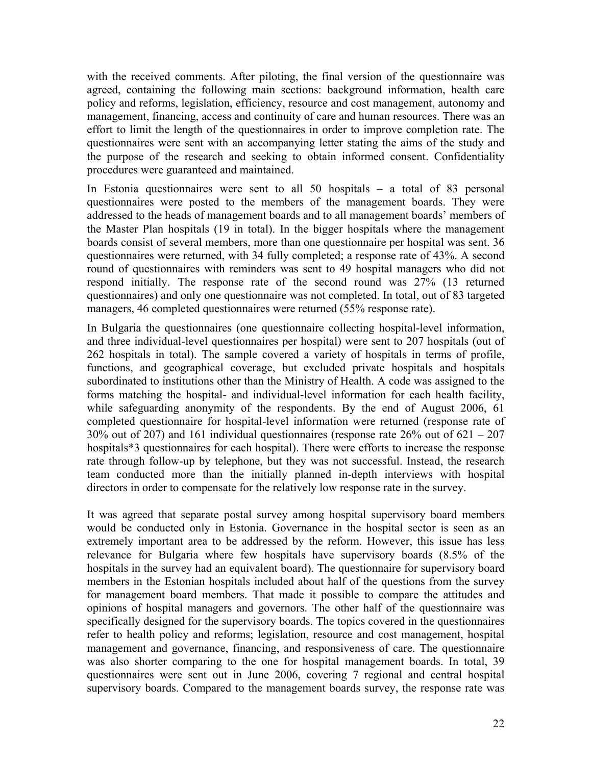with the received comments. After piloting, the final version of the questionnaire was agreed, containing the following main sections: background information, health care policy and reforms, legislation, efficiency, resource and cost management, autonomy and management, financing, access and continuity of care and human resources. There was an effort to limit the length of the questionnaires in order to improve completion rate. The questionnaires were sent with an accompanying letter stating the aims of the study and the purpose of the research and seeking to obtain informed consent. Confidentiality procedures were guaranteed and maintained.

In Estonia questionnaires were sent to all 50 hospitals – a total of 83 personal questionnaires were posted to the members of the management boards. They were addressed to the heads of management boards and to all management boards' members of the Master Plan hospitals (19 in total). In the bigger hospitals where the management boards consist of several members, more than one questionnaire per hospital was sent. 36 questionnaires were returned, with 34 fully completed; a response rate of 43%. A second round of questionnaires with reminders was sent to 49 hospital managers who did not respond initially. The response rate of the second round was 27% (13 returned questionnaires) and only one questionnaire was not completed. In total, out of 83 targeted managers, 46 completed questionnaires were returned (55% response rate).

In Bulgaria the questionnaires (one questionnaire collecting hospital-level information, and three individual-level questionnaires per hospital) were sent to 207 hospitals (out of 262 hospitals in total). The sample covered a variety of hospitals in terms of profile, functions, and geographical coverage, but excluded private hospitals and hospitals subordinated to institutions other than the Ministry of Health. A code was assigned to the forms matching the hospital- and individual-level information for each health facility, while safeguarding anonymity of the respondents. By the end of August 2006, 61 completed questionnaire for hospital-level information were returned (response rate of 30% out of 207) and 161 individual questionnaires (response rate 26% out of 621 – 207 hospitals*3 questionnaires for each hospital). There were efforts to increase the response rate through follow-up by telephone, but they was not successful. Instead, the research team conducted more than the initially planned in-depth interviews with hospital directors in order to compensate for the relatively low response rate in the survey.

It was agreed that separate postal survey among hospital supervisory board members would be conducted only in Estonia. Governance in the hospital sector is seen as an extremely important area to be addressed by the reform. However, this issue has less relevance for Bulgaria where few hospitals have supervisory boards (8.5% of the hospitals in the survey had an equivalent board). The questionnaire for supervisory board members in the Estonian hospitals included about half of the questions from the survey for management board members. That made it possible to compare the attitudes and opinions of hospital managers and governors. The other half of the questionnaire was specifically designed for the supervisory boards. The topics covered in the questionnaires refer to health policy and reforms; legislation, resource and cost management, hospital management and governance, financing, and responsiveness of care. The questionnaire was also shorter comparing to the one for hospital management boards. In total, 39 questionnaires were sent out in June 2006, covering 7 regional and central hospital supervisory boards. Compared to the management boards survey, the response rate was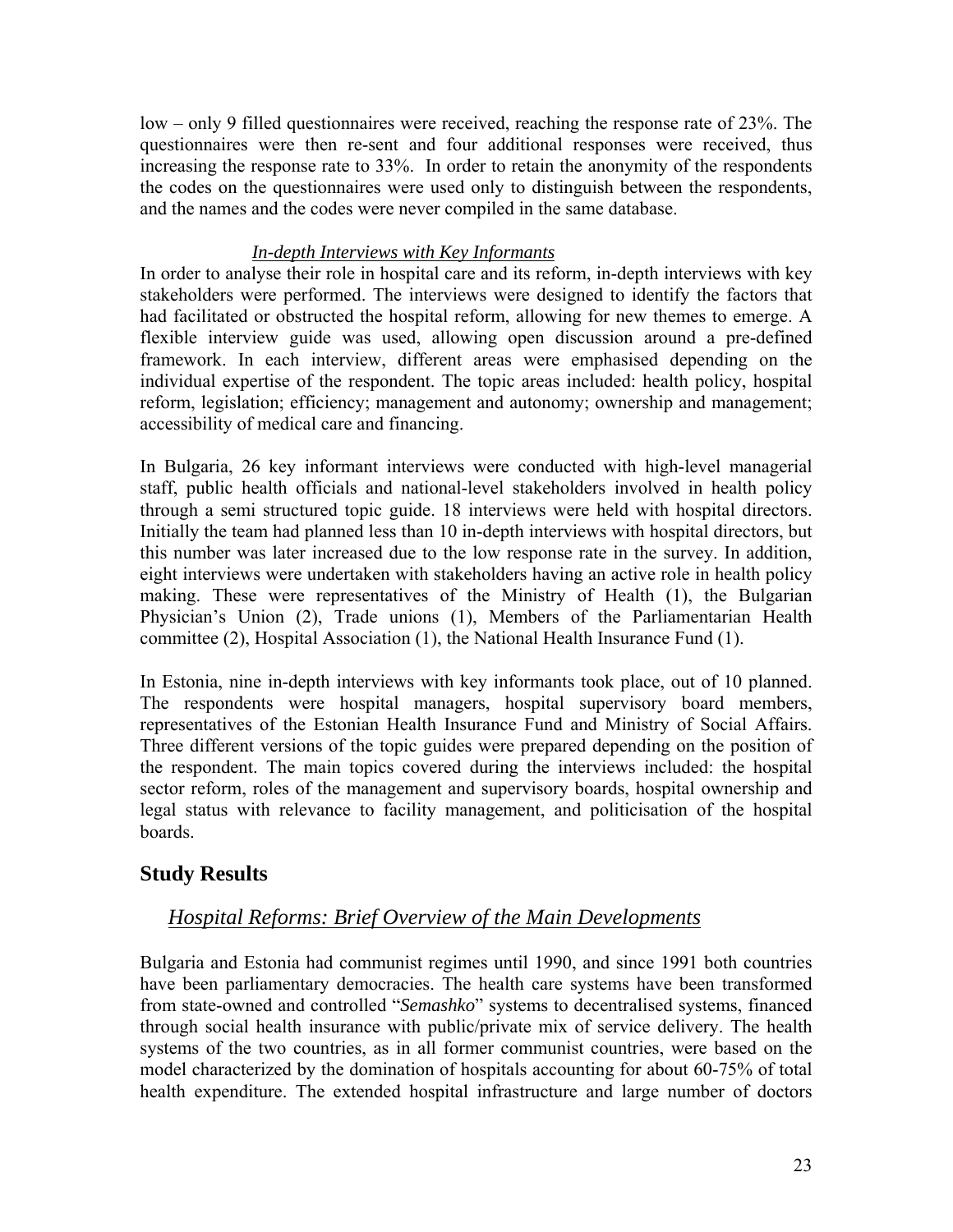low – only 9 filled questionnaires were received, reaching the response rate of 23%. The questionnaires were then re-sent and four additional responses were received, thus increasing the response rate to 33%. In order to retain the anonymity of the respondents the codes on the questionnaires were used only to distinguish between the respondents, and the names and the codes were never compiled in the same database.

#### *In-depth Interviews with Key Informants*

In order to analyse their role in hospital care and its reform, in-depth interviews with key stakeholders were performed. The interviews were designed to identify the factors that had facilitated or obstructed the hospital reform, allowing for new themes to emerge. A flexible interview guide was used, allowing open discussion around a pre-defined framework. In each interview, different areas were emphasised depending on the individual expertise of the respondent. The topic areas included: health policy, hospital reform, legislation; efficiency; management and autonomy; ownership and management; accessibility of medical care and financing.

In Bulgaria, 26 key informant interviews were conducted with high-level managerial staff, public health officials and national-level stakeholders involved in health policy through a semi structured topic guide. 18 interviews were held with hospital directors. Initially the team had planned less than 10 in-depth interviews with hospital directors, but this number was later increased due to the low response rate in the survey. In addition, eight interviews were undertaken with stakeholders having an active role in health policy making. These were representatives of the Ministry of Health (1), the Bulgarian Physician's Union (2), Trade unions (1), Members of the Parliamentarian Health committee (2), Hospital Association (1), the National Health Insurance Fund (1).

In Estonia, nine in-depth interviews with key informants took place, out of 10 planned. The respondents were hospital managers, hospital supervisory board members, representatives of the Estonian Health Insurance Fund and Ministry of Social Affairs. Three different versions of the topic guides were prepared depending on the position of the respondent. The main topics covered during the interviews included: the hospital sector reform, roles of the management and supervisory boards, hospital ownership and legal status with relevance to facility management, and politicisation of the hospital boards.

## Study Results

### *Hospital Reforms: Brief Overview of the Main Developments*

Bulgaria and Estonia had communist regimes until 1990, and since 1991 both countries have been parliamentary democracies. The health care systems have been transformed from state-owned and controlled "*Semashko*" systems to decentralised systems, financed through social health insurance with public/private mix of service delivery. The health systems of the two countries, as in all former communist countries, were based on the model characterized by the domination of hospitals accounting for about 60-75% of total health expenditure. The extended hospital infrastructure and large number of doctors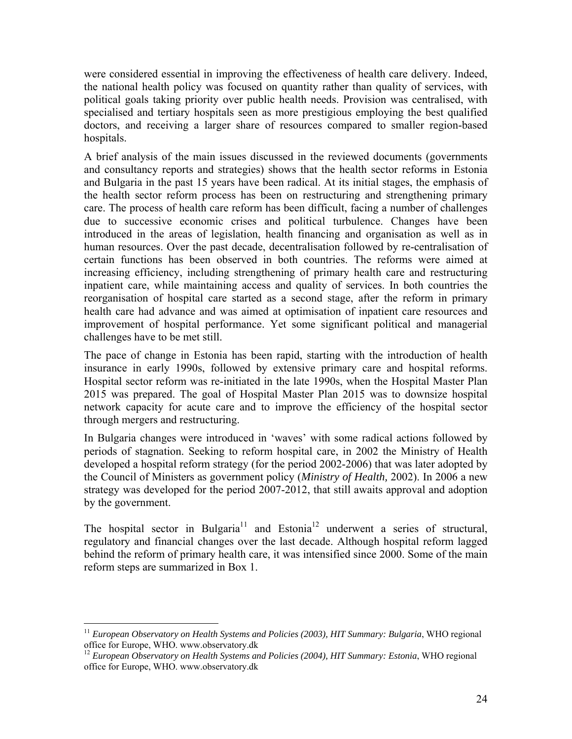were considered essential in improving the effectiveness of health care delivery. Indeed, the national health policy was focused on quantity rather than quality of services, with political goals taking priority over public health needs. Provision was centralised, with specialised and tertiary hospitals seen as more prestigious employing the best qualified doctors, and receiving a larger share of resources compared to smaller region-based hospitals.

A brief analysis of the main issues discussed in the reviewed documents (governments and consultancy reports and strategies) shows that the health sector reforms in Estonia and Bulgaria in the past 15 years have been radical. At its initial stages, the emphasis of the health sector reform process has been on restructuring and strengthening primary care. The process of health care reform has been difficult, facing a number of challenges due to successive economic crises and political turbulence. Changes have been introduced in the areas of legislation, health financing and organisation as well as in human resources. Over the past decade, decentralisation followed by re-centralisation of certain functions has been observed in both countries. The reforms were aimed at increasing efficiency, including strengthening of primary health care and restructuring inpatient care, while maintaining access and quality of services. In both countries the reorganisation of hospital care started as a second stage, after the reform in primary health care had advance and was aimed at optimisation of inpatient care resources and improvement of hospital performance. Yet some significant political and managerial challenges have to be met still.

The pace of change in Estonia has been rapid, starting with the introduction of health insurance in early 1990s, followed by extensive primary care and hospital reforms. Hospital sector reform was re-initiated in the late 1990s, when the Hospital Master Plan 2015 was prepared. The goal of Hospital Master Plan 2015 was to downsize hospital network capacity for acute care and to improve the efficiency of the hospital sector through mergers and restructuring.

In Bulgaria changes were introduced in 'waves' with some radical actions followed by periods of stagnation. Seeking to reform hospital care, in 2002 the Ministry of Health developed a hospital reform strategy (for the period 2002-2006) that was later adopted by the Council of Ministers as government policy (*Ministry of Health,* 2002). In 2006 a new strategy was developed for the period 2007-2012, that still awaits approval and adoption by the government.

The hospital sector in Bulgaria[11] and Estonia[12] underwent a series of structural, regulatory and financial changes over the last decade. Although hospital reform lagged behind the reform of primary health care, it was intensified since 2000. Some of the main reform steps are summarized in Box 1.

---

[11] *European Observatory on Health Systems and Policies (2003), HIT Summary: Bulgaria*, WHO regional office for Europe, WHO. www.observatory.dk

[12] *European Observatory on Health Systems and Policies (2004), HIT Summary: Estonia*, WHO regional office for Europe, WHO. www.observatory.dk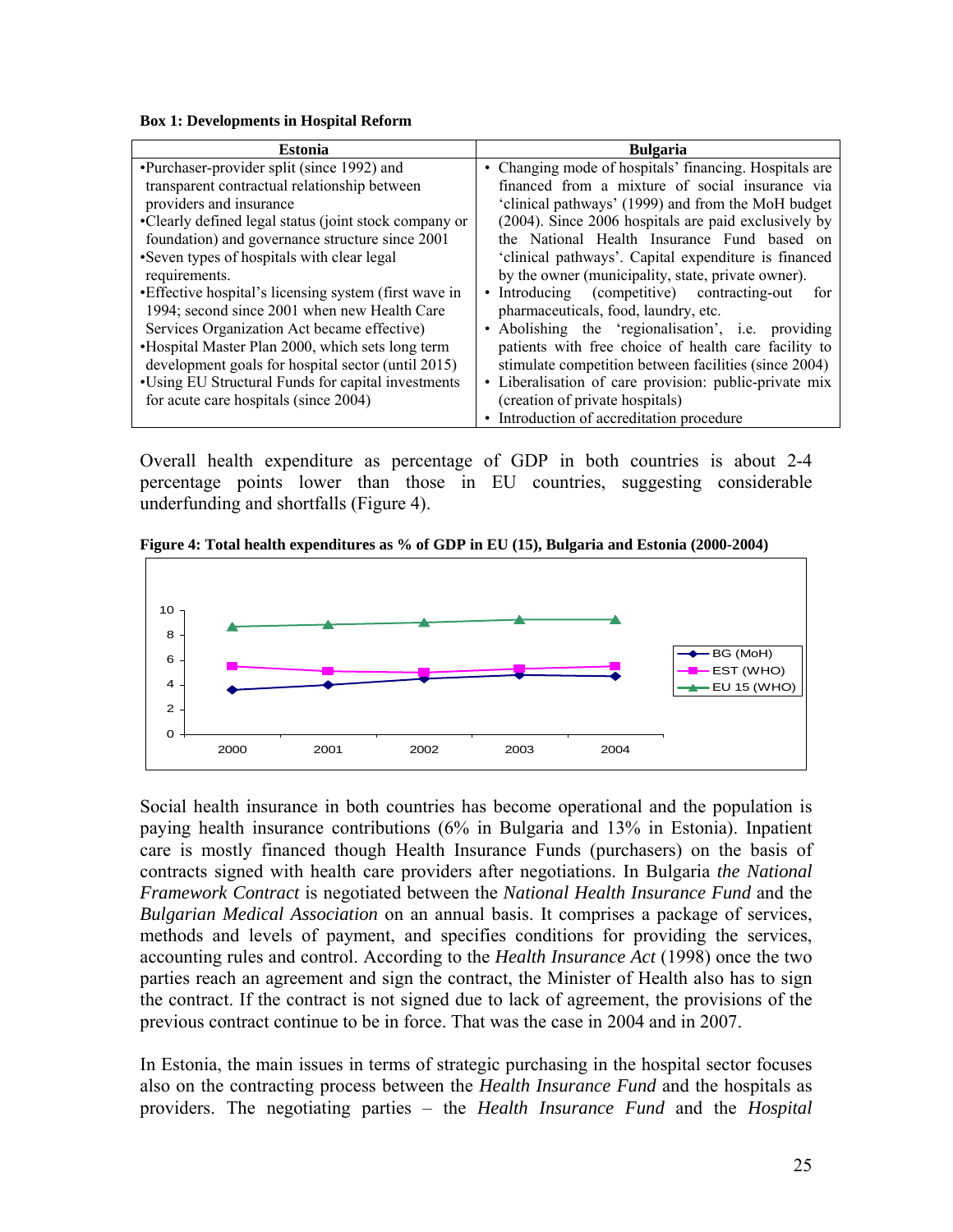**Box 1: Developments in Hospital Reform**

| Estonia | Bulgaria |
| --- | --- |
| •Purchaser-provider split (since 1992) and transparent contractual relationship between providers and insurance<br>•Clearly defined legal status (joint stock company or foundation) and governance structure since 2001<br>•Seven types of hospitals with clear legal requirements.<br>•Effective hospital's licensing system (first wave in 1994; second since 2001 when new Health Care Services Organization Act became effective)<br>•Hospital Master Plan 2000, which sets long term development goals for hospital sector (until 2015)<br>•Using EU Structural Funds for capital investments for acute care hospitals (since 2004) | • Changing mode of hospitals' financing. Hospitals are financed from a mixture of social insurance via 'clinical pathways' (1999) and from the MoH budget (2004). Since 2006 hospitals are paid exclusively by the National Health Insurance Fund based on 'clinical pathways'. Capital expenditure is financed by the owner (municipality, state, private owner).<br>• Introducing (competitive) contracting-out for pharmaceuticals, food, laundry, etc.<br>• Abolishing the 'regionalisation', i.e. providing patients with free choice of health care facility to stimulate competition between facilities (since 2004)<br>• Liberalisation of care provision: public-private mix (creation of private hospitals)<br>• Introduction of accreditation procedure |

Overall health expenditure as percentage of GDP in both countries is about 2-4 percentage points lower than those in EU countries, suggesting considerable underfunding and shortfalls (Figure 4).

**Figure 4: Total health expenditures as % of GDP in EU (15), Bulgaria and Estonia (2000-2004)**

Social health insurance in both countries has become operational and the population is paying health insurance contributions (6% in Bulgaria and 13% in Estonia). Inpatient care is mostly financed though Health Insurance Funds (purchasers) on the basis of contracts signed with health care providers after negotiations. In Bulgaria *the National Framework Contract* is negotiated between the *National Health Insurance Fund* and the *Bulgarian Medical Association* on an annual basis. It comprises a package of services, methods and levels of payment, and specifies conditions for providing the services, accounting rules and control. According to the *Health Insurance Act* (1998) once the two parties reach an agreement and sign the contract, the Minister of Health also has to sign the contract. If the contract is not signed due to lack of agreement, the provisions of the previous contract continue to be in force. That was the case in 2004 and in 2007.

In Estonia, the main issues in terms of strategic purchasing in the hospital sector focuses also on the contracting process between the *Health Insurance Fund* and the hospitals as providers. The negotiating parties – the *Health Insurance Fund* and the *Hospital*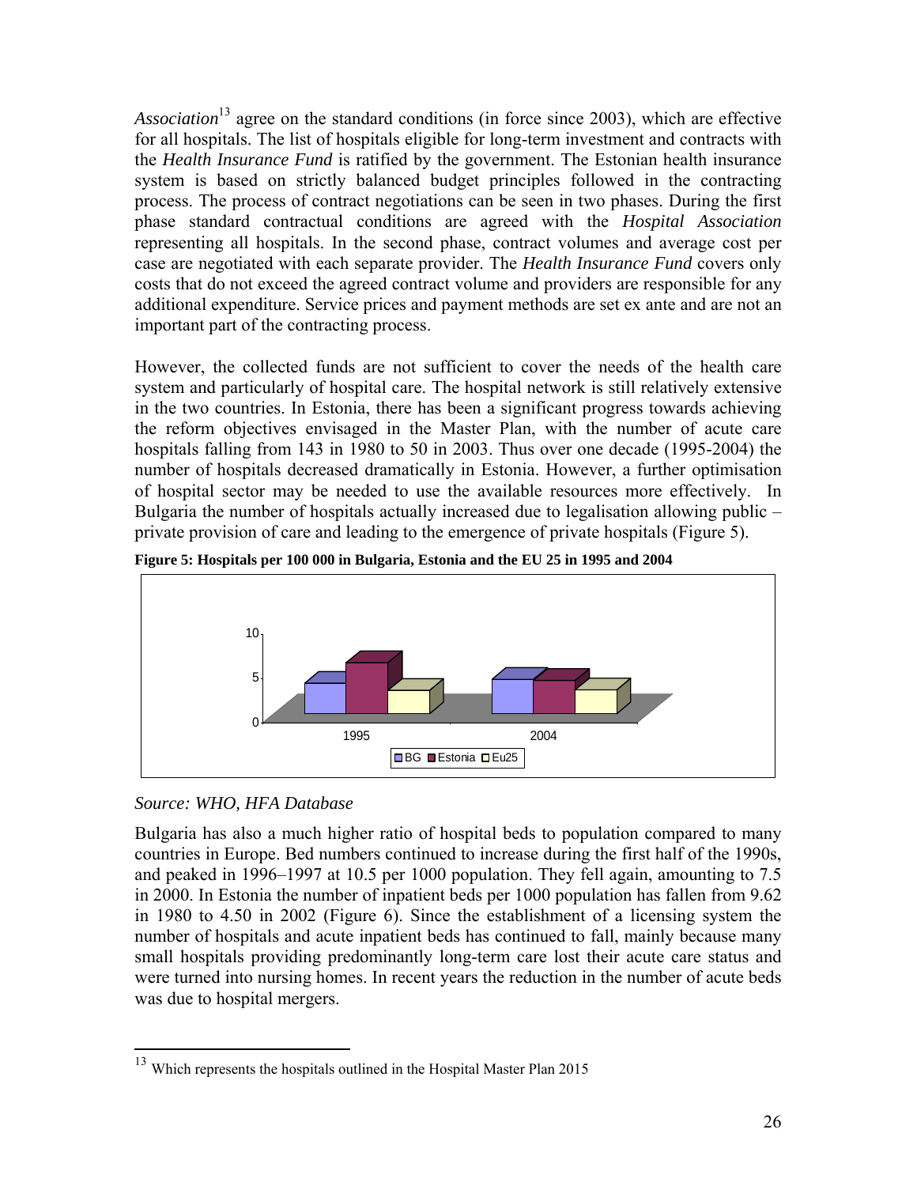*Association*[13] agree on the standard conditions (in force since 2003), which are effective for all hospitals. The list of hospitals eligible for long-term investment and contracts with the *Health Insurance Fund* is ratified by the government. The Estonian health insurance system is based on strictly balanced budget principles followed in the contracting process. The process of contract negotiations can be seen in two phases. During the first phase standard contractual conditions are agreed with the *Hospital Association* representing all hospitals. In the second phase, contract volumes and average cost per case are negotiated with each separate provider. The *Health Insurance Fund* covers only costs that do not exceed the agreed contract volume and providers are responsible for any additional expenditure. Service prices and payment methods are set ex ante and are not an important part of the contracting process.

However, the collected funds are not sufficient to cover the needs of the health care system and particularly of hospital care. The hospital network is still relatively extensive in the two countries. In Estonia, there has been a significant progress towards achieving the reform objectives envisaged in the Master Plan, with the number of acute care hospitals falling from 143 in 1980 to 50 in 2003. Thus over one decade (1995-2004) the number of hospitals decreased dramatically in Estonia. However, a further optimisation of hospital sector may be needed to use the available resources more effectively. In Bulgaria the number of hospitals actually increased due to legalisation allowing public – private provision of care and leading to the emergence of private hospitals (Figure 5).

**Figure 5: Hospitals per 100 000 in Bulgaria, Estonia and the EU 25 in 1995 and 2004**

*Source: WHO, HFA Database*

Bulgaria has also a much higher ratio of hospital beds to population compared to many countries in Europe. Bed numbers continued to increase during the first half of the 1990s, and peaked in 1996–1997 at 10.5 per 1000 population. They fell again, amounting to 7.5 in 2000. In Estonia the number of inpatient beds per 1000 population has fallen from 9.62 in 1980 to 4.50 in 2002 (Figure 6). Since the establishment of a licensing system the number of hospitals and acute inpatient beds has continued to fall, mainly because many small hospitals providing predominantly long-term care lost their acute care status and were turned into nursing homes. In recent years the reduction in the number of acute beds was due to hospital mergers.

[13] Which represents the hospitals outlined in the Hospital Master Plan 2015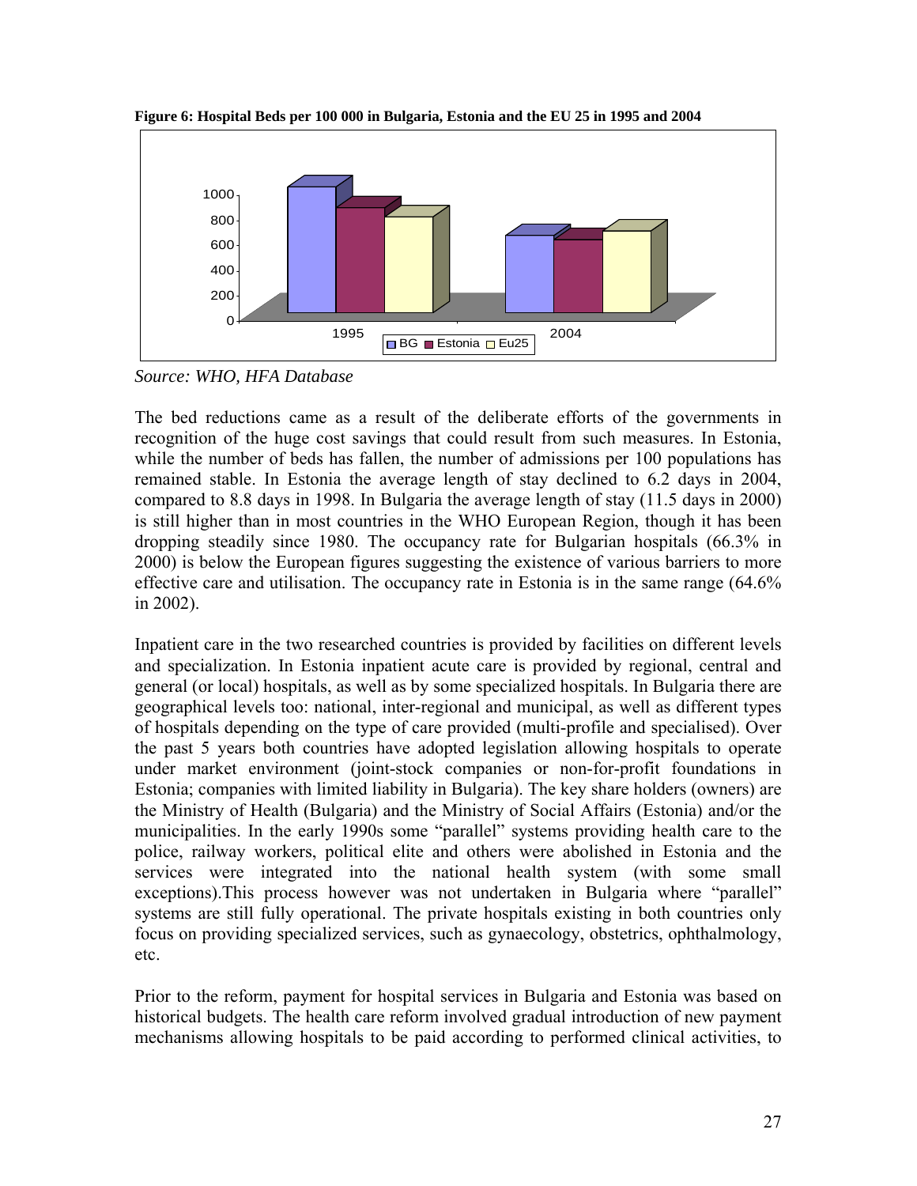**Figure 6: Hospital Beds per 100 000 in Bulgaria, Estonia and the EU 25 in 1995 and 2004**

*Source: WHO, HFA Database*

The bed reductions came as a result of the deliberate efforts of the governments in recognition of the huge cost savings that could result from such measures. In Estonia, while the number of beds has fallen, the number of admissions per 100 populations has remained stable. In Estonia the average length of stay declined to 6.2 days in 2004, compared to 8.8 days in 1998. In Bulgaria the average length of stay (11.5 days in 2000) is still higher than in most countries in the WHO European Region, though it has been dropping steadily since 1980. The occupancy rate for Bulgarian hospitals (66.3% in 2000) is below the European figures suggesting the existence of various barriers to more effective care and utilisation. The occupancy rate in Estonia is in the same range (64.6% in 2002).

Inpatient care in the two researched countries is provided by facilities on different levels and specialization. In Estonia inpatient acute care is provided by regional, central and general (or local) hospitals, as well as by some specialized hospitals. In Bulgaria there are geographical levels too: national, inter-regional and municipal, as well as different types of hospitals depending on the type of care provided (multi-profile and specialised). Over the past 5 years both countries have adopted legislation allowing hospitals to operate under market environment (joint-stock companies or non-for-profit foundations in Estonia; companies with limited liability in Bulgaria). The key share holders (owners) are the Ministry of Health (Bulgaria) and the Ministry of Social Affairs (Estonia) and/or the municipalities. In the early 1990s some "parallel" systems providing health care to the police, railway workers, political elite and others were abolished in Estonia and the services were integrated into the national health system (with some small exceptions).This process however was not undertaken in Bulgaria where "parallel" systems are still fully operational. The private hospitals existing in both countries only focus on providing specialized services, such as gynaecology, obstetrics, ophthalmology, etc.

Prior to the reform, payment for hospital services in Bulgaria and Estonia was based on historical budgets. The health care reform involved gradual introduction of new payment mechanisms allowing hospitals to be paid according to performed clinical activities, to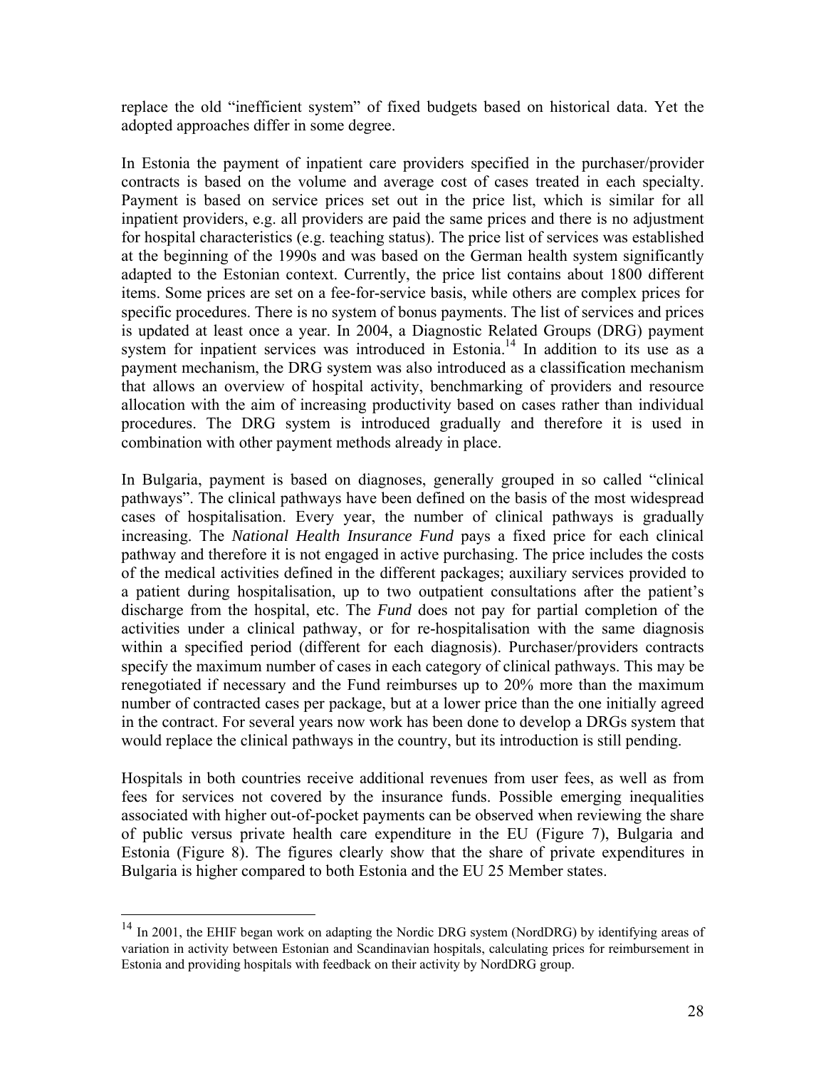replace the old "inefficient system" of fixed budgets based on historical data. Yet the adopted approaches differ in some degree.

In Estonia the payment of inpatient care providers specified in the purchaser/provider contracts is based on the volume and average cost of cases treated in each specialty. Payment is based on service prices set out in the price list, which is similar for all inpatient providers, e.g. all providers are paid the same prices and there is no adjustment for hospital characteristics (e.g. teaching status). The price list of services was established at the beginning of the 1990s and was based on the German health system significantly adapted to the Estonian context. Currently, the price list contains about 1800 different items. Some prices are set on a fee-for-service basis, while others are complex prices for specific procedures. There is no system of bonus payments. The list of services and prices is updated at least once a year. In 2004, a Diagnostic Related Groups (DRG) payment system for inpatient services was introduced in Estonia.[14] In addition to its use as a payment mechanism, the DRG system was also introduced as a classification mechanism that allows an overview of hospital activity, benchmarking of providers and resource allocation with the aim of increasing productivity based on cases rather than individual procedures. The DRG system is introduced gradually and therefore it is used in combination with other payment methods already in place.

In Bulgaria, payment is based on diagnoses, generally grouped in so called "clinical pathways". The clinical pathways have been defined on the basis of the most widespread cases of hospitalisation. Every year, the number of clinical pathways is gradually increasing. The *National Health Insurance Fund* pays a fixed price for each clinical pathway and therefore it is not engaged in active purchasing. The price includes the costs of the medical activities defined in the different packages; auxiliary services provided to a patient during hospitalisation, up to two outpatient consultations after the patient's discharge from the hospital, etc. The *Fund* does not pay for partial completion of the activities under a clinical pathway, or for re-hospitalisation with the same diagnosis within a specified period (different for each diagnosis). Purchaser/providers contracts specify the maximum number of cases in each category of clinical pathways. This may be renegotiated if necessary and the Fund reimburses up to 20% more than the maximum number of contracted cases per package, but at a lower price than the one initially agreed in the contract. For several years now work has been done to develop a DRGs system that would replace the clinical pathways in the country, but its introduction is still pending.

Hospitals in both countries receive additional revenues from user fees, as well as from fees for services not covered by the insurance funds. Possible emerging inequalities associated with higher out-of-pocket payments can be observed when reviewing the share of public versus private health care expenditure in the EU (Figure 7), Bulgaria and Estonia (Figure 8). The figures clearly show that the share of private expenditures in Bulgaria is higher compared to both Estonia and the EU 25 Member states.

---

[14] In 2001, the EHIF began work on adapting the Nordic DRG system (NordDRG) by identifying areas of variation in activity between Estonian and Scandinavian hospitals, calculating prices for reimbursement in Estonia and providing hospitals with feedback on their activity by NordDRG group.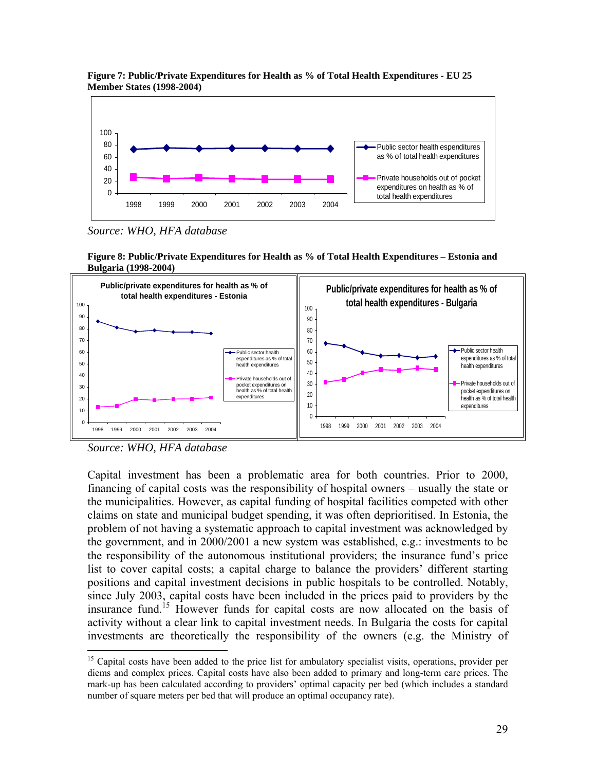**Figure 7: Public/Private Expenditures for Health as % of Total Health Expenditures - EU 25 Member States (1998-2004)**

*Source: WHO, HFA database*

**Figure 8: Public/Private Expenditures for Health as % of Total Health Expenditures – Estonia and Bulgaria (1998-2004)**

*Source: WHO, HFA database*

Capital investment has been a problematic area for both countries. Prior to 2000, financing of capital costs was the responsibility of hospital owners – usually the state or the municipalities. However, as capital funding of hospital facilities competed with other claims on state and municipal budget spending, it was often deprioritised. In Estonia, the problem of not having a systematic approach to capital investment was acknowledged by the government, and in 2000/2001 a new system was established, e.g.: investments to be the responsibility of the autonomous institutional providers; the insurance fund's price list to cover capital costs; a capital charge to balance the providers' different starting positions and capital investment decisions in public hospitals to be controlled. Notably, since July 2003, capital costs have been included in the prices paid to providers by the insurance fund.[15] However funds for capital costs are now allocated on the basis of activity without a clear link to capital investment needs. In Bulgaria the costs for capital investments are theoretically the responsibility of the owners (e.g. the Ministry of

[15] Capital costs have been added to the price list for ambulatory specialist visits, operations, provider per diems and complex prices. Capital costs have also been added to primary and long-term care prices. The mark-up has been calculated according to providers' optimal capacity per bed (which includes a standard number of square meters per bed that will produce an optimal occupancy rate).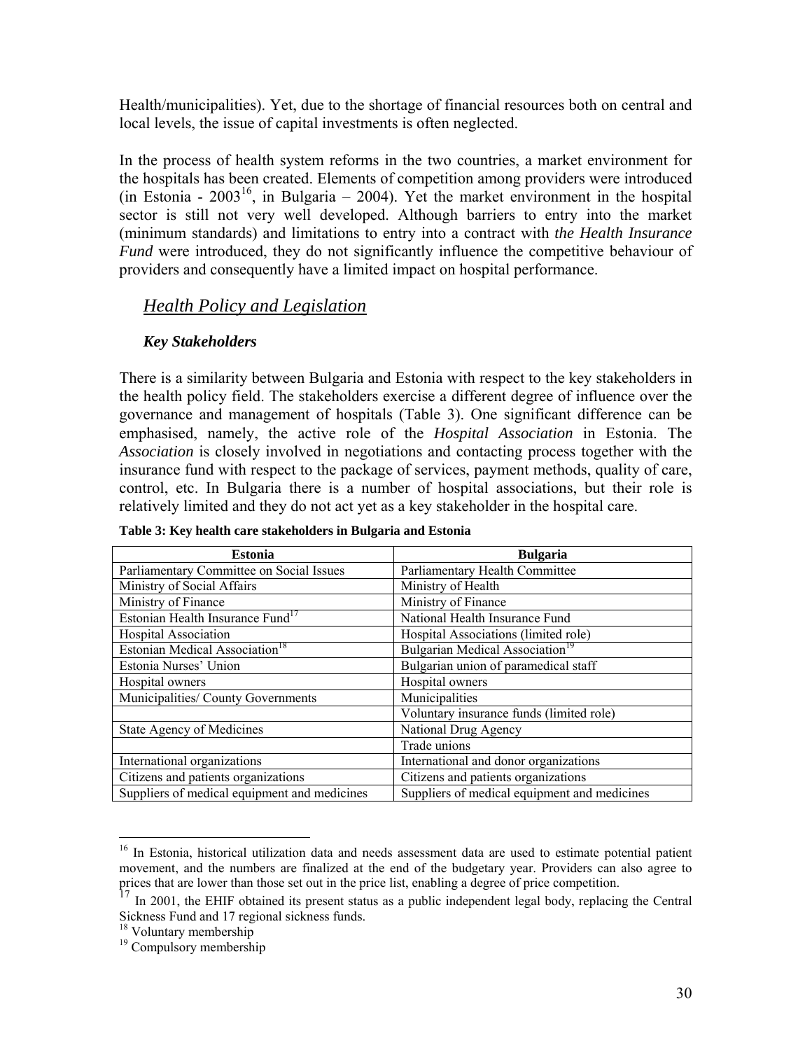Health/municipalities). Yet, due to the shortage of financial resources both on central and local levels, the issue of capital investments is often neglected.

In the process of health system reforms in the two countries, a market environment for the hospitals has been created. Elements of competition among providers were introduced (in Estonia - 2003[16], in Bulgaria – 2004). Yet the market environment in the hospital sector is still not very well developed. Although barriers to entry into the market (minimum standards) and limitations to entry into a contract with *the Health Insurance Fund* were introduced, they do not significantly influence the competitive behaviour of providers and consequently have a limited impact on hospital performance.

## *Health Policy and Legislation*

### *Key Stakeholders*

There is a similarity between Bulgaria and Estonia with respect to the key stakeholders in the health policy field. The stakeholders exercise a different degree of influence over the governance and management of hospitals (Table 3). One significant difference can be emphasised, namely, the active role of the *Hospital Association* in Estonia. The *Association* is closely involved in negotiations and contacting process together with the insurance fund with respect to the package of services, payment methods, quality of care, control, etc. In Bulgaria there is a number of hospital associations, but their role is relatively limited and they do not act yet as a key stakeholder in the hospital care.

**Table 3: Key health care stakeholders in Bulgaria and Estonia**

| Estonia | Bulgaria |
|---|---|
| Parliamentary Committee on Social Issues | Parliamentary Health Committee |
| Ministry of Social Affairs | Ministry of Health |
| Ministry of Finance | Ministry of Finance |
| Estonian Health Insurance Fund[17] | National Health Insurance Fund |
| Hospital Association | Hospital Associations (limited role) |
| Estonian Medical Association[18] | Bulgarian Medical Association[19] |
| Estonia Nurses' Union | Bulgarian union of paramedical staff |
| Hospital owners | Hospital owners |
| Municipalities/ County Governments | Municipalities |
| | Voluntary insurance funds (limited role) |
| State Agency of Medicines | National Drug Agency |
| | Trade unions |
| International organizations | International and donor organizations |
| Citizens and patients organizations | Citizens and patients organizations |
| Suppliers of medical equipment and medicines | Suppliers of medical equipment and medicines |

[16] In Estonia, historical utilization data and needs assessment data are used to estimate potential patient movement, and the numbers are finalized at the end of the budgetary year. Providers can also agree to prices that are lower than those set out in the price list, enabling a degree of price competition.

[17] In 2001, the EHIF obtained its present status as a public independent legal body, replacing the Central Sickness Fund and 17 regional sickness funds.

[18] Voluntary membership

[19] Compulsory membership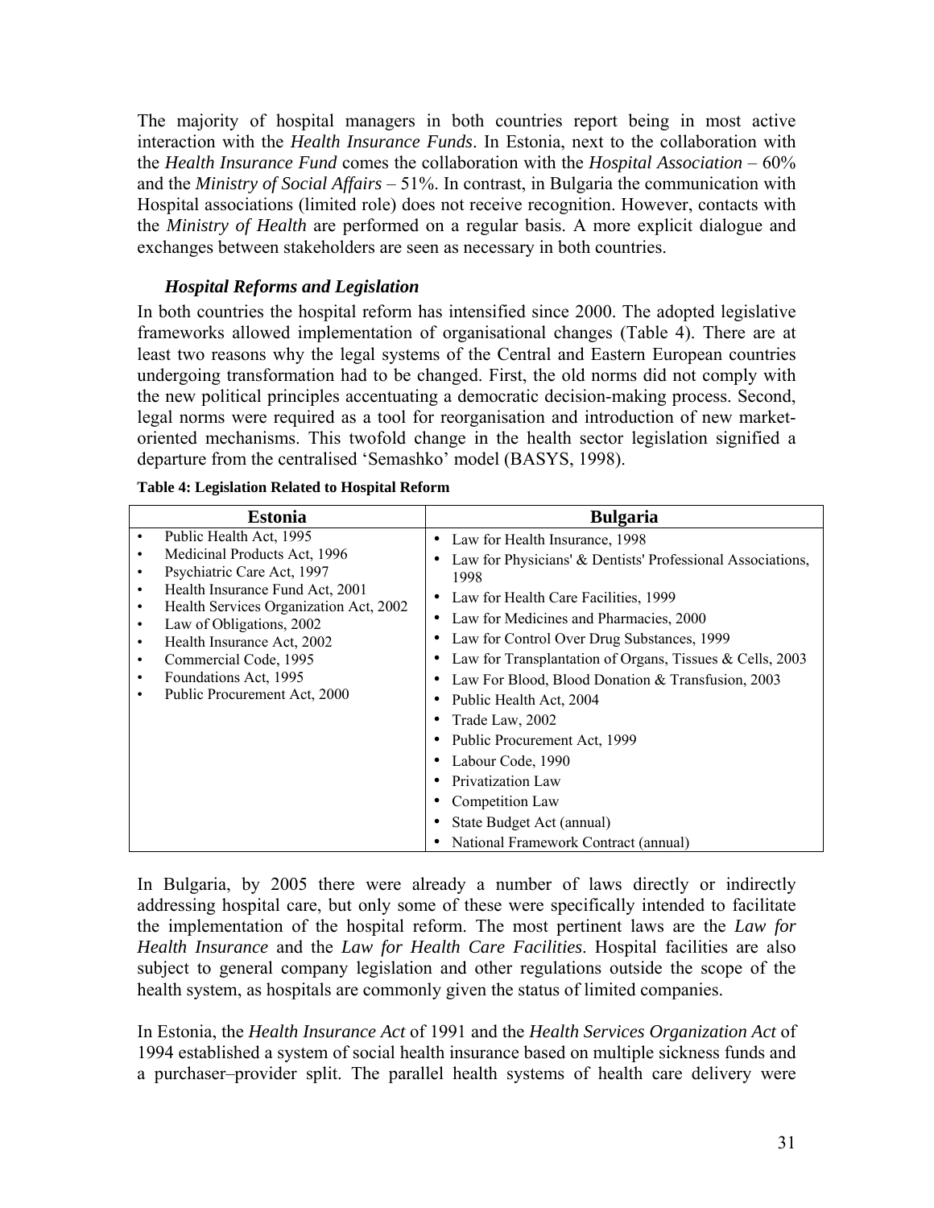The majority of hospital managers in both countries report being in most active interaction with the *Health Insurance Funds*. In Estonia, next to the collaboration with the *Health Insurance Fund* comes the collaboration with the *Hospital Association* – 60% and the *Ministry of Social Affairs* – 51%. In contrast, in Bulgaria the communication with Hospital associations (limited role) does not receive recognition. However, contacts with the *Ministry of Health* are performed on a regular basis. A more explicit dialogue and exchanges between stakeholders are seen as necessary in both countries.

### *Hospital Reforms and Legislation*

In both countries the hospital reform has intensified since 2000. The adopted legislative frameworks allowed implementation of organisational changes (Table 4). There are at least two reasons why the legal systems of the Central and Eastern European countries undergoing transformation had to be changed. First, the old norms did not comply with the new political principles accentuating a democratic decision-making process. Second, legal norms were required as a tool for reorganisation and introduction of new market-oriented mechanisms. This twofold change in the health sector legislation signified a departure from the centralised 'Semashko' model (BASYS, 1998).

**Table 4: Legislation Related to Hospital Reform**

| Estonia | Bulgaria |
|---|---|
| • Public Health Act, 1995 | • Law for Health Insurance, 1998 |
| • Medicinal Products Act, 1996 | • Law for Physicians' & Dentists' Professional Associations, 1998 |
| • Psychiatric Care Act, 1997 | • Law for Health Care Facilities, 1999 |
| • Health Insurance Fund Act, 2001 | • Law for Medicines and Pharmacies, 2000 |
| • Health Services Organization Act, 2002 | • Law for Control Over Drug Substances, 1999 |
| • Law of Obligations, 2002 | • Law for Transplantation of Organs, Tissues & Cells, 2003 |
| • Health Insurance Act, 2002 | • Law For Blood, Blood Donation & Transfusion, 2003 |
| • Commercial Code, 1995 | • Public Health Act, 2004 |
| • Foundations Act, 1995 | • Trade Law, 2002 |
| • Public Procurement Act, 2000 | • Public Procurement Act, 1999 |
| | • Labour Code, 1990 |
| | • Privatization Law |
| | • Competition Law |
| | • State Budget Act (annual) |
| | • National Framework Contract (annual) |

In Bulgaria, by 2005 there were already a number of laws directly or indirectly addressing hospital care, but only some of these were specifically intended to facilitate the implementation of the hospital reform. The most pertinent laws are the *Law for Health Insurance* and the *Law for Health Care Facilities*. Hospital facilities are also subject to general company legislation and other regulations outside the scope of the health system, as hospitals are commonly given the status of limited companies.

In Estonia, the *Health Insurance Act* of 1991 and the *Health Services Organization Act* of 1994 established a system of social health insurance based on multiple sickness funds and a purchaser–provider split. The parallel health systems of health care delivery were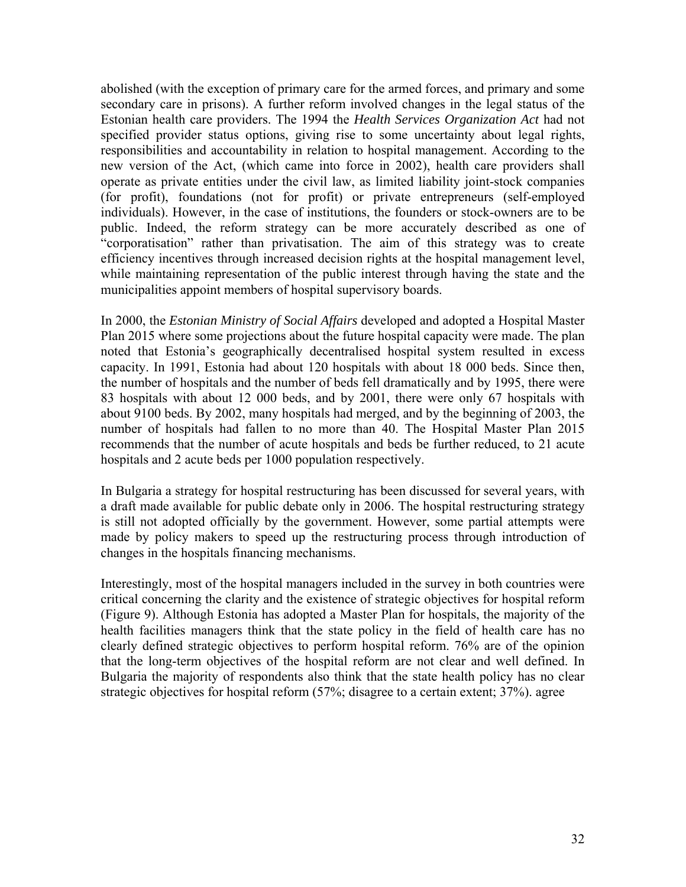abolished (with the exception of primary care for the armed forces, and primary and some secondary care in prisons). A further reform involved changes in the legal status of the Estonian health care providers. The 1994 the *Health Services Organization Act* had not specified provider status options, giving rise to some uncertainty about legal rights, responsibilities and accountability in relation to hospital management. According to the new version of the Act, (which came into force in 2002), health care providers shall operate as private entities under the civil law, as limited liability joint-stock companies (for profit), foundations (not for profit) or private entrepreneurs (self-employed individuals). However, in the case of institutions, the founders or stock-owners are to be public. Indeed, the reform strategy can be more accurately described as one of "corporatisation" rather than privatisation. The aim of this strategy was to create efficiency incentives through increased decision rights at the hospital management level, while maintaining representation of the public interest through having the state and the municipalities appoint members of hospital supervisory boards.

In 2000, the *Estonian Ministry of Social Affairs* developed and adopted a Hospital Master Plan 2015 where some projections about the future hospital capacity were made. The plan noted that Estonia's geographically decentralised hospital system resulted in excess capacity. In 1991, Estonia had about 120 hospitals with about 18 000 beds. Since then, the number of hospitals and the number of beds fell dramatically and by 1995, there were 83 hospitals with about 12 000 beds, and by 2001, there were only 67 hospitals with about 9100 beds. By 2002, many hospitals had merged, and by the beginning of 2003, the number of hospitals had fallen to no more than 40. The Hospital Master Plan 2015 recommends that the number of acute hospitals and beds be further reduced, to 21 acute hospitals and 2 acute beds per 1000 population respectively.

In Bulgaria a strategy for hospital restructuring has been discussed for several years, with a draft made available for public debate only in 2006. The hospital restructuring strategy is still not adopted officially by the government. However, some partial attempts were made by policy makers to speed up the restructuring process through introduction of changes in the hospitals financing mechanisms.

Interestingly, most of the hospital managers included in the survey in both countries were critical concerning the clarity and the existence of strategic objectives for hospital reform (Figure 9). Although Estonia has adopted a Master Plan for hospitals, the majority of the health facilities managers think that the state policy in the field of health care has no clearly defined strategic objectives to perform hospital reform. 76% are of the opinion that the long-term objectives of the hospital reform are not clear and well defined. In Bulgaria the majority of respondents also think that the state health policy has no clear strategic objectives for hospital reform (57%; disagree to a certain extent; 37%). agree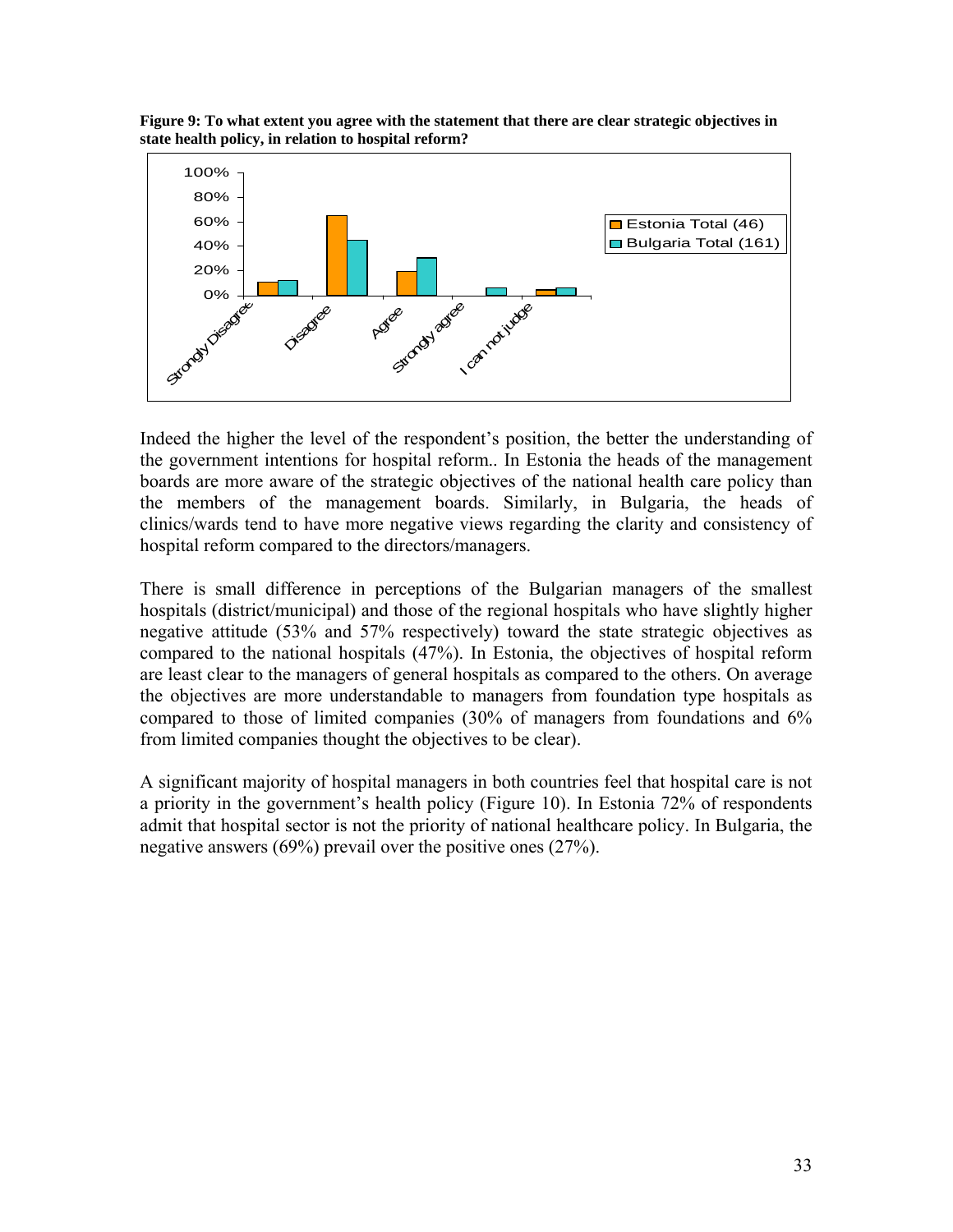**Figure 9: To what extent you agree with the statement that there are clear strategic objectives in state health policy, in relation to hospital reform?**

Indeed the higher the level of the respondent's position, the better the understanding of the government intentions for hospital reform.. In Estonia the heads of the management boards are more aware of the strategic objectives of the national health care policy than the members of the management boards. Similarly, in Bulgaria, the heads of clinics/wards tend to have more negative views regarding the clarity and consistency of hospital reform compared to the directors/managers.

There is small difference in perceptions of the Bulgarian managers of the smallest hospitals (district/municipal) and those of the regional hospitals who have slightly higher negative attitude (53% and 57% respectively) toward the state strategic objectives as compared to the national hospitals (47%). In Estonia, the objectives of hospital reform are least clear to the managers of general hospitals as compared to the others. On average the objectives are more understandable to managers from foundation type hospitals as compared to those of limited companies (30% of managers from foundations and 6% from limited companies thought the objectives to be clear).

A significant majority of hospital managers in both countries feel that hospital care is not a priority in the government's health policy (Figure 10). In Estonia 72% of respondents admit that hospital sector is not the priority of national healthcare policy. In Bulgaria, the negative answers (69%) prevail over the positive ones (27%).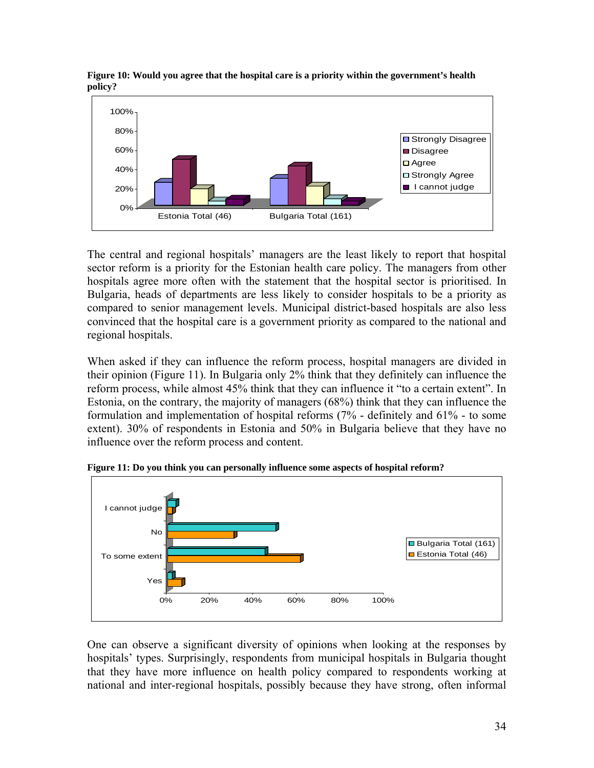**Figure 10: Would you agree that the hospital care is a priority within the government's health policy?**

The central and regional hospitals' managers are the least likely to report that hospital sector reform is a priority for the Estonian health care policy. The managers from other hospitals agree more often with the statement that the hospital sector is prioritised. In Bulgaria, heads of departments are less likely to consider hospitals to be a priority as compared to senior management levels. Municipal district-based hospitals are also less convinced that the hospital care is a government priority as compared to the national and regional hospitals.

When asked if they can influence the reform process, hospital managers are divided in their opinion (Figure 11). In Bulgaria only 2% think that they definitely can influence the reform process, while almost 45% think that they can influence it "to a certain extent". In Estonia, on the contrary, the majority of managers (68%) think that they can influence the formulation and implementation of hospital reforms (7% - definitely and 61% - to some extent). 30% of respondents in Estonia and 50% in Bulgaria believe that they have no influence over the reform process and content.

**Figure 11: Do you think you can personally influence some aspects of hospital reform?**

One can observe a significant diversity of opinions when looking at the responses by hospitals' types. Surprisingly, respondents from municipal hospitals in Bulgaria thought that they have more influence on health policy compared to respondents working at national and inter-regional hospitals, possibly because they have strong, often informal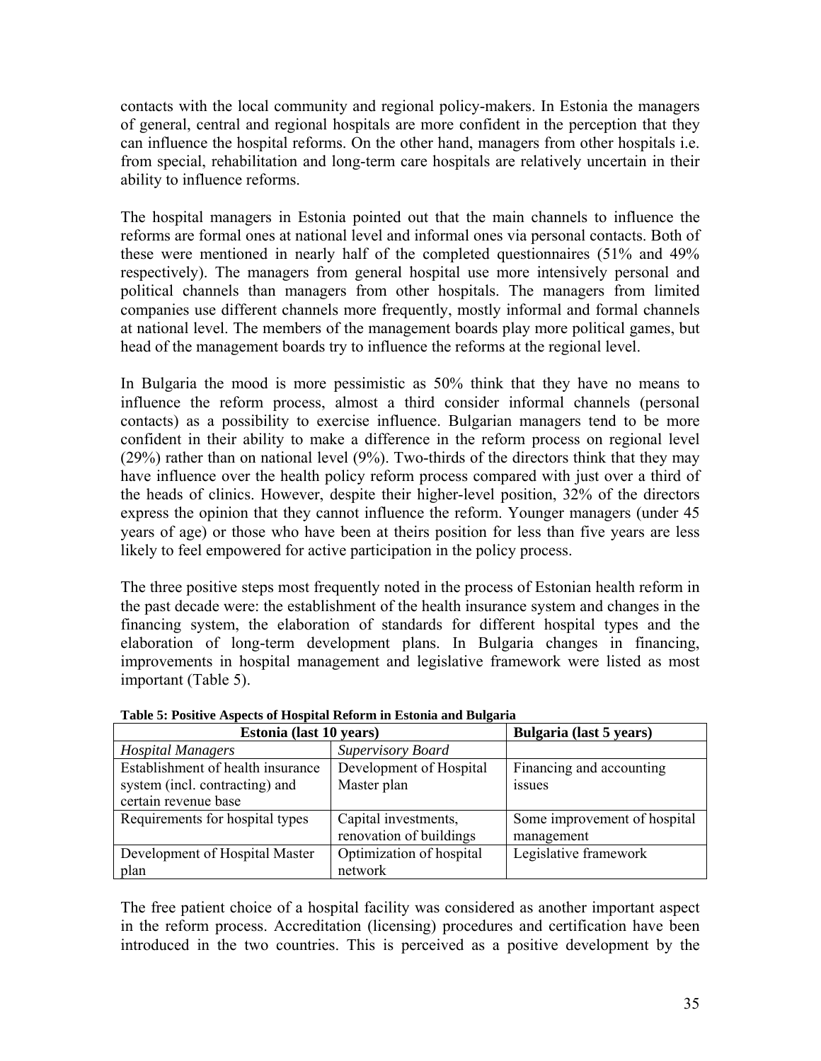contacts with the local community and regional policy-makers. In Estonia the managers of general, central and regional hospitals are more confident in the perception that they can influence the hospital reforms. On the other hand, managers from other hospitals i.e. from special, rehabilitation and long-term care hospitals are relatively uncertain in their ability to influence reforms.

The hospital managers in Estonia pointed out that the main channels to influence the reforms are formal ones at national level and informal ones via personal contacts. Both of these were mentioned in nearly half of the completed questionnaires (51% and 49% respectively). The managers from general hospital use more intensively personal and political channels than managers from other hospitals. The managers from limited companies use different channels more frequently, mostly informal and formal channels at national level. The members of the management boards play more political games, but head of the management boards try to influence the reforms at the regional level.

In Bulgaria the mood is more pessimistic as 50% think that they have no means to influence the reform process, almost a third consider informal channels (personal contacts) as a possibility to exercise influence. Bulgarian managers tend to be more confident in their ability to make a difference in the reform process on regional level (29%) rather than on national level (9%). Two-thirds of the directors think that they may have influence over the health policy reform process compared with just over a third of the heads of clinics. However, despite their higher-level position, 32% of the directors express the opinion that they cannot influence the reform. Younger managers (under 45 years of age) or those who have been at theirs position for less than five years are less likely to feel empowered for active participation in the policy process.

The three positive steps most frequently noted in the process of Estonian health reform in the past decade were: the establishment of the health insurance system and changes in the financing system, the elaboration of standards for different hospital types and the elaboration of long-term development plans. In Bulgaria changes in financing, improvements in hospital management and legislative framework were listed as most important (Table 5).

**Table 5: Positive Aspects of Hospital Reform in Estonia and Bulgaria**

| Estonia (last 10 years) | | Bulgaria (last 5 years) |
|---|---|---|
| *Hospital Managers* | *Supervisory Board* | |
| Establishment of health insurance system (incl. contracting) and certain revenue base | Development of Hospital Master plan | Financing and accounting issues |
| Requirements for hospital types | Capital investments, renovation of buildings | Some improvement of hospital management |
| Development of Hospital Master plan | Optimization of hospital network | Legislative framework |

The free patient choice of a hospital facility was considered as another important aspect in the reform process. Accreditation (licensing) procedures and certification have been introduced in the two countries. This is perceived as a positive development by the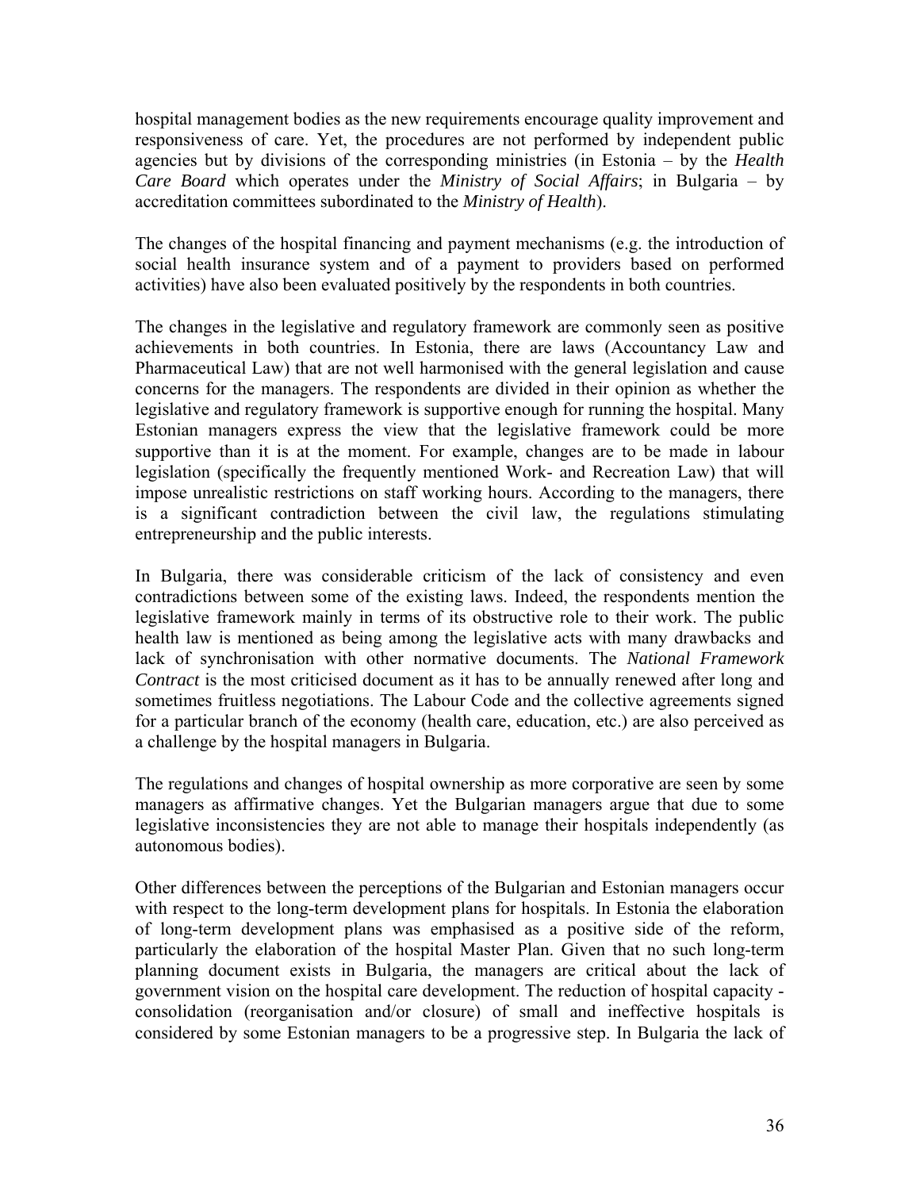hospital management bodies as the new requirements encourage quality improvement and responsiveness of care. Yet, the procedures are not performed by independent public agencies but by divisions of the corresponding ministries (in Estonia – by the *Health Care Board* which operates under the *Ministry of Social Affairs*; in Bulgaria – by accreditation committees subordinated to the *Ministry of Health*).

The changes of the hospital financing and payment mechanisms (e.g. the introduction of social health insurance system and of a payment to providers based on performed activities) have also been evaluated positively by the respondents in both countries.

The changes in the legislative and regulatory framework are commonly seen as positive achievements in both countries. In Estonia, there are laws (Accountancy Law and Pharmaceutical Law) that are not well harmonised with the general legislation and cause concerns for the managers. The respondents are divided in their opinion as whether the legislative and regulatory framework is supportive enough for running the hospital. Many Estonian managers express the view that the legislative framework could be more supportive than it is at the moment. For example, changes are to be made in labour legislation (specifically the frequently mentioned Work- and Recreation Law) that will impose unrealistic restrictions on staff working hours. According to the managers, there is a significant contradiction between the civil law, the regulations stimulating entrepreneurship and the public interests.

In Bulgaria, there was considerable criticism of the lack of consistency and even contradictions between some of the existing laws. Indeed, the respondents mention the legislative framework mainly in terms of its obstructive role to their work. The public health law is mentioned as being among the legislative acts with many drawbacks and lack of synchronisation with other normative documents. The *National Framework Contract* is the most criticised document as it has to be annually renewed after long and sometimes fruitless negotiations. The Labour Code and the collective agreements signed for a particular branch of the economy (health care, education, etc.) are also perceived as a challenge by the hospital managers in Bulgaria.

The regulations and changes of hospital ownership as more corporative are seen by some managers as affirmative changes. Yet the Bulgarian managers argue that due to some legislative inconsistencies they are not able to manage their hospitals independently (as autonomous bodies).

Other differences between the perceptions of the Bulgarian and Estonian managers occur with respect to the long-term development plans for hospitals. In Estonia the elaboration of long-term development plans was emphasised as a positive side of the reform, particularly the elaboration of the hospital Master Plan. Given that no such long-term planning document exists in Bulgaria, the managers are critical about the lack of government vision on the hospital care development. The reduction of hospital capacity - consolidation (reorganisation and/or closure) of small and ineffective hospitals is considered by some Estonian managers to be a progressive step. In Bulgaria the lack of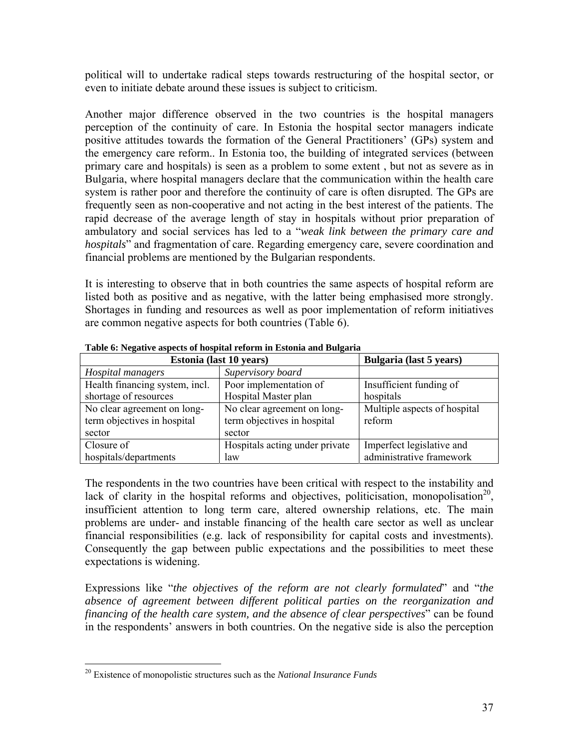political will to undertake radical steps towards restructuring of the hospital sector, or even to initiate debate around these issues is subject to criticism.

Another major difference observed in the two countries is the hospital managers perception of the continuity of care. In Estonia the hospital sector managers indicate positive attitudes towards the formation of the General Practitioners' (GPs) system and the emergency care reform.. In Estonia too, the building of integrated services (between primary care and hospitals) is seen as a problem to some extent , but not as severe as in Bulgaria, where hospital managers declare that the communication within the health care system is rather poor and therefore the continuity of care is often disrupted. The GPs are frequently seen as non-cooperative and not acting in the best interest of the patients. The rapid decrease of the average length of stay in hospitals without prior preparation of ambulatory and social services has led to a "*weak link between the primary care and hospitals*" and fragmentation of care. Regarding emergency care, severe coordination and financial problems are mentioned by the Bulgarian respondents.

It is interesting to observe that in both countries the same aspects of hospital reform are listed both as positive and as negative, with the latter being emphasised more strongly. Shortages in funding and resources as well as poor implementation of reform initiatives are common negative aspects for both countries (Table 6).

**Table 6: Negative aspects of hospital reform in Estonia and Bulgaria**

| Estonia (last 10 years) | | Bulgaria (last 5 years) |
|---|---|---|
| *Hospital managers* | *Supervisory board* | |
| Health financing system, incl. shortage of resources | Poor implementation of Hospital Master plan | Insufficient funding of hospitals |
| No clear agreement on long-term objectives in hospital sector | No clear agreement on long-term objectives in hospital sector | Multiple aspects of hospital reform |
| Closure of hospitals/departments | Hospitals acting under private law | Imperfect legislative and administrative framework |

The respondents in the two countries have been critical with respect to the instability and lack of clarity in the hospital reforms and objectives, politicisation, monopolisation[20], insufficient attention to long term care, altered ownership relations, etc. The main problems are under- and instable financing of the health care sector as well as unclear financial responsibilities (e.g. lack of responsibility for capital costs and investments). Consequently the gap between public expectations and the possibilities to meet these expectations is widening.

Expressions like "*the objectives of the reform are not clearly formulated*" and "*the absence of agreement between different political parties on the reorganization and financing of the health care system, and the absence of clear perspectives*" can be found in the respondents' answers in both countries. On the negative side is also the perception

[20] Existence of monopolistic structures such as the *National Insurance Funds*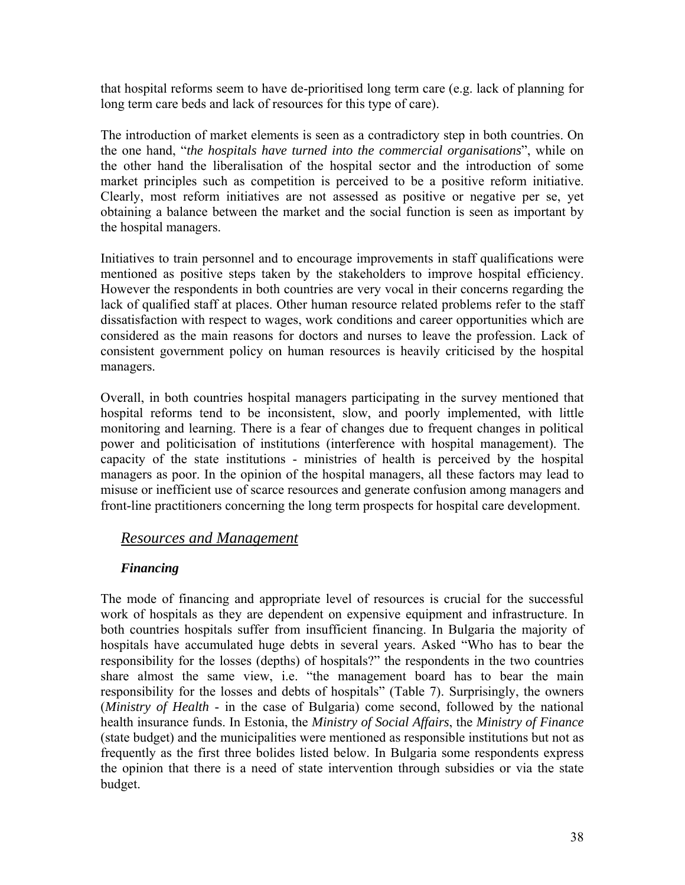that hospital reforms seem to have de-prioritised long term care (e.g. lack of planning for long term care beds and lack of resources for this type of care).

The introduction of market elements is seen as a contradictory step in both countries. On the one hand, "*the hospitals have turned into the commercial organisations*", while on the other hand the liberalisation of the hospital sector and the introduction of some market principles such as competition is perceived to be a positive reform initiative. Clearly, most reform initiatives are not assessed as positive or negative per se, yet obtaining a balance between the market and the social function is seen as important by the hospital managers.

Initiatives to train personnel and to encourage improvements in staff qualifications were mentioned as positive steps taken by the stakeholders to improve hospital efficiency. However the respondents in both countries are very vocal in their concerns regarding the lack of qualified staff at places. Other human resource related problems refer to the staff dissatisfaction with respect to wages, work conditions and career opportunities which are considered as the main reasons for doctors and nurses to leave the profession. Lack of consistent government policy on human resources is heavily criticised by the hospital managers.

Overall, in both countries hospital managers participating in the survey mentioned that hospital reforms tend to be inconsistent, slow, and poorly implemented, with little monitoring and learning. There is a fear of changes due to frequent changes in political power and politicisation of institutions (interference with hospital management). The capacity of the state institutions - ministries of health is perceived by the hospital managers as poor. In the opinion of the hospital managers, all these factors may lead to misuse or inefficient use of scarce resources and generate confusion among managers and front-line practitioners concerning the long term prospects for hospital care development.

## *Resources and Management*

### *Financing*

The mode of financing and appropriate level of resources is crucial for the successful work of hospitals as they are dependent on expensive equipment and infrastructure. In both countries hospitals suffer from insufficient financing. In Bulgaria the majority of hospitals have accumulated huge debts in several years. Asked "Who has to bear the responsibility for the losses (depths) of hospitals?" the respondents in the two countries share almost the same view, i.e. "the management board has to bear the main responsibility for the losses and debts of hospitals" (Table 7). Surprisingly, the owners (*Ministry of Health* - in the case of Bulgaria) come second, followed by the national health insurance funds. In Estonia, the *Ministry of Social Affairs*, the *Ministry of Finance* (state budget) and the municipalities were mentioned as responsible institutions but not as frequently as the first three bolides listed below. In Bulgaria some respondents express the opinion that there is a need of state intervention through subsidies or via the state budget.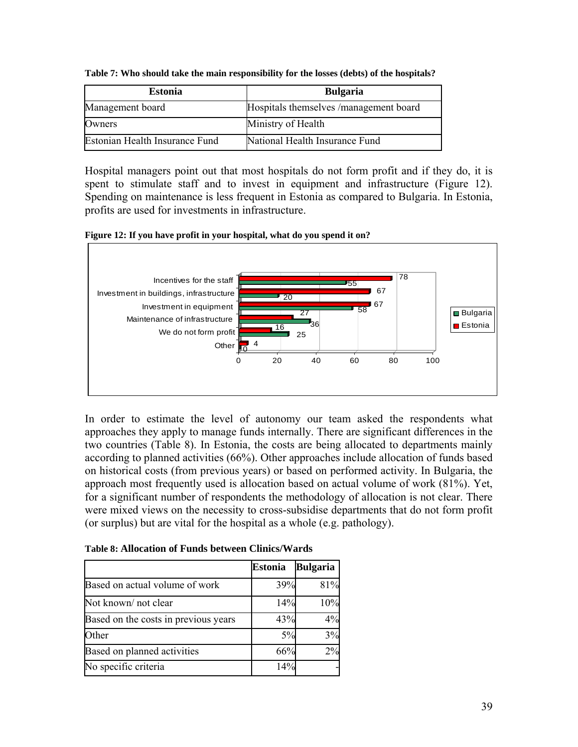**Table 7: Who should take the main responsibility for the losses (debts) of the hospitals?**

| Estonia | Bulgaria |
|---|---|
| Management board | Hospitals themselves /management board |
| Owners | Ministry of Health |
| Estonian Health Insurance Fund | National Health Insurance Fund |

Hospital managers point out that most hospitals do not form profit and if they do, it is spent to stimulate staff and to invest in equipment and infrastructure (Figure 12). Spending on maintenance is less frequent in Estonia as compared to Bulgaria. In Estonia, profits are used for investments in infrastructure.

**Figure 12: If you have profit in your hospital, what do you spend it on?**

| | Bulgaria | Estonia |
|---|---|---|
| Incentives for the staff | 55 | 78 |
| Investment in buildings, infrastructure | 20 | 67 |
| Investment in equipment | 58 | 67 |
| Maintenance of infrastructure | 36 | 27 |
| We do not form profit | 25 | 16 |
| Other | 0 | 4 |

In order to estimate the level of autonomy our team asked the respondents what approaches they apply to manage funds internally. There are significant differences in the two countries (Table 8). In Estonia, the costs are being allocated to departments mainly according to planned activities (66%). Other approaches include allocation of funds based on historical costs (from previous years) or based on performed activity. In Bulgaria, the approach most frequently used is allocation based on actual volume of work (81%). Yet, for a significant number of respondents the methodology of allocation is not clear. There were mixed views on the necessity to cross-subsidise departments that do not form profit (or surplus) but are vital for the hospital as a whole (e.g. pathology).

**Table 8: Allocation of Funds between Clinics/Wards**

| | Estonia | Bulgaria |
|---|---|---|
| Based on actual volume of work | 39% | 81% |
| Not known/ not clear | 14% | 10% |
| Based on the costs in previous years | 43% | 4% |
| Other | 5% | 3% |
| Based on planned activities | 66% | 2% |
| No specific criteria | 14% | - |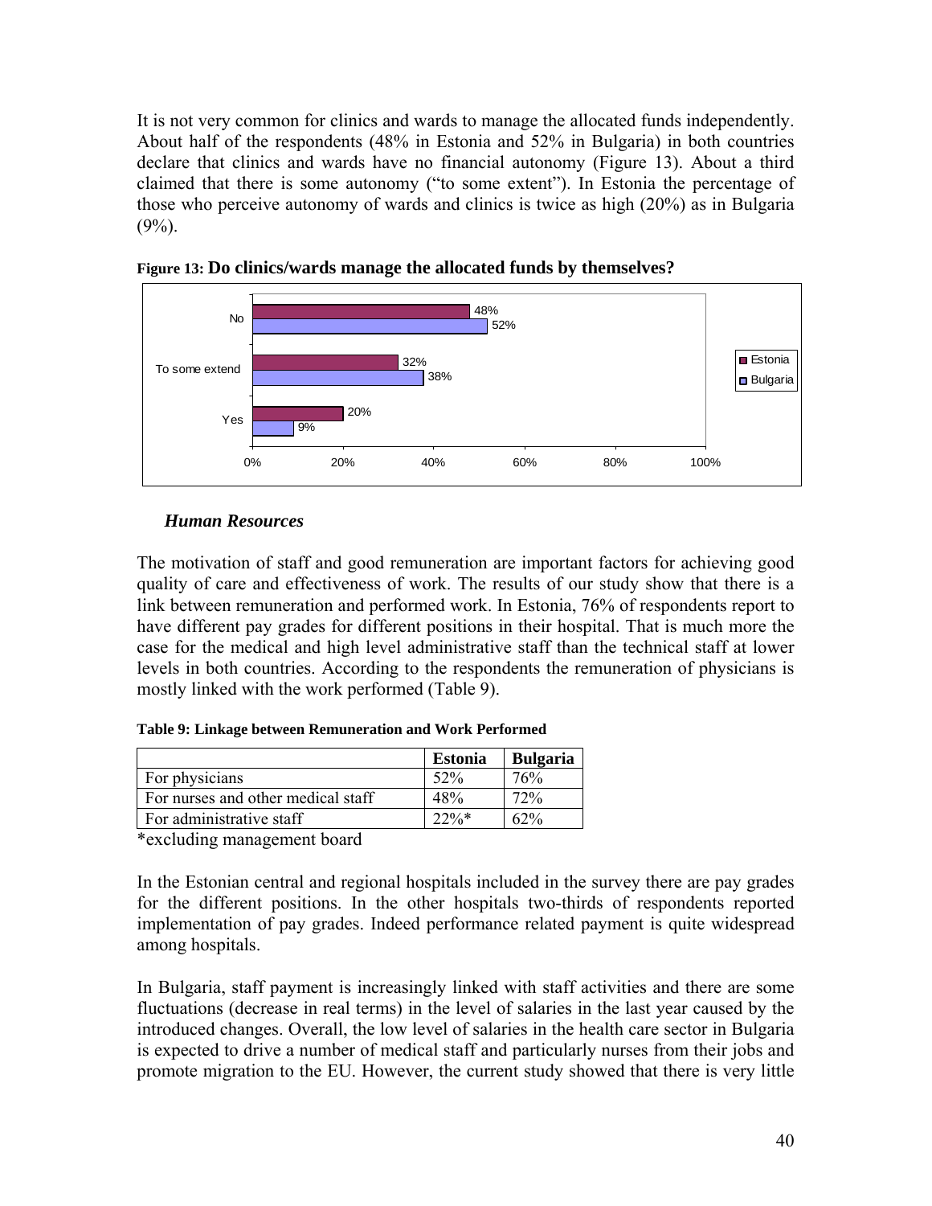It is not very common for clinics and wards to manage the allocated funds independently. About half of the respondents (48% in Estonia and 52% in Bulgaria) in both countries declare that clinics and wards have no financial autonomy (Figure 13). About a third claimed that there is some autonomy ("to some extent"). In Estonia the percentage of those who perceive autonomy of wards and clinics is twice as high (20%) as in Bulgaria (9%).

**Figure 13: Do clinics/wards manage the allocated funds by themselves?**

| | Estonia | Bulgaria |
|---|---|---|
| No | 48% | 52% |
| To some extend | 32% | 38% |
| Yes | 20% | 9% |

### *Human Resources*

The motivation of staff and good remuneration are important factors for achieving good quality of care and effectiveness of work. The results of our study show that there is a link between remuneration and performed work. In Estonia, 76% of respondents report to have different pay grades for different positions in their hospital. That is much more the case for the medical and high level administrative staff than the technical staff at lower levels in both countries. According to the respondents the remuneration of physicians is mostly linked with the work performed (Table 9).

**Table 9: Linkage between Remuneration and Work Performed**

| | Estonia | Bulgaria |
|---|---|---|
| For physicians | 52% | 76% |
| For nurses and other medical staff | 48% | 72% |
| For administrative staff | 22%* | 62% |

*excluding management board

In the Estonian central and regional hospitals included in the survey there are pay grades for the different positions. In the other hospitals two-thirds of respondents reported implementation of pay grades. Indeed performance related payment is quite widespread among hospitals.

In Bulgaria, staff payment is increasingly linked with staff activities and there are some fluctuations (decrease in real terms) in the level of salaries in the last year caused by the introduced changes. Overall, the low level of salaries in the health care sector in Bulgaria is expected to drive a number of medical staff and particularly nurses from their jobs and promote migration to the EU. However, the current study showed that there is very little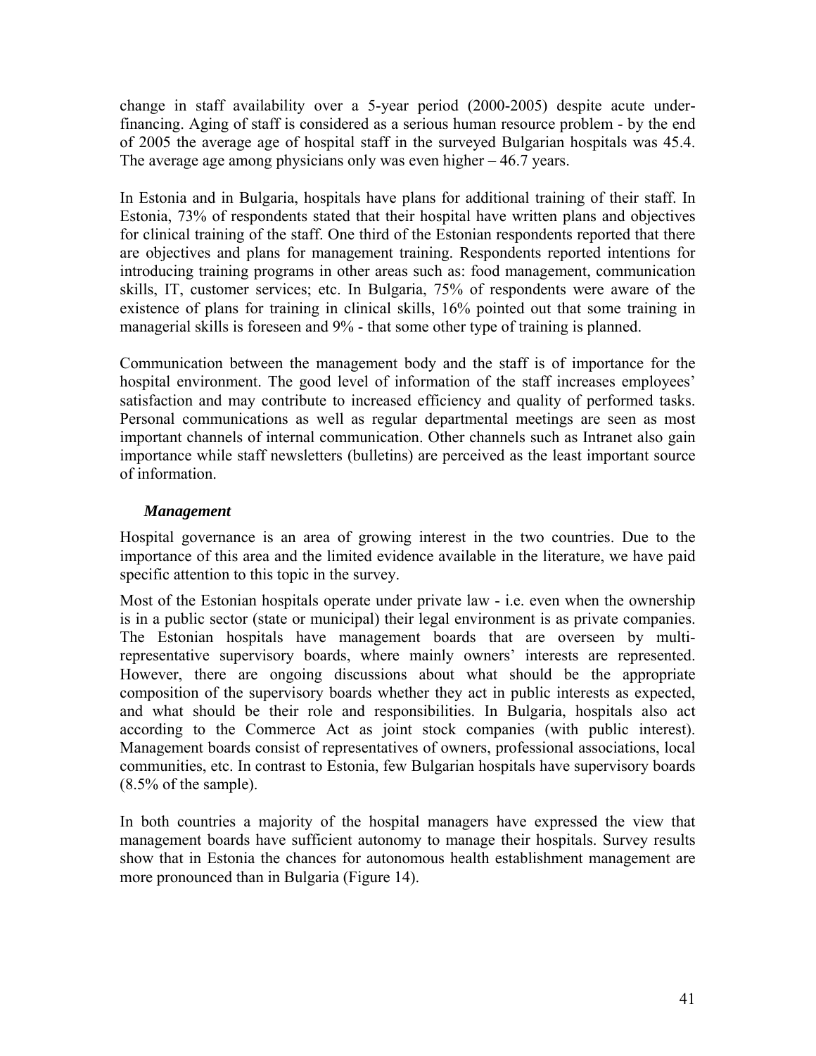change in staff availability over a 5-year period (2000-2005) despite acute under-financing. Aging of staff is considered as a serious human resource problem - by the end of 2005 the average age of hospital staff in the surveyed Bulgarian hospitals was 45.4. The average age among physicians only was even higher – 46.7 years.

In Estonia and in Bulgaria, hospitals have plans for additional training of their staff. In Estonia, 73% of respondents stated that their hospital have written plans and objectives for clinical training of the staff. One third of the Estonian respondents reported that there are objectives and plans for management training. Respondents reported intentions for introducing training programs in other areas such as: food management, communication skills, IT, customer services; etc. In Bulgaria, 75% of respondents were aware of the existence of plans for training in clinical skills, 16% pointed out that some training in managerial skills is foreseen and 9% - that some other type of training is planned.

Communication between the management body and the staff is of importance for the hospital environment. The good level of information of the staff increases employees' satisfaction and may contribute to increased efficiency and quality of performed tasks. Personal communications as well as regular departmental meetings are seen as most important channels of internal communication. Other channels such as Intranet also gain importance while staff newsletters (bulletins) are perceived as the least important source of information.

### *Management*

Hospital governance is an area of growing interest in the two countries. Due to the importance of this area and the limited evidence available in the literature, we have paid specific attention to this topic in the survey.

Most of the Estonian hospitals operate under private law - i.e. even when the ownership is in a public sector (state or municipal) their legal environment is as private companies. The Estonian hospitals have management boards that are overseen by multi-representative supervisory boards, where mainly owners' interests are represented. However, there are ongoing discussions about what should be the appropriate composition of the supervisory boards whether they act in public interests as expected, and what should be their role and responsibilities. In Bulgaria, hospitals also act according to the Commerce Act as joint stock companies (with public interest). Management boards consist of representatives of owners, professional associations, local communities, etc. In contrast to Estonia, few Bulgarian hospitals have supervisory boards (8.5% of the sample).

In both countries a majority of the hospital managers have expressed the view that management boards have sufficient autonomy to manage their hospitals. Survey results show that in Estonia the chances for autonomous health establishment management are more pronounced than in Bulgaria (Figure 14).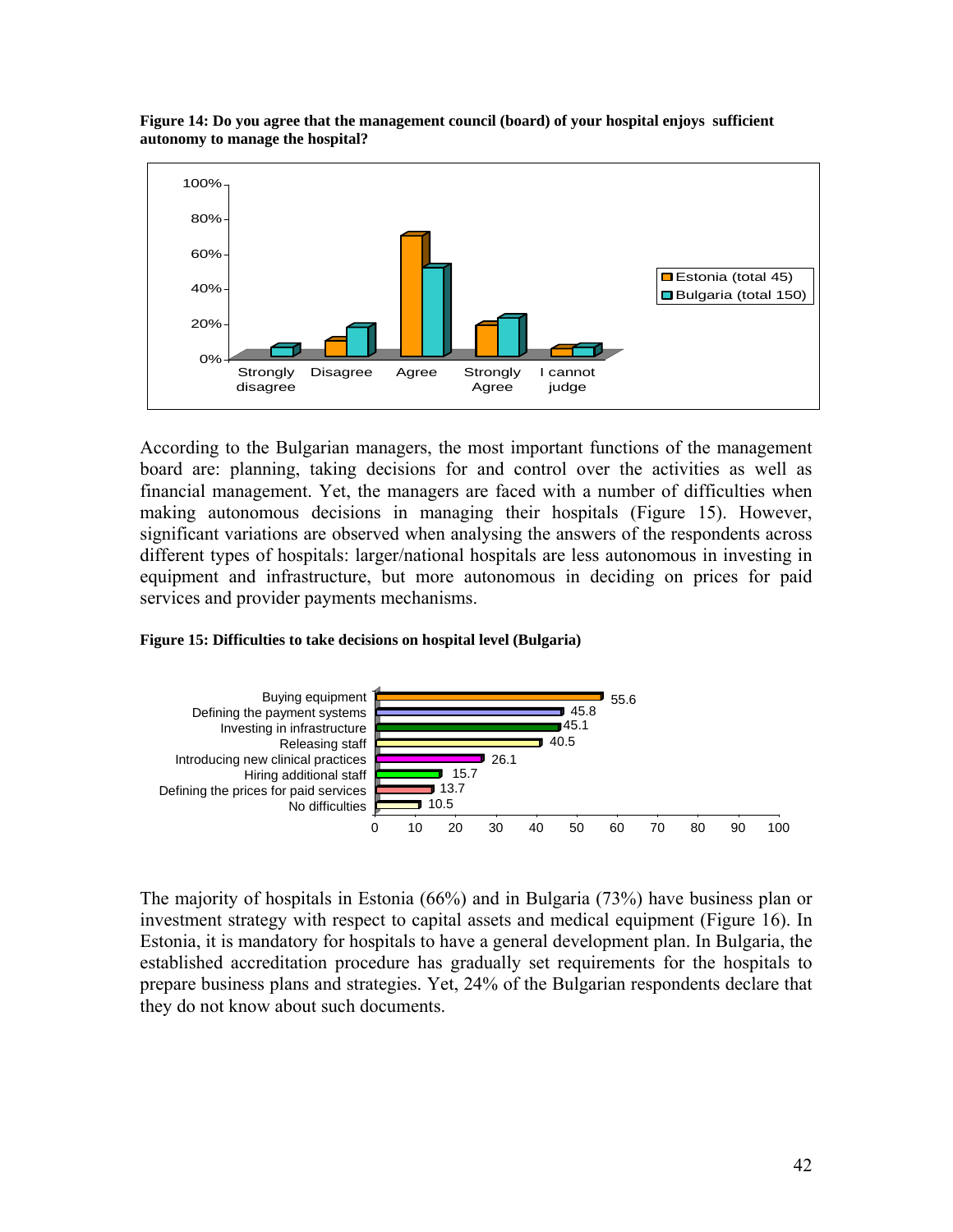**Figure 14: Do you agree that the management council (board) of your hospital enjoys sufficient autonomy to manage the hospital?**

According to the Bulgarian managers, the most important functions of the management board are: planning, taking decisions for and control over the activities as well as financial management. Yet, the managers are faced with a number of difficulties when making autonomous decisions in managing their hospitals (Figure 15). However, significant variations are observed when analysing the answers of the respondents across different types of hospitals: larger/national hospitals are less autonomous in investing in equipment and infrastructure, but more autonomous in deciding on prices for paid services and provider payments mechanisms.

**Figure 15: Difficulties to take decisions on hospital level (Bulgaria)**

| Difficulty | % |
|---|---|
| Buying equipment | 55.6 |
| Defining the payment systems | 45.8 |
| Investing in infrastructure | 45.1 |
| Releasing staff | 40.5 |
| Introducing new clinical practices | 26.1 |
| Hiring additional staff | 15.7 |
| Defining the prices for paid services | 13.7 |
| No difficulties | 10.5 |

The majority of hospitals in Estonia (66%) and in Bulgaria (73%) have business plan or investment strategy with respect to capital assets and medical equipment (Figure 16). In Estonia, it is mandatory for hospitals to have a general development plan. In Bulgaria, the established accreditation procedure has gradually set requirements for the hospitals to prepare business plans and strategies. Yet, 24% of the Bulgarian respondents declare that they do not know about such documents.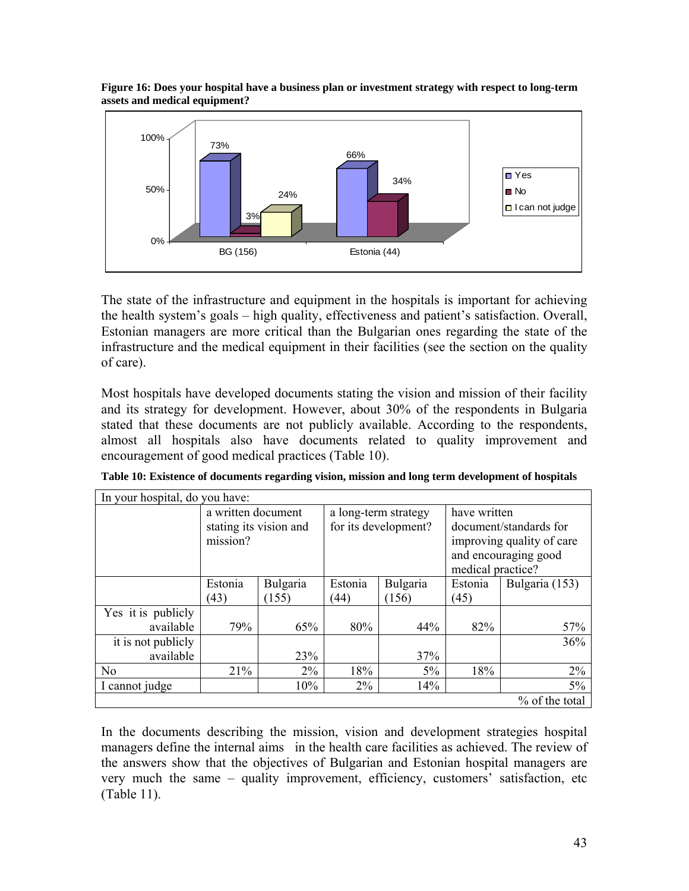**Figure 16: Does your hospital have a business plan or investment strategy with respect to long-term assets and medical equipment?**

| | Yes | No | I can not judge |
|---|---|---|---|
| BG (156) | 73% | 3% | 24% |
| Estonia (44) | 66% | 34% | |

The state of the infrastructure and equipment in the hospitals is important for achieving the health system's goals – high quality, effectiveness and patient's satisfaction. Overall, Estonian managers are more critical than the Bulgarian ones regarding the state of the infrastructure and the medical equipment in their facilities (see the section on the quality of care).

Most hospitals have developed documents stating the vision and mission of their facility and its strategy for development. However, about 30% of the respondents in Bulgaria stated that these documents are not publicly available. According to the respondents, almost all hospitals also have documents related to quality improvement and encouragement of good medical practices (Table 10).

**Table 10: Existence of documents regarding vision, mission and long term development of hospitals**

| In your hospital, do you have: | | | | | | |
|---|---|---|---|---|---|---|
| | a written document stating its vision and mission? | | a long-term strategy for its development? | | have written document/standards for improving quality of care and encouraging good medical practice? | |
| | Estonia (43) | Bulgaria (155) | Estonia (44) | Bulgaria (156) | Estonia (45) | Bulgaria (153) |
| Yes it is publicly available | 79% | 65% | 80% | 44% | 82% | 57% |
| it is not publicly available | | 23% | | 37% | | 36% |
| No | 21% | 2% | 18% | 5% | 18% | 2% |
| I cannot judge | | 10% | 2% | 14% | | 5% |
| % of the total | | | | | | |

In the documents describing the mission, vision and development strategies hospital managers define the internal aims in the health care facilities as achieved. The review of the answers show that the objectives of Bulgarian and Estonian hospital managers are very much the same – quality improvement, efficiency, customers' satisfaction, etc (Table 11).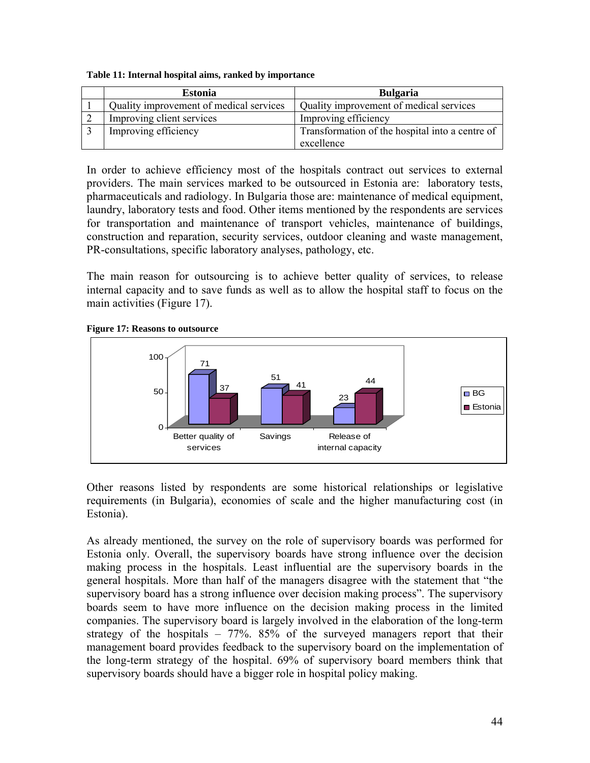**Table 11: Internal hospital aims, ranked by importance**

| | Estonia | Bulgaria |
|---|---|---|
| 1 | Quality improvement of medical services | Quality improvement of medical services |
| 2 | Improving client services | Improving efficiency |
| 3 | Improving efficiency | Transformation of the hospital into a centre of excellence |

In order to achieve efficiency most of the hospitals contract out services to external providers. The main services marked to be outsourced in Estonia are: laboratory tests, pharmaceuticals and radiology. In Bulgaria those are: maintenance of medical equipment, laundry, laboratory tests and food. Other items mentioned by the respondents are services for transportation and maintenance of transport vehicles, maintenance of buildings, construction and reparation, security services, outdoor cleaning and waste management, PR-consultations, specific laboratory analyses, pathology, etc.

The main reason for outsourcing is to achieve better quality of services, to release internal capacity and to save funds as well as to allow the hospital staff to focus on the main activities (Figure 17).

**Figure 17: Reasons to outsource**

| | Better quality of services | Savings | Release of internal capacity |
|---|---|---|---|
| BG | 71 | 51 | 23 |
| Estonia | 37 | 41 | 44 |

Other reasons listed by respondents are some historical relationships or legislative requirements (in Bulgaria), economies of scale and the higher manufacturing cost (in Estonia).

As already mentioned, the survey on the role of supervisory boards was performed for Estonia only. Overall, the supervisory boards have strong influence over the decision making process in the hospitals. Least influential are the supervisory boards in the general hospitals. More than half of the managers disagree with the statement that "the supervisory board has a strong influence over decision making process". The supervisory boards seem to have more influence on the decision making process in the limited companies. The supervisory board is largely involved in the elaboration of the long-term strategy of the hospitals – 77%. 85% of the surveyed managers report that their management board provides feedback to the supervisory board on the implementation of the long-term strategy of the hospital. 69% of supervisory board members think that supervisory boards should have a bigger role in hospital policy making.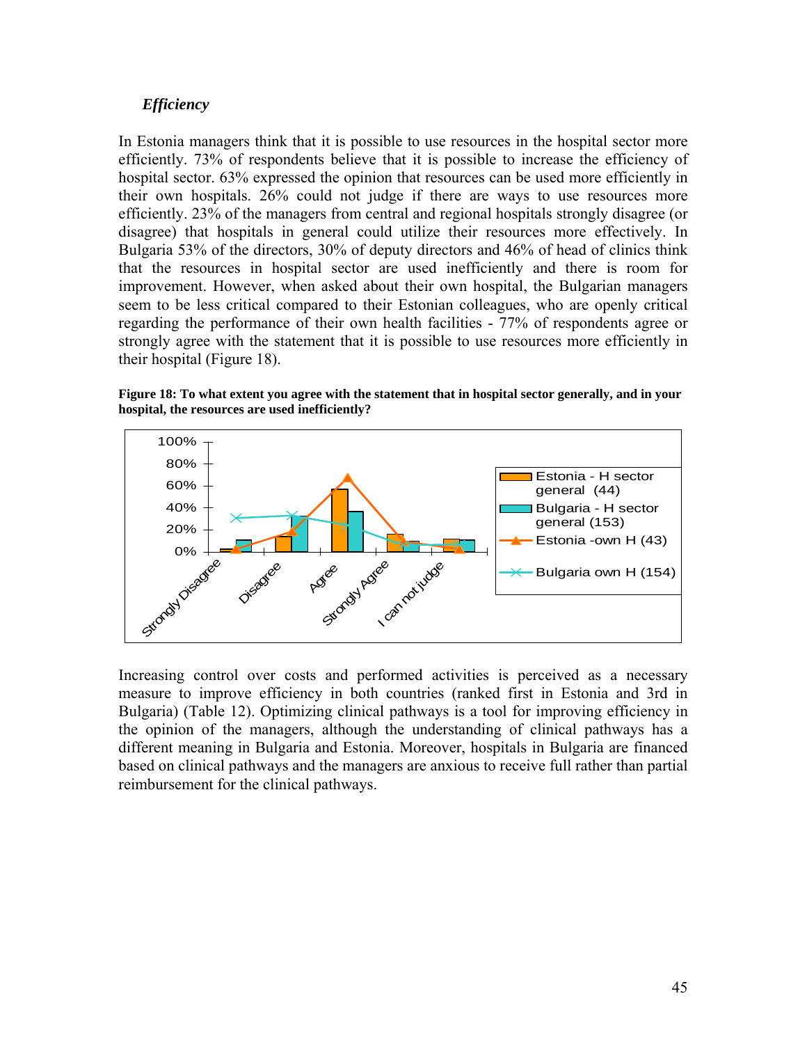### *Efficiency*

In Estonia managers think that it is possible to use resources in the hospital sector more efficiently. 73% of respondents believe that it is possible to increase the efficiency of hospital sector. 63% expressed the opinion that resources can be used more efficiently in their own hospitals. 26% could not judge if there are ways to use resources more efficiently. 23% of the managers from central and regional hospitals strongly disagree (or disagree) that hospitals in general could utilize their resources more effectively. In Bulgaria 53% of the directors, 30% of deputy directors and 46% of head of clinics think that the resources in hospital sector are used inefficiently and there is room for improvement. However, when asked about their own hospital, the Bulgarian managers seem to be less critical compared to their Estonian colleagues, who are openly critical regarding the performance of their own health facilities - 77% of respondents agree or strongly agree with the statement that it is possible to use resources more efficiently in their hospital (Figure 18).

**Figure 18: To what extent you agree with the statement that in hospital sector generally, and in your hospital, the resources are used inefficiently?**

Increasing control over costs and performed activities is perceived as a necessary measure to improve efficiency in both countries (ranked first in Estonia and 3rd in Bulgaria) (Table 12). Optimizing clinical pathways is a tool for improving efficiency in the opinion of the managers, although the understanding of clinical pathways has a different meaning in Bulgaria and Estonia. Moreover, hospitals in Bulgaria are financed based on clinical pathways and the managers are anxious to receive full rather than partial reimbursement for the clinical pathways.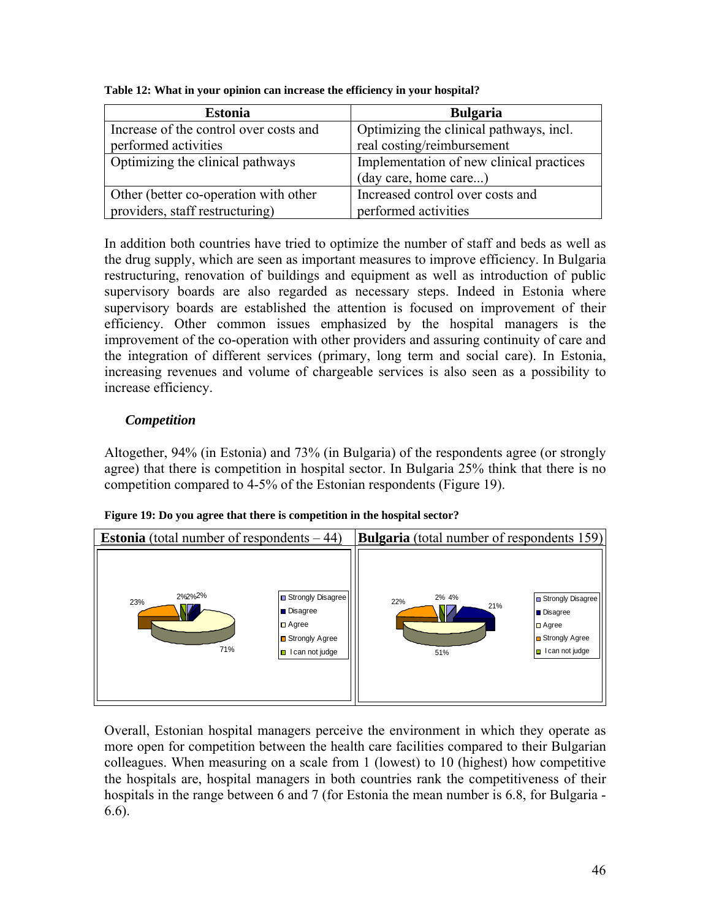**Table 12: What in your opinion can increase the efficiency in your hospital?**

| Estonia | Bulgaria |
|---|---|
| Increase of the control over costs and performed activities | Optimizing the clinical pathways, incl. real costing/reimbursement |
| Optimizing the clinical pathways | Implementation of new clinical practices (day care, home care...) |
| Other (better co-operation with other providers, staff restructuring) | Increased control over costs and performed activities |

In addition both countries have tried to optimize the number of staff and beds as well as the drug supply, which are seen as important measures to improve efficiency. In Bulgaria restructuring, renovation of buildings and equipment as well as introduction of public supervisory boards are also regarded as necessary steps. Indeed in Estonia where supervisory boards are established the attention is focused on improvement of their efficiency. Other common issues emphasized by the hospital managers is the improvement of the co-operation with other providers and assuring continuity of care and the integration of different services (primary, long term and social care). In Estonia, increasing revenues and volume of chargeable services is also seen as a possibility to increase efficiency.

### *Competition*

Altogether, 94% (in Estonia) and 73% (in Bulgaria) of the respondents agree (or strongly agree) that there is competition in hospital sector. In Bulgaria 25% think that there is no competition compared to 4-5% of the Estonian respondents (Figure 19).

**Figure 19: Do you agree that there is competition in the hospital sector?**

| **Estonia** (total number of respondents – 44) | **Bulgaria** (total number of respondents 159) |
|---|---|
| Strongly Disagree: 2% | Strongly Disagree: 4% |
| Disagree: 2% | Disagree: 21% |
| Agree: 71% | Agree: 51% |
| Strongly Agree: 23% | Strongly Agree: 22% |
| I can not judge: 2% | I can not judge: 2% |

Overall, Estonian hospital managers perceive the environment in which they operate as more open for competition between the health care facilities compared to their Bulgarian colleagues. When measuring on a scale from 1 (lowest) to 10 (highest) how competitive the hospitals are, hospital managers in both countries rank the competitiveness of their hospitals in the range between 6 and 7 (for Estonia the mean number is 6.8, for Bulgaria - 6.6).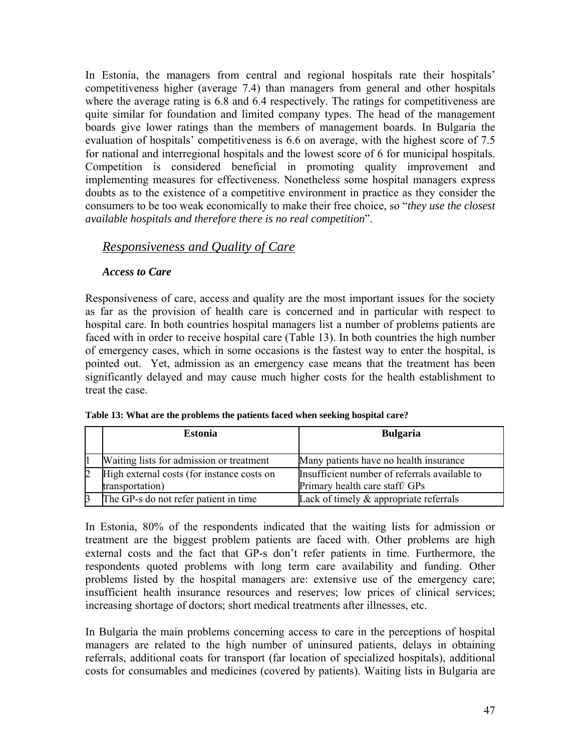In Estonia, the managers from central and regional hospitals rate their hospitals' competitiveness higher (average 7.4) than managers from general and other hospitals where the average rating is 6.8 and 6.4 respectively. The ratings for competitiveness are quite similar for foundation and limited company types. The head of the management boards give lower ratings than the members of management boards. In Bulgaria the evaluation of hospitals' competitiveness is 6.6 on average, with the highest score of 7.5 for national and interregional hospitals and the lowest score of 6 for municipal hospitals. Competition is considered beneficial in promoting quality improvement and implementing measures for effectiveness. Nonetheless some hospital managers express doubts as to the existence of a competitive environment in practice as they consider the consumers to be too weak economically to make their free choice, so "*they use the closest available hospitals and therefore there is no real competition*".

## *Responsiveness and Quality of Care*

### *Access to Care*

Responsiveness of care, access and quality are the most important issues for the society as far as the provision of health care is concerned and in particular with respect to hospital care. In both countries hospital managers list a number of problems patients are faced with in order to receive hospital care (Table 13). In both countries the high number of emergency cases, which in some occasions is the fastest way to enter the hospital, is pointed out. Yet, admission as an emergency case means that the treatment has been significantly delayed and may cause much higher costs for the health establishment to treat the case.

**Table 13: What are the problems the patients faced when seeking hospital care?**

| | Estonia | Bulgaria |
|---|---|---|
| 1 | Waiting lists for admission or treatment | Many patients have no health insurance |
| 2 | High external costs (for instance costs on transportation) | Insufficient number of referrals available to Primary health care staff/ GPs |
| 3 | The GP-s do not refer patient in time | Lack of timely & appropriate referrals |

In Estonia, 80% of the respondents indicated that the waiting lists for admission or treatment are the biggest problem patients are faced with. Other problems are high external costs and the fact that GP-s don't refer patients in time. Furthermore, the respondents quoted problems with long term care availability and funding. Other problems listed by the hospital managers are: extensive use of the emergency care; insufficient health insurance resources and reserves; low prices of clinical services; increasing shortage of doctors; short medical treatments after illnesses, etc.

In Bulgaria the main problems concerning access to care in the perceptions of hospital managers are related to the high number of uninsured patients, delays in obtaining referrals, additional coats for transport (far location of specialized hospitals), additional costs for consumables and medicines (covered by patients). Waiting lists in Bulgaria are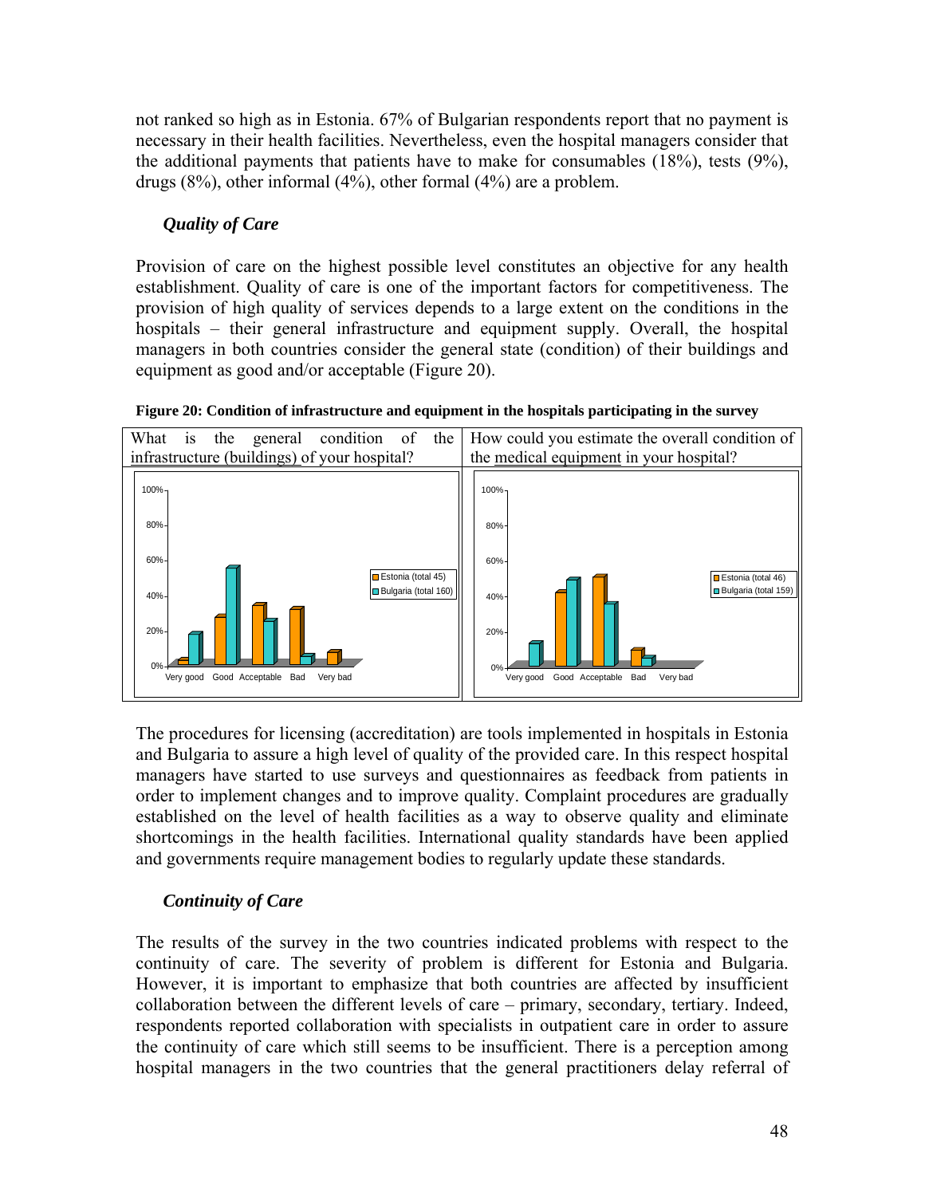not ranked so high as in Estonia. 67% of Bulgarian respondents report that no payment is necessary in their health facilities. Nevertheless, even the hospital managers consider that the additional payments that patients have to make for consumables (18%), tests (9%), drugs (8%), other informal (4%), other formal (4%) are a problem.

### *Quality of Care*

Provision of care on the highest possible level constitutes an objective for any health establishment. Quality of care is one of the important factors for competitiveness. The provision of high quality of services depends to a large extent on the conditions in the hospitals – their general infrastructure and equipment supply. Overall, the hospital managers in both countries consider the general state (condition) of their buildings and equipment as good and/or acceptable (Figure 20).

**Figure 20: Condition of infrastructure and equipment in the hospitals participating in the survey**

| What is the general condition of the infrastructure (buildings) of your hospital? | How could you estimate the overall condition of the medical equipment in your hospital? |
|---|---|
| Legend: Estonia (total 45), Bulgaria (total 160). Categories: Very good, Good, Acceptable, Bad, Very bad | Legend: Estonia (total 46), Bulgaria (total 159). Categories: Very good, Good, Acceptable, Bad, Very bad |

The procedures for licensing (accreditation) are tools implemented in hospitals in Estonia and Bulgaria to assure a high level of quality of the provided care. In this respect hospital managers have started to use surveys and questionnaires as feedback from patients in order to implement changes and to improve quality. Complaint procedures are gradually established on the level of health facilities as a way to observe quality and eliminate shortcomings in the health facilities. International quality standards have been applied and governments require management bodies to regularly update these standards.

### *Continuity of Care*

The results of the survey in the two countries indicated problems with respect to the continuity of care. The severity of problem is different for Estonia and Bulgaria. However, it is important to emphasize that both countries are affected by insufficient collaboration between the different levels of care – primary, secondary, tertiary. Indeed, respondents reported collaboration with specialists in outpatient care in order to assure the continuity of care which still seems to be insufficient. There is a perception among hospital managers in the two countries that the general practitioners delay referral of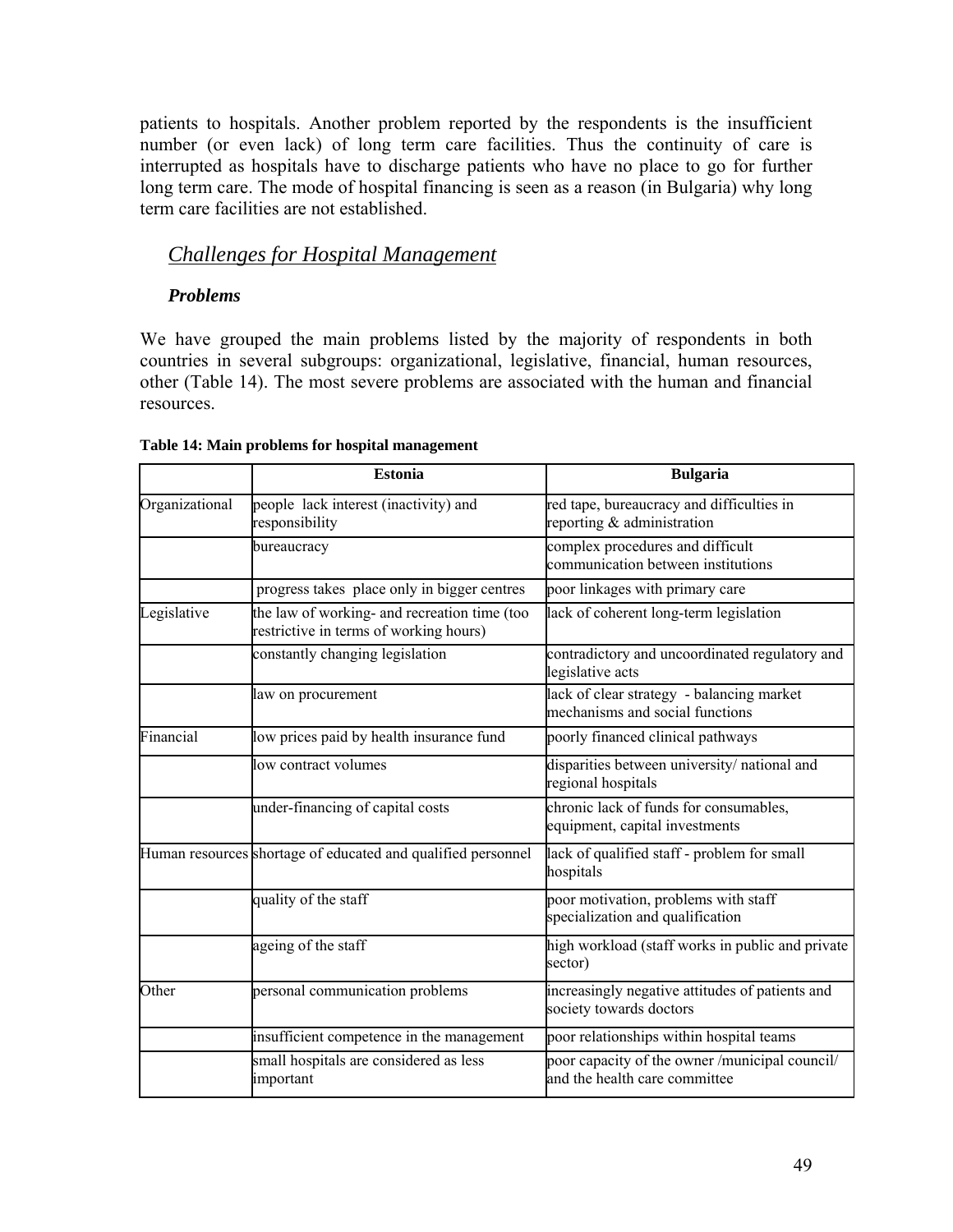patients to hospitals. Another problem reported by the respondents is the insufficient number (or even lack) of long term care facilities. Thus the continuity of care is interrupted as hospitals have to discharge patients who have no place to go for further long term care. The mode of hospital financing is seen as a reason (in Bulgaria) why long term care facilities are not established.

## *Challenges for Hospital Management*

### ***Problems***

We have grouped the main problems listed by the majority of respondents in both countries in several subgroups: organizational, legislative, financial, human resources, other (Table 14). The most severe problems are associated with the human and financial resources.

**Table 14: Main problems for hospital management**

| | Estonia | Bulgaria |
|---|---|---|
| Organizational | people lack interest (inactivity) and responsibility | red tape, bureaucracy and difficulties in reporting & administration |
| | bureaucracy | complex procedures and difficult communication between institutions |
| | progress takes place only in bigger centres | poor linkages with primary care |
| Legislative | the law of working- and recreation time (too restrictive in terms of working hours) | lack of coherent long-term legislation |
| | constantly changing legislation | contradictory and uncoordinated regulatory and legislative acts |
| | law on procurement | lack of clear strategy - balancing market mechanisms and social functions |
| Financial | low prices paid by health insurance fund | poorly financed clinical pathways |
| | low contract volumes | disparities between university/ national and regional hospitals |
| | under-financing of capital costs | chronic lack of funds for consumables, equipment, capital investments |
| Human resources | shortage of educated and qualified personnel | lack of qualified staff - problem for small hospitals |
| | quality of the staff | poor motivation, problems with staff specialization and qualification |
| | ageing of the staff | high workload (staff works in public and private sector) |
| Other | personal communication problems | increasingly negative attitudes of patients and society towards doctors |
| | insufficient competence in the management | poor relationships within hospital teams |
| | small hospitals are considered as less important | poor capacity of the owner /municipal council/ and the health care committee |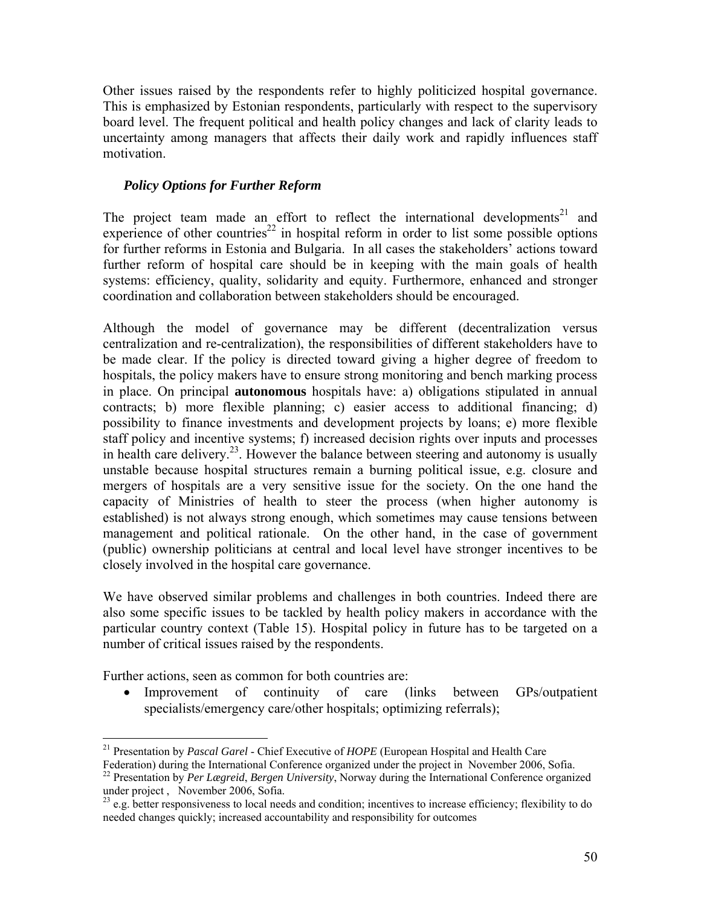Other issues raised by the respondents refer to highly politicized hospital governance. This is emphasized by Estonian respondents, particularly with respect to the supervisory board level. The frequent political and health policy changes and lack of clarity leads to uncertainty among managers that affects their daily work and rapidly influences staff motivation.

### *Policy Options for Further Reform*

The project team made an effort to reflect the international developments[21] and experience of other countries[22] in hospital reform in order to list some possible options for further reforms in Estonia and Bulgaria. In all cases the stakeholders' actions toward further reform of hospital care should be in keeping with the main goals of health systems: efficiency, quality, solidarity and equity. Furthermore, enhanced and stronger coordination and collaboration between stakeholders should be encouraged.

Although the model of governance may be different (decentralization versus centralization and re-centralization), the responsibilities of different stakeholders have to be made clear. If the policy is directed toward giving a higher degree of freedom to hospitals, the policy makers have to ensure strong monitoring and bench marking process in place. On principal **autonomous** hospitals have: a) obligations stipulated in annual contracts; b) more flexible planning; c) easier access to additional financing; d) possibility to finance investments and development projects by loans; e) more flexible staff policy and incentive systems; f) increased decision rights over inputs and processes in health care delivery.[23]. However the balance between steering and autonomy is usually unstable because hospital structures remain a burning political issue, e.g. closure and mergers of hospitals are a very sensitive issue for the society. On the one hand the capacity of Ministries of health to steer the process (when higher autonomy is established) is not always strong enough, which sometimes may cause tensions between management and political rationale. On the other hand, in the case of government (public) ownership politicians at central and local level have stronger incentives to be closely involved in the hospital care governance.

We have observed similar problems and challenges in both countries. Indeed there are also some specific issues to be tackled by health policy makers in accordance with the particular country context (Table 15). Hospital policy in future has to be targeted on a number of critical issues raised by the respondents.

Further actions, seen as common for both countries are:

- Improvement of continuity of care (links between GPs/outpatient specialists/emergency care/other hospitals; optimizing referrals);

---

[21] Presentation by *Pascal Garel* - Chief Executive of *HOPE* (European Hospital and Health Care Federation) during the International Conference organized under the project in November 2006, Sofia.

[22] Presentation by *Per Lægreid*, *Bergen University*, Norway during the International Conference organized under project , November 2006, Sofia.

[23] e.g. better responsiveness to local needs and condition; incentives to increase efficiency; flexibility to do needed changes quickly; increased accountability and responsibility for outcomes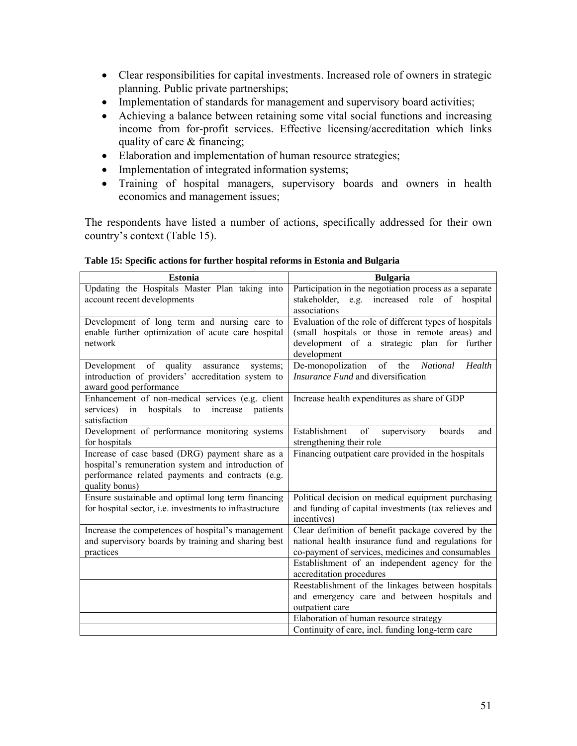- Clear responsibilities for capital investments. Increased role of owners in strategic planning. Public private partnerships;
- Implementation of standards for management and supervisory board activities;
- Achieving a balance between retaining some vital social functions and increasing income from for-profit services. Effective licensing/accreditation which links quality of care & financing;
- Elaboration and implementation of human resource strategies;
- Implementation of integrated information systems;
- Training of hospital managers, supervisory boards and owners in health economics and management issues;

The respondents have listed a number of actions, specifically addressed for their own country's context (Table 15).

**Table 15: Specific actions for further hospital reforms in Estonia and Bulgaria**

| Estonia | Bulgaria |
|---|---|
| Updating the Hospitals Master Plan taking into account recent developments | Participation in the negotiation process as a separate stakeholder, e.g. increased role of hospital associations |
| Development of long term and nursing care to enable further optimization of acute care hospital network | Evaluation of the role of different types of hospitals (small hospitals or those in remote areas) and development of a strategic plan for further development |
| Development of quality assurance systems; introduction of providers' accreditation system to award good performance | De-monopolization of the *National Health Insurance Fund* and diversification |
| Enhancement of non-medical services (e.g. client services) in hospitals to increase patients satisfaction | Increase health expenditures as share of GDP |
| Development of performance monitoring systems for hospitals | Establishment of supervisory boards and strengthening their role |
| Increase of case based (DRG) payment share as a hospital's remuneration system and introduction of performance related payments and contracts (e.g. quality bonus) | Financing outpatient care provided in the hospitals |
| Ensure sustainable and optimal long term financing for hospital sector, i.e. investments to infrastructure | Political decision on medical equipment purchasing and funding of capital investments (tax relieves and incentives) |
| Increase the competences of hospital's management and supervisory boards by training and sharing best practices | Clear definition of benefit package covered by the national health insurance fund and regulations for co-payment of services, medicines and consumables |
| | Establishment of an independent agency for the accreditation procedures |
| | Reestablishment of the linkages between hospitals and emergency care and between hospitals and outpatient care |
| | Elaboration of human resource strategy |
| | Continuity of care, incl. funding long-term care |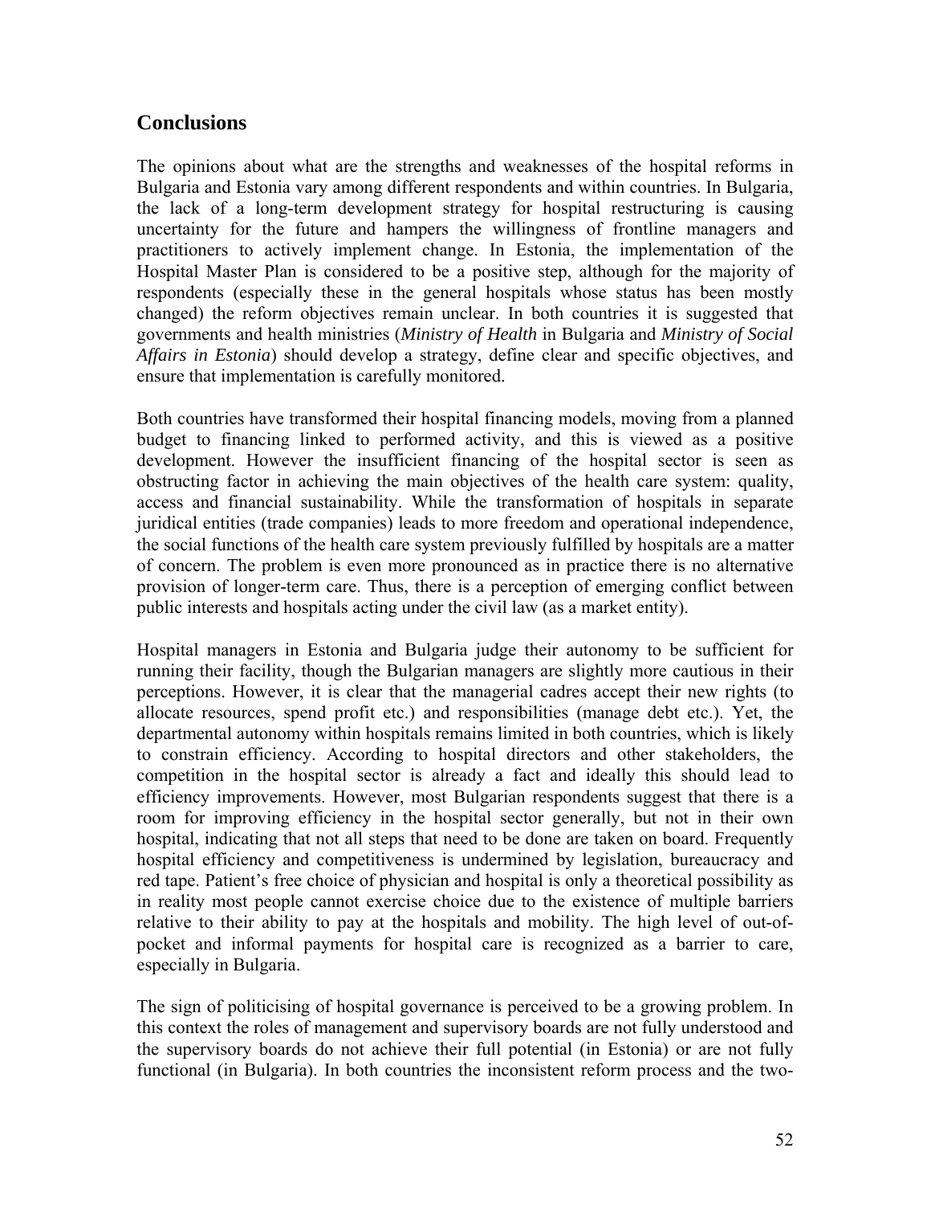## Conclusions

The opinions about what are the strengths and weaknesses of the hospital reforms in Bulgaria and Estonia vary among different respondents and within countries. In Bulgaria, the lack of a long-term development strategy for hospital restructuring is causing uncertainty for the future and hampers the willingness of frontline managers and practitioners to actively implement change. In Estonia, the implementation of the Hospital Master Plan is considered to be a positive step, although for the majority of respondents (especially these in the general hospitals whose status has been mostly changed) the reform objectives remain unclear. In both countries it is suggested that governments and health ministries (*Ministry of Health* in Bulgaria and *Ministry of Social Affairs in Estonia*) should develop a strategy, define clear and specific objectives, and ensure that implementation is carefully monitored.

Both countries have transformed their hospital financing models, moving from a planned budget to financing linked to performed activity, and this is viewed as a positive development. However the insufficient financing of the hospital sector is seen as obstructing factor in achieving the main objectives of the health care system: quality, access and financial sustainability. While the transformation of hospitals in separate juridical entities (trade companies) leads to more freedom and operational independence, the social functions of the health care system previously fulfilled by hospitals are a matter of concern. The problem is even more pronounced as in practice there is no alternative provision of longer-term care. Thus, there is a perception of emerging conflict between public interests and hospitals acting under the civil law (as a market entity).

Hospital managers in Estonia and Bulgaria judge their autonomy to be sufficient for running their facility, though the Bulgarian managers are slightly more cautious in their perceptions. However, it is clear that the managerial cadres accept their new rights (to allocate resources, spend profit etc.) and responsibilities (manage debt etc.). Yet, the departmental autonomy within hospitals remains limited in both countries, which is likely to constrain efficiency. According to hospital directors and other stakeholders, the competition in the hospital sector is already a fact and ideally this should lead to efficiency improvements. However, most Bulgarian respondents suggest that there is a room for improving efficiency in the hospital sector generally, but not in their own hospital, indicating that not all steps that need to be done are taken on board. Frequently hospital efficiency and competitiveness is undermined by legislation, bureaucracy and red tape. Patient's free choice of physician and hospital is only a theoretical possibility as in reality most people cannot exercise choice due to the existence of multiple barriers relative to their ability to pay at the hospitals and mobility. The high level of out-of-pocket and informal payments for hospital care is recognized as a barrier to care, especially in Bulgaria.

The sign of politicising of hospital governance is perceived to be a growing problem. In this context the roles of management and supervisory boards are not fully understood and the supervisory boards do not achieve their full potential (in Estonia) or are not fully functional (in Bulgaria). In both countries the inconsistent reform process and the two-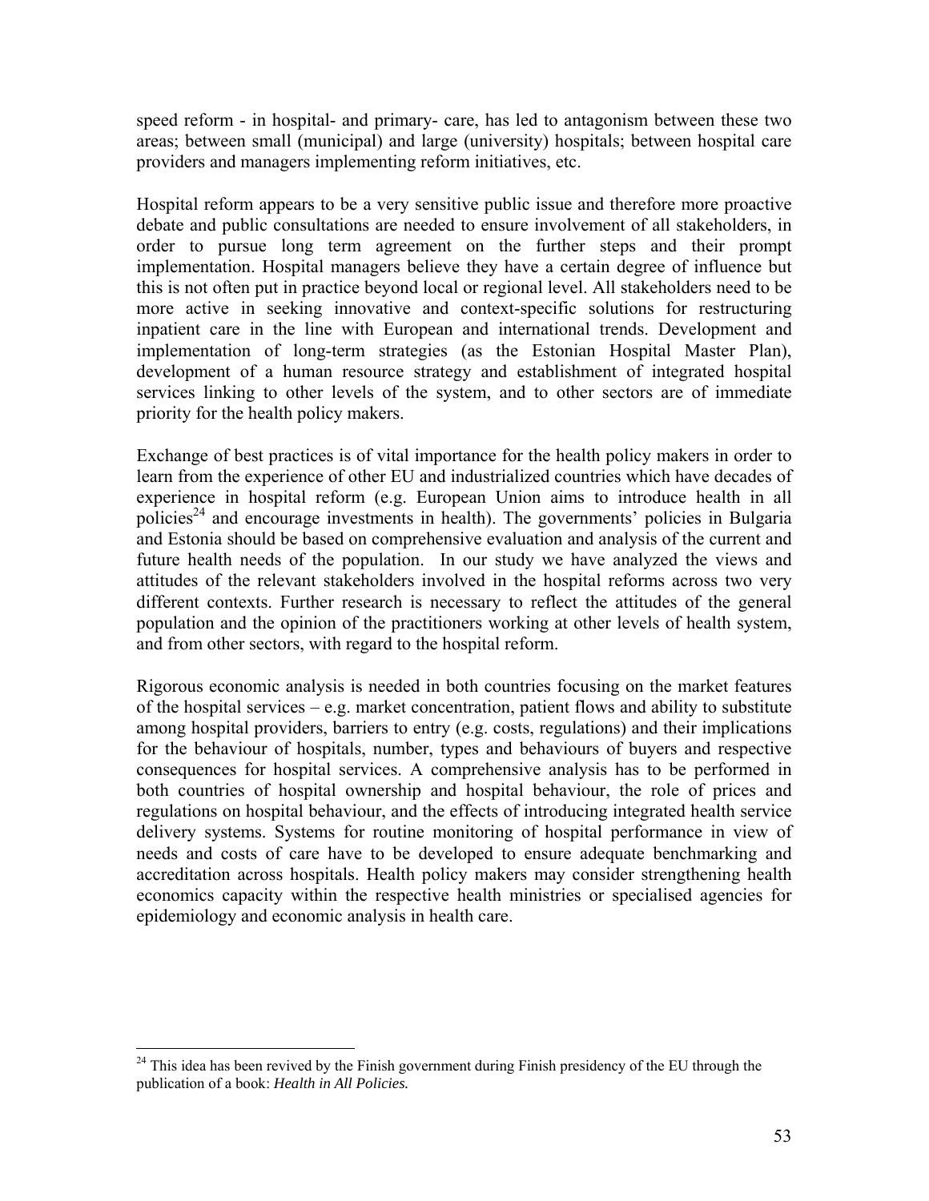speed reform - in hospital- and primary- care, has led to antagonism between these two areas; between small (municipal) and large (university) hospitals; between hospital care providers and managers implementing reform initiatives, etc.

Hospital reform appears to be a very sensitive public issue and therefore more proactive debate and public consultations are needed to ensure involvement of all stakeholders, in order to pursue long term agreement on the further steps and their prompt implementation. Hospital managers believe they have a certain degree of influence but this is not often put in practice beyond local or regional level. All stakeholders need to be more active in seeking innovative and context-specific solutions for restructuring inpatient care in the line with European and international trends. Development and implementation of long-term strategies (as the Estonian Hospital Master Plan), development of a human resource strategy and establishment of integrated hospital services linking to other levels of the system, and to other sectors are of immediate priority for the health policy makers.

Exchange of best practices is of vital importance for the health policy makers in order to learn from the experience of other EU and industrialized countries which have decades of experience in hospital reform (e.g. European Union aims to introduce health in all policies[24] and encourage investments in health). The governments' policies in Bulgaria and Estonia should be based on comprehensive evaluation and analysis of the current and future health needs of the population. In our study we have analyzed the views and attitudes of the relevant stakeholders involved in the hospital reforms across two very different contexts. Further research is necessary to reflect the attitudes of the general population and the opinion of the practitioners working at other levels of health system, and from other sectors, with regard to the hospital reform.

Rigorous economic analysis is needed in both countries focusing on the market features of the hospital services – e.g. market concentration, patient flows and ability to substitute among hospital providers, barriers to entry (e.g. costs, regulations) and their implications for the behaviour of hospitals, number, types and behaviours of buyers and respective consequences for hospital services. A comprehensive analysis has to be performed in both countries of hospital ownership and hospital behaviour, the role of prices and regulations on hospital behaviour, and the effects of introducing integrated health service delivery systems. Systems for routine monitoring of hospital performance in view of needs and costs of care have to be developed to ensure adequate benchmarking and accreditation across hospitals. Health policy makers may consider strengthening health economics capacity within the respective health ministries or specialised agencies for epidemiology and economic analysis in health care.

---

[24] This idea has been revived by the Finish government during Finish presidency of the EU through the publication of a book: ***Health in All Policies.***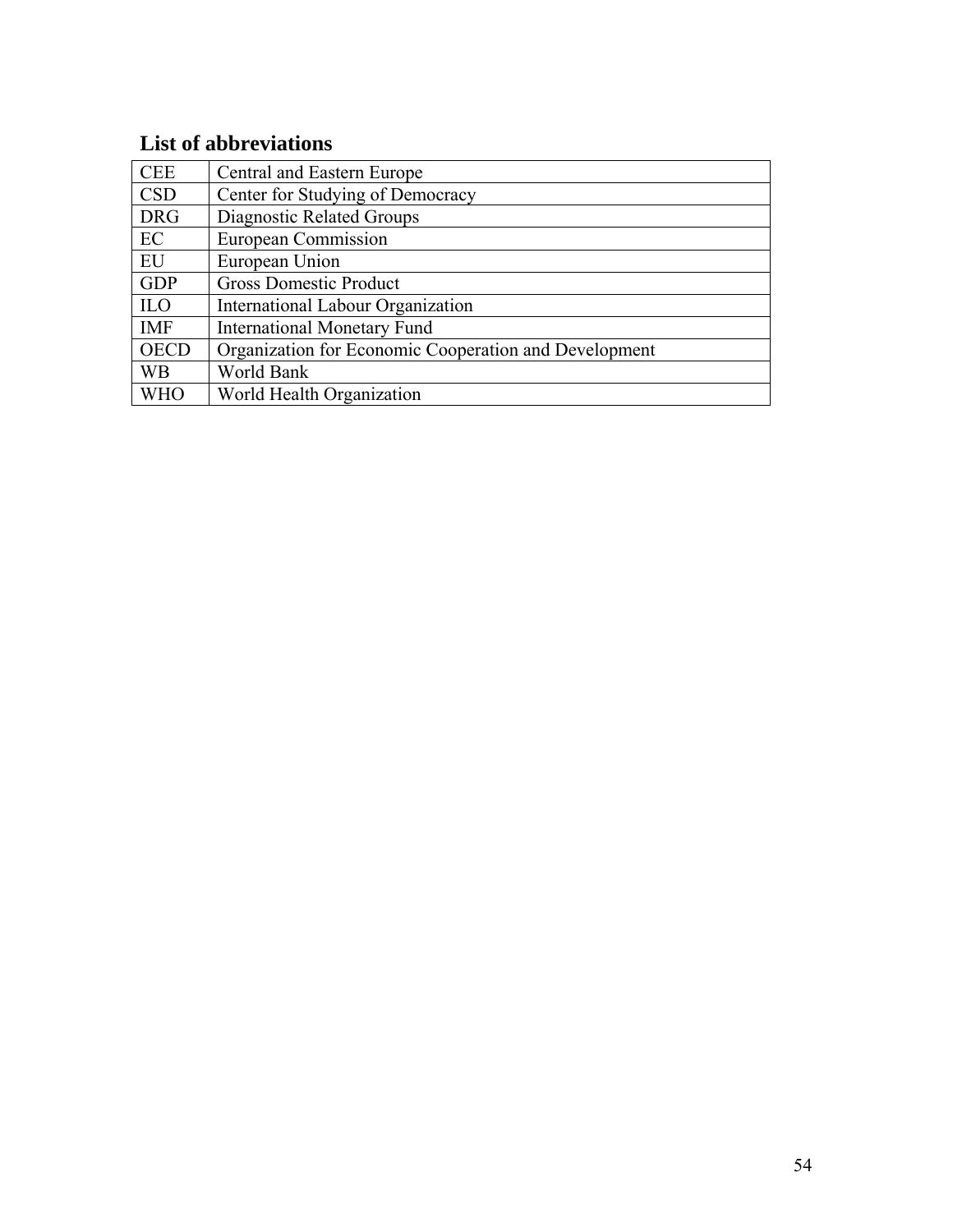## List of abbreviations

| | |
|---|---|
| CEE | Central and Eastern Europe |
| CSD | Center for Studying of Democracy |
| DRG | Diagnostic Related Groups |
| EC | European Commission |
| EU | European Union |
| GDP | Gross Domestic Product |
| ILO | International Labour Organization |
| IMF | International Monetary Fund |
| OECD | Organization for Economic Cooperation and Development |
| WB | World Bank |
| WHO | World Health Organization |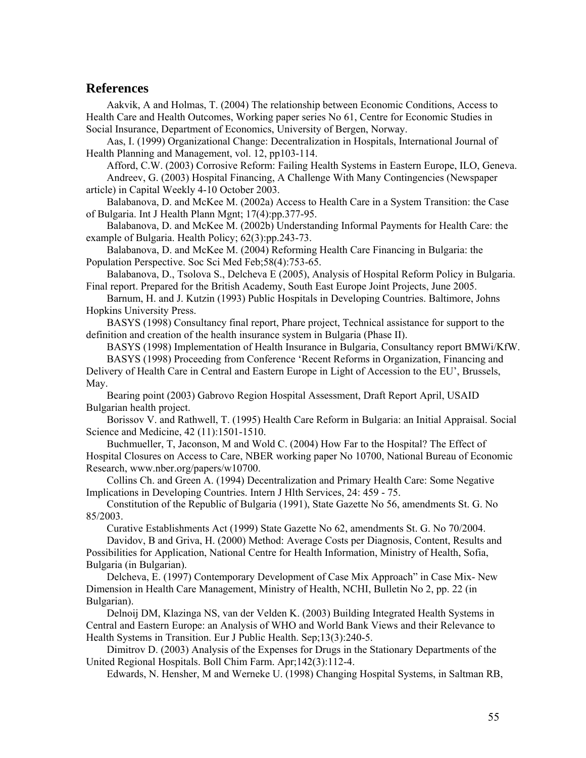## References

Aakvik, A and Holmas, T. (2004) The relationship between Economic Conditions, Access to Health Care and Health Outcomes, Working paper series No 61, Centre for Economic Studies in Social Insurance, Department of Economics, University of Bergen, Norway.

Aas, I. (1999) Organizational Change: Decentralization in Hospitals, International Journal of Health Planning and Management, vol. 12, pp103-114.

Afford, C.W. (2003) Corrosive Reform: Failing Health Systems in Eastern Europe, ILO, Geneva.

Andreev, G. (2003) Hospital Financing, A Challenge With Many Contingencies (Newspaper article) in Capital Weekly 4-10 October 2003.

Balabanova, D. and McKee M. (2002a) Access to Health Care in a System Transition: the Case of Bulgaria. Int J Health Plann Mgnt; 17(4):pp.377-95.

Balabanova, D. and McKee M. (2002b) Understanding Informal Payments for Health Care: the example of Bulgaria. Health Policy; 62(3):pp.243-73.

Balabanova, D. and McKee M. (2004) Reforming Health Care Financing in Bulgaria: the Population Perspective. Soc Sci Med Feb;58(4):753-65.

Balabanova, D., Tsolova S., Delcheva E (2005), Analysis of Hospital Reform Policy in Bulgaria. Final report. Prepared for the British Academy, South East Europe Joint Projects, June 2005.

Barnum, H. and J. Kutzin (1993) Public Hospitals in Developing Countries. Baltimore, Johns Hopkins University Press.

BASYS (1998) Consultancy final report, Phare project, Technical assistance for support to the definition and creation of the health insurance system in Bulgaria (Phase II).

BASYS (1998) Implementation of Health Insurance in Bulgaria, Consultancy report BMWi/KfW.

BASYS (1998) Proceeding from Conference 'Recent Reforms in Organization, Financing and Delivery of Health Care in Central and Eastern Europe in Light of Accession to the EU', Brussels, May.

Bearing point (2003) Gabrovo Region Hospital Assessment, Draft Report April, USAID Bulgarian health project.

Borissov V. and Rathwell, T. (1995) Health Care Reform in Bulgaria: an Initial Appraisal. Social Science and Medicine, 42 (11):1501-1510.

Buchmueller, T, Jaconson, M and Wold C. (2004) How Far to the Hospital? The Effect of Hospital Closures on Access to Care, NBER working paper No 10700, National Bureau of Economic Research, www.nber.org/papers/w10700.

Collins Ch. and Green A. (1994) Decentralization and Primary Health Care: Some Negative Implications in Developing Countries. Intern J Hlth Services, 24: 459 - 75.

Constitution of the Republic of Bulgaria (1991), State Gazette No 56, amendments St. G. No 85/2003.

Curative Establishments Act (1999) State Gazette No 62, amendments St. G. No 70/2004.

Davidov, B and Griva, H. (2000) Method: Average Costs per Diagnosis, Content, Results and Possibilities for Application, National Centre for Health Information, Ministry of Health, Sofia, Bulgaria (in Bulgarian).

Delcheva, E. (1997) Contemporary Development of Case Mix Approach" in Case Mix- New Dimension in Health Care Management, Ministry of Health, NCHI, Bulletin No 2, pp. 22 (in Bulgarian).

Delnoij DM, Klazinga NS, van der Velden K. (2003) Building Integrated Health Systems in Central and Eastern Europe: an Analysis of WHO and World Bank Views and their Relevance to Health Systems in Transition. Eur J Public Health. Sep;13(3):240-5.

Dimitrov D. (2003) Analysis of the Expenses for Drugs in the Stationary Departments of the United Regional Hospitals. Boll Chim Farm. Apr;142(3):112-4.

Edwards, N. Hensher, M and Werneke U. (1998) Changing Hospital Systems, in Saltman RB,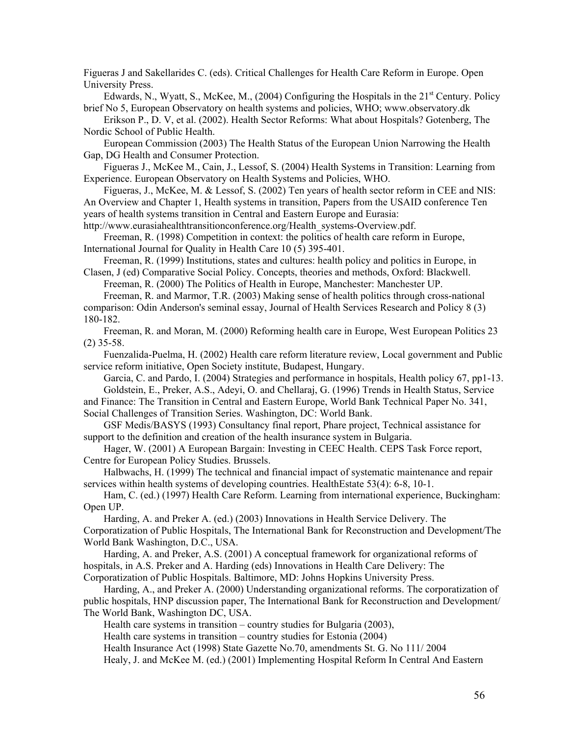Figueras J and Sakellarides C. (eds). Critical Challenges for Health Care Reform in Europe. Open University Press.

Edwards, N., Wyatt, S., McKee, M., (2004) Configuring the Hospitals in the 21st Century. Policy brief No 5, European Observatory on health systems and policies, WHO; www.observatory.dk

Erikson P., D. V, et al. (2002). Health Sector Reforms: What about Hospitals? Gotenberg, The Nordic School of Public Health.

European Commission (2003) The Health Status of the European Union Narrowing the Health Gap, DG Health and Consumer Protection.

Figueras J., McKee M., Cain, J., Lessof, S. (2004) Health Systems in Transition: Learning from Experience. European Observatory on Health Systems and Policies, WHO.

Figueras, J., McKee, M. & Lessof, S. (2002) Ten years of health sector reform in CEE and NIS: An Overview and Chapter 1, Health systems in transition, Papers from the USAID conference Ten years of health systems transition in Central and Eastern Europe and Eurasia: http://www.eurasiahealthtransitionconference.org/Health_systems-Overview.pdf.

Freeman, R. (1998) Competition in context: the politics of health care reform in Europe, International Journal for Quality in Health Care 10 (5) 395-401.

Freeman, R. (1999) Institutions, states and cultures: health policy and politics in Europe, in Clasen, J (ed) Comparative Social Policy. Concepts, theories and methods, Oxford: Blackwell.

Freeman, R. (2000) The Politics of Health in Europe, Manchester: Manchester UP.

Freeman, R. and Marmor, T.R. (2003) Making sense of health politics through cross-national comparison: Odin Anderson's seminal essay, Journal of Health Services Research and Policy 8 (3) 180-182.

Freeman, R. and Moran, M. (2000) Reforming health care in Europe, West European Politics 23 (2) 35-58.

Fuenzalida-Puelma, H. (2002) Health care reform literature review, Local government and Public service reform initiative, Open Society institute, Budapest, Hungary.

Garcia, C. and Pardo, I. (2004) Strategies and performance in hospitals, Health policy 67, pp1-13.

Goldstein, E., Preker, A.S., Adeyi, O. and Chellaraj, G. (1996) Trends in Health Status, Service and Finance: The Transition in Central and Eastern Europe, World Bank Technical Paper No. 341, Social Challenges of Transition Series. Washington, DC: World Bank.

GSF Medis/BASYS (1993) Consultancy final report, Phare project, Technical assistance for support to the definition and creation of the health insurance system in Bulgaria.

Hager, W. (2001) A European Bargain: Investing in CEEC Health. CEPS Task Force report, Centre for European Policy Studies. Brussels.

Halbwachs, H. (1999) The technical and financial impact of systematic maintenance and repair services within health systems of developing countries. HealthEstate 53(4): 6-8, 10-1.

Ham, C. (ed.) (1997) Health Care Reform. Learning from international experience, Buckingham: Open UP.

Harding, A. and Preker A. (ed.) (2003) Innovations in Health Service Delivery. The Corporatization of Public Hospitals, The International Bank for Reconstruction and Development/The World Bank Washington, D.C., USA.

Harding, A. and Preker, A.S. (2001) A conceptual framework for organizational reforms of hospitals, in A.S. Preker and A. Harding (eds) Innovations in Health Care Delivery: The Corporatization of Public Hospitals. Baltimore, MD: Johns Hopkins University Press.

Harding, A., and Preker A. (2000) Understanding organizational reforms. The corporatization of public hospitals, HNP discussion paper, The International Bank for Reconstruction and Development/ The World Bank, Washington DC, USA.

Health care systems in transition – country studies for Bulgaria (2003),

Health care systems in transition – country studies for Estonia (2004)

Health Insurance Act (1998) State Gazette No.70, amendments St. G. No 111/ 2004

Healy, J. and McKee M. (ed.) (2001) Implementing Hospital Reform In Central And Eastern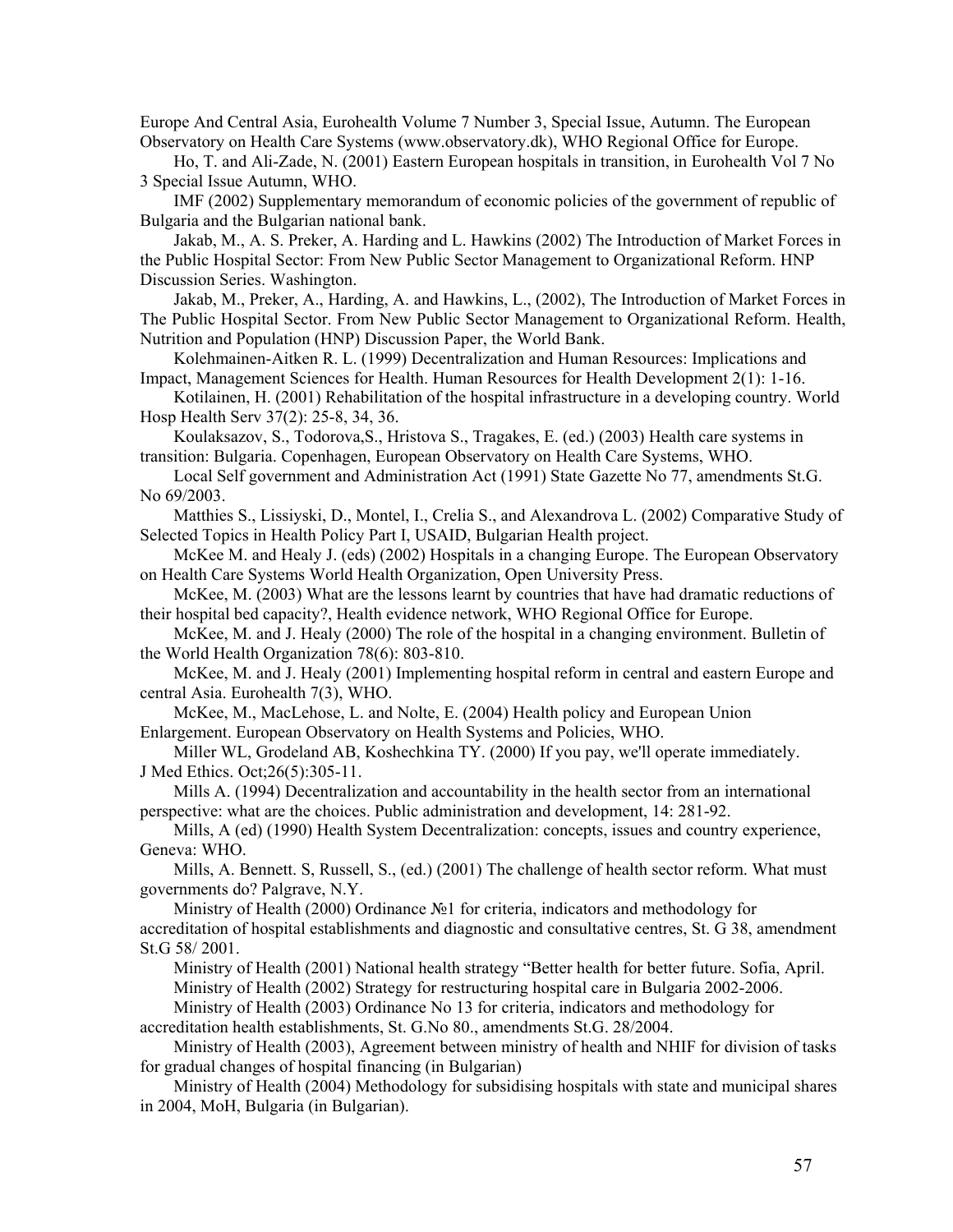Europe And Central Asia, Eurohealth Volume 7 Number 3, Special Issue, Autumn. The European Observatory on Health Care Systems (www.observatory.dk), WHO Regional Office for Europe.

Ho, T. and Ali-Zade, N. (2001) Eastern European hospitals in transition, in Eurohealth Vol 7 No 3 Special Issue Autumn, WHO.

IMF (2002) Supplementary memorandum of economic policies of the government of republic of Bulgaria and the Bulgarian national bank.

Jakab, M., A. S. Preker, A. Harding and L. Hawkins (2002) The Introduction of Market Forces in the Public Hospital Sector: From New Public Sector Management to Organizational Reform. HNP Discussion Series. Washington.

Jakab, M., Preker, A., Harding, A. and Hawkins, L., (2002), The Introduction of Market Forces in The Public Hospital Sector. From New Public Sector Management to Organizational Reform. Health, Nutrition and Population (HNP) Discussion Paper, the World Bank.

Kolehmainen-Aitken R. L. (1999) Decentralization and Human Resources: Implications and Impact, Management Sciences for Health. Human Resources for Health Development 2(1): 1-16.

Kotilainen, H. (2001) Rehabilitation of the hospital infrastructure in a developing country. World Hosp Health Serv 37(2): 25-8, 34, 36.

Koulaksazov, S., Todorova,S., Hristova S., Tragakes, E. (ed.) (2003) Health care systems in transition: Bulgaria. Copenhagen, European Observatory on Health Care Systems, WHO.

Local Self government and Administration Act (1991) State Gazette No 77, amendments St.G. No 69/2003.

Matthies S., Lissiyski, D., Montel, I., Crelia S., and Alexandrova L. (2002) Comparative Study of Selected Topics in Health Policy Part I, USAID, Bulgarian Health project.

McKee M. and Healy J. (eds) (2002) Hospitals in a changing Europe. The European Observatory on Health Care Systems World Health Organization, Open University Press.

McKee, M. (2003) What are the lessons learnt by countries that have had dramatic reductions of their hospital bed capacity?, Health evidence network, WHO Regional Office for Europe.

McKee, M. and J. Healy (2000) The role of the hospital in a changing environment. Bulletin of the World Health Organization 78(6): 803-810.

McKee, M. and J. Healy (2001) Implementing hospital reform in central and eastern Europe and central Asia. Eurohealth 7(3), WHO.

McKee, M., MacLehose, L. and Nolte, E. (2004) Health policy and European Union Enlargement. European Observatory on Health Systems and Policies, WHO.

Miller WL, Grodeland AB, Koshechkina TY. (2000) If you pay, we'll operate immediately. J Med Ethics. Oct;26(5):305-11.

Mills A. (1994) Decentralization and accountability in the health sector from an international perspective: what are the choices. Public administration and development, 14: 281-92.

Mills, A (ed) (1990) Health System Decentralization: concepts, issues and country experience, Geneva: WHO.

Mills, A. Bennett. S, Russell, S., (ed.) (2001) The challenge of health sector reform. What must governments do? Palgrave, N.Y.

Ministry of Health (2000) Ordinance №1 for criteria, indicators and methodology for accreditation of hospital establishments and diagnostic and consultative centres, St. G 38, amendment St.G 58/ 2001.

Ministry of Health (2001) National health strategy "Better health for better future. Sofia, April.

Ministry of Health (2002) Strategy for restructuring hospital care in Bulgaria 2002-2006.

Ministry of Health (2003) Ordinance No 13 for criteria, indicators and methodology for accreditation health establishments, St. G.No 80., amendments St.G. 28/2004.

Ministry of Health (2003), Agreement between ministry of health and NHIF for division of tasks for gradual changes of hospital financing (in Bulgarian)

Ministry of Health (2004) Methodology for subsidising hospitals with state and municipal shares in 2004, MoH, Bulgaria (in Bulgarian).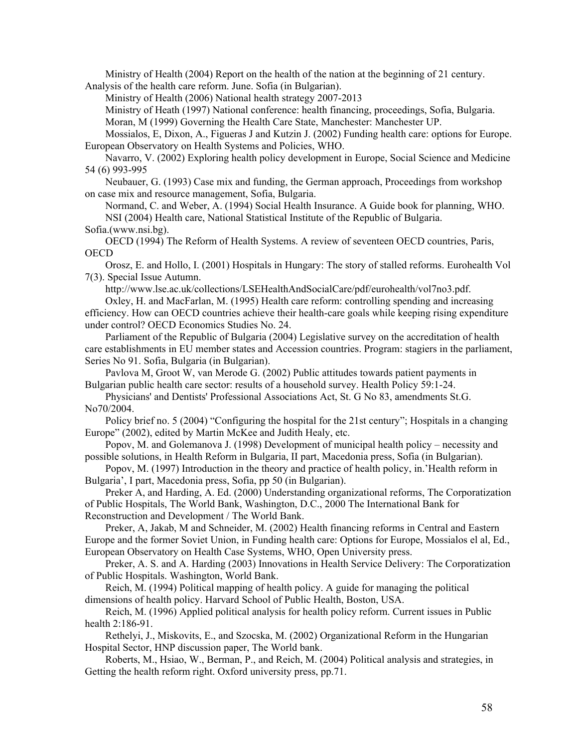Ministry of Health (2004) Report on the health of the nation at the beginning of 21 century. Analysis of the health care reform. June. Sofia (in Bulgarian).

Ministry of Health (2006) National health strategy 2007-2013

Ministry of Heath (1997) National conference: health financing, proceedings, Sofia, Bulgaria.

Moran, M (1999) Governing the Health Care State, Manchester: Manchester UP.

Mossialos, E, Dixon, A., Figueras J and Kutzin J. (2002) Funding health care: options for Europe. European Observatory on Health Systems and Policies, WHO.

Navarro, V. (2002) Exploring health policy development in Europe, Social Science and Medicine 54 (6) 993-995

Neubauer, G. (1993) Case mix and funding, the German approach, Proceedings from workshop on case mix and resource management, Sofia, Bulgaria.

Normand, C. and Weber, A. (1994) Social Health Insurance. A Guide book for planning, WHO.

NSI (2004) Health care, National Statistical Institute of the Republic of Bulgaria. Sofia.(www.nsi.bg).

OECD (1994) The Reform of Health Systems. A review of seventeen OECD countries, Paris, OECD

Orosz, E. and Hollo, I. (2001) Hospitals in Hungary: The story of stalled reforms. Eurohealth Vol 7(3). Special Issue Autumn.

http://www.lse.ac.uk/collections/LSEHealthAndSocialCare/pdf/eurohealth/vol7no3.pdf.

Oxley, H. and MacFarlan, M. (1995) Health care reform: controlling spending and increasing efficiency. How can OECD countries achieve their health-care goals while keeping rising expenditure under control? OECD Economics Studies No. 24.

Parliament of the Republic of Bulgaria (2004) Legislative survey on the accreditation of health care establishments in EU member states and Accession countries. Program: stagiers in the parliament, Series No 91. Sofia, Bulgaria (in Bulgarian).

Pavlova M, Groot W, van Merode G. (2002) Public attitudes towards patient payments in Bulgarian public health care sector: results of a household survey. Health Policy 59:1-24.

Physicians' and Dentists' Professional Associations Act, St. G No 83, amendments St.G. No70/2004.

Policy brief no. 5 (2004) "Configuring the hospital for the 21st century"; Hospitals in a changing Europe" (2002), edited by Martin McKee and Judith Healy, etc.

Popov, M. and Golemanova J. (1998) Development of municipal health policy – necessity and possible solutions, in Health Reform in Bulgaria, II part, Macedonia press, Sofia (in Bulgarian).

Popov, M. (1997) Introduction in the theory and practice of health policy, in.'Health reform in Bulgaria', I part, Macedonia press, Sofia, pp 50 (in Bulgarian).

Preker A, and Harding, A. Ed. (2000) Understanding organizational reforms, The Corporatization of Public Hospitals, The World Bank, Washington, D.C., 2000 The International Bank for Reconstruction and Development / The World Bank.

Preker, A, Jakab, M and Schneider, M. (2002) Health financing reforms in Central and Eastern Europe and the former Soviet Union, in Funding health care: Options for Europe, Mossialos el al, Ed., European Observatory on Health Case Systems, WHO, Open University press.

Preker, A. S. and A. Harding (2003) Innovations in Health Service Delivery: The Corporatization of Public Hospitals. Washington, World Bank.

Reich, M. (1994) Political mapping of health policy. A guide for managing the political dimensions of health policy. Harvard School of Public Health, Boston, USA.

Reich, M. (1996) Applied political analysis for health policy reform. Current issues in Public health 2:186-91.

Rethelyi, J., Miskovits, E., and Szocska, M. (2002) Organizational Reform in the Hungarian Hospital Sector, HNP discussion paper, The World bank.

Roberts, M., Hsiao, W., Berman, P., and Reich, M. (2004) Political analysis and strategies, in Getting the health reform right. Oxford university press, pp.71.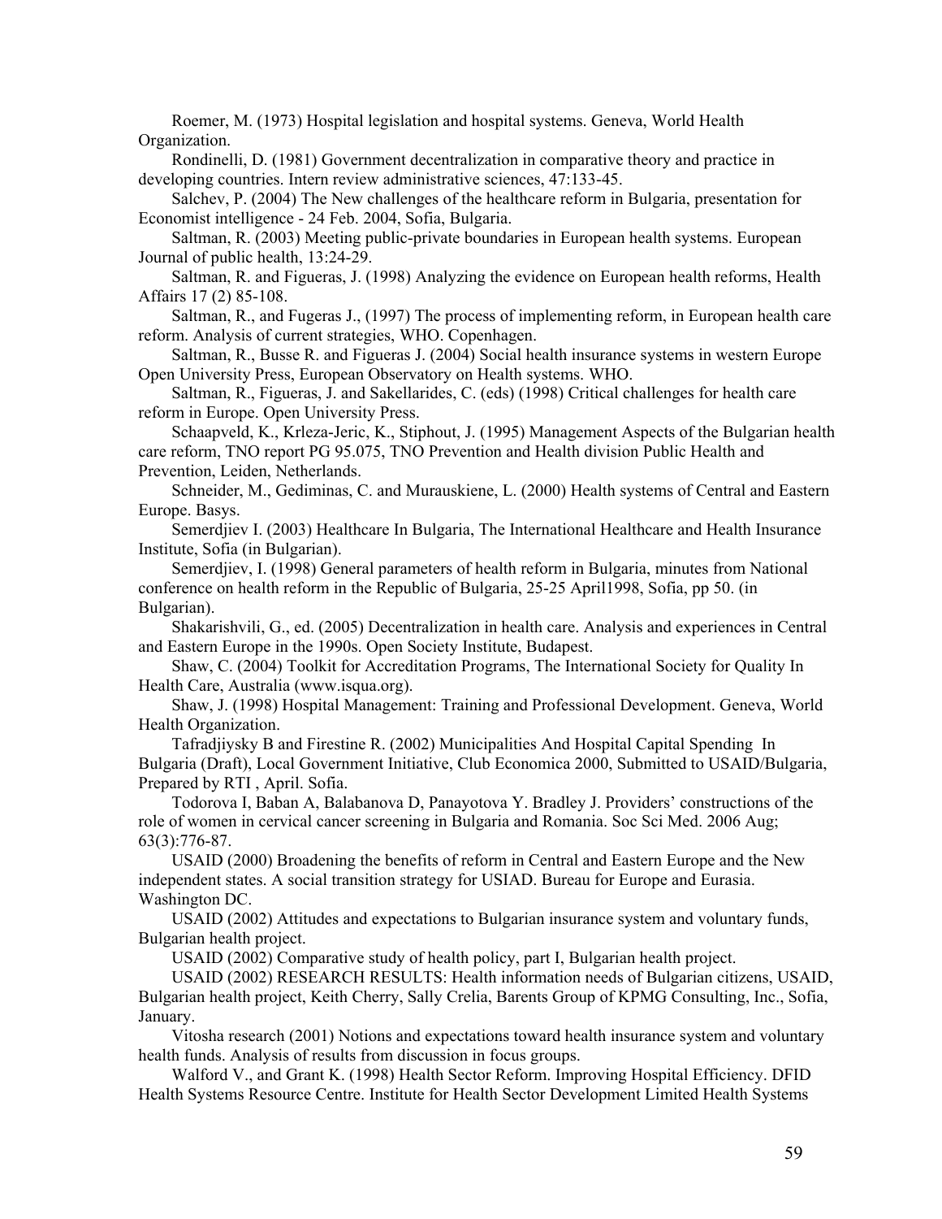Roemer, M. (1973) Hospital legislation and hospital systems. Geneva, World Health Organization.

Rondinelli, D. (1981) Government decentralization in comparative theory and practice in developing countries. Intern review administrative sciences, 47:133-45.

Salchev, P. (2004) The New challenges of the healthcare reform in Bulgaria, presentation for Economist intelligence - 24 Feb. 2004, Sofia, Bulgaria.

Saltman, R. (2003) Meeting public-private boundaries in European health systems. European Journal of public health, 13:24-29.

Saltman, R. and Figueras, J. (1998) Analyzing the evidence on European health reforms, Health Affairs 17 (2) 85-108.

Saltman, R., and Fugeras J., (1997) The process of implementing reform, in European health care reform. Analysis of current strategies, WHO. Copenhagen.

Saltman, R., Busse R. and Figueras J. (2004) Social health insurance systems in western Europe Open University Press, European Observatory on Health systems. WHO.

Saltman, R., Figueras, J. and Sakellarides, C. (eds) (1998) Critical challenges for health care reform in Europe. Open University Press.

Schaapveld, K., Krleza-Jeric, K., Stiphout, J. (1995) Management Aspects of the Bulgarian health care reform, TNO report PG 95.075, TNO Prevention and Health division Public Health and Prevention, Leiden, Netherlands.

Schneider, M., Gediminas, C. and Murauskiene, L. (2000) Health systems of Central and Eastern Europe. Basys.

Semerdjiev I. (2003) Healthcare In Bulgaria, The International Healthcare and Health Insurance Institute, Sofia (in Bulgarian).

Semerdjiev, I. (1998) General parameters of health reform in Bulgaria, minutes from National conference on health reform in the Republic of Bulgaria, 25-25 April1998, Sofia, pp 50. (in Bulgarian).

Shakarishvili, G., ed. (2005) Decentralization in health care. Analysis and experiences in Central and Eastern Europe in the 1990s. Open Society Institute, Budapest.

Shaw, C. (2004) Toolkit for Accreditation Programs, The International Society for Quality In Health Care, Australia (www.isqua.org).

Shaw, J. (1998) Hospital Management: Training and Professional Development. Geneva, World Health Organization.

Tafradjiysky B and Firestine R. (2002) Municipalities And Hospital Capital Spending In Bulgaria (Draft), Local Government Initiative, Club Economica 2000, Submitted to USAID/Bulgaria, Prepared by RTI , April. Sofia.

Todorova I, Baban A, Balabanova D, Panayotova Y. Bradley J. Providers' constructions of the role of women in cervical cancer screening in Bulgaria and Romania. Soc Sci Med. 2006 Aug; 63(3):776-87.

USAID (2000) Broadening the benefits of reform in Central and Eastern Europe and the New independent states. A social transition strategy for USIAD. Bureau for Europe and Eurasia. Washington DC.

USAID (2002) Attitudes and expectations to Bulgarian insurance system and voluntary funds, Bulgarian health project.

USAID (2002) Comparative study of health policy, part I, Bulgarian health project.

USAID (2002) RESEARCH RESULTS: Health information needs of Bulgarian citizens, USAID, Bulgarian health project, Keith Cherry, Sally Crelia, Barents Group of KPMG Consulting, Inc., Sofia, January.

Vitosha research (2001) Notions and expectations toward health insurance system and voluntary health funds. Analysis of results from discussion in focus groups.

Walford V., and Grant K. (1998) Health Sector Reform. Improving Hospital Efficiency. DFID Health Systems Resource Centre. Institute for Health Sector Development Limited Health Systems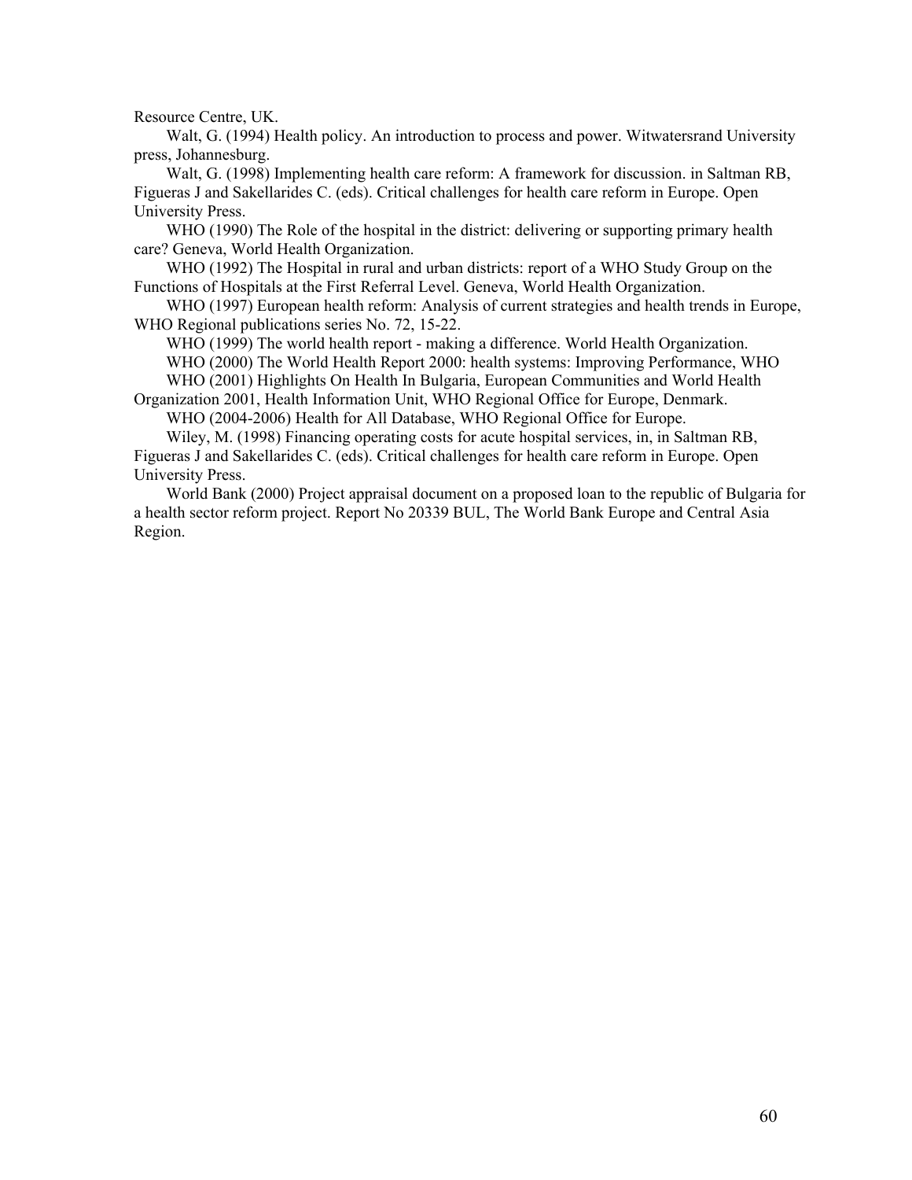Resource Centre, UK.

Walt, G. (1994) Health policy. An introduction to process and power. Witwatersrand University press, Johannesburg.

Walt, G. (1998) Implementing health care reform: A framework for discussion. in Saltman RB, Figueras J and Sakellarides C. (eds). Critical challenges for health care reform in Europe. Open University Press.

WHO (1990) The Role of the hospital in the district: delivering or supporting primary health care? Geneva, World Health Organization.

WHO (1992) The Hospital in rural and urban districts: report of a WHO Study Group on the Functions of Hospitals at the First Referral Level. Geneva, World Health Organization.

WHO (1997) European health reform: Analysis of current strategies and health trends in Europe, WHO Regional publications series No. 72, 15-22.

WHO (1999) The world health report - making a difference. World Health Organization.

WHO (2000) The World Health Report 2000: health systems: Improving Performance, WHO

WHO (2001) Highlights On Health In Bulgaria, European Communities and World Health Organization 2001, Health Information Unit, WHO Regional Office for Europe, Denmark.

WHO (2004-2006) Health for All Database, WHO Regional Office for Europe.

Wiley, M. (1998) Financing operating costs for acute hospital services, in, in Saltman RB, Figueras J and Sakellarides C. (eds). Critical challenges for health care reform in Europe. Open University Press.

World Bank (2000) Project appraisal document on a proposed loan to the republic of Bulgaria for a health sector reform project. Report No 20339 BUL, The World Bank Europe and Central Asia Region.